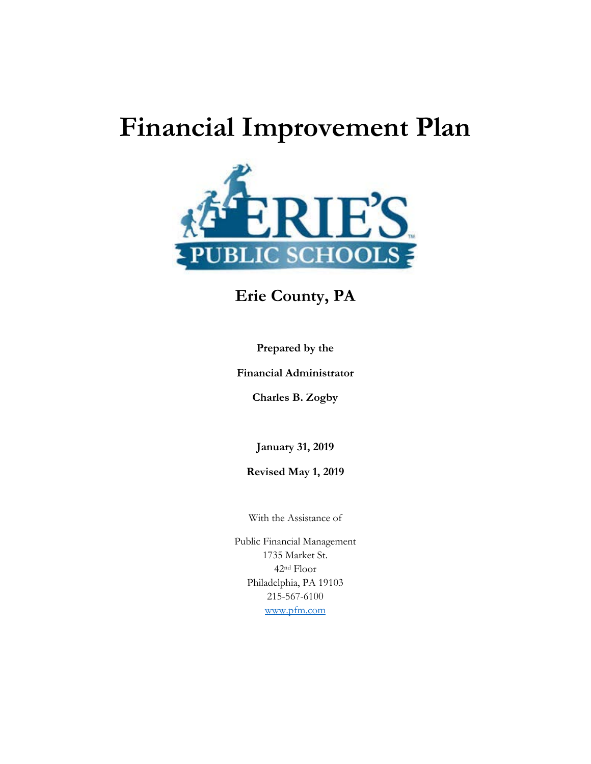# Financial Improvement Plan

ERIE'S PUBLIC SCHOOLS

## Erie County, PA

**Prepared by the**

**Financial Administrator**

**Charles B. Zogby**

**January 31, 2019**

**Revised May 1, 2019**

With the Assistance of

Public Financial Management
1735 Market St.
42nd Floor
Philadelphia, PA 19103
215-567-6100
www.pfm.com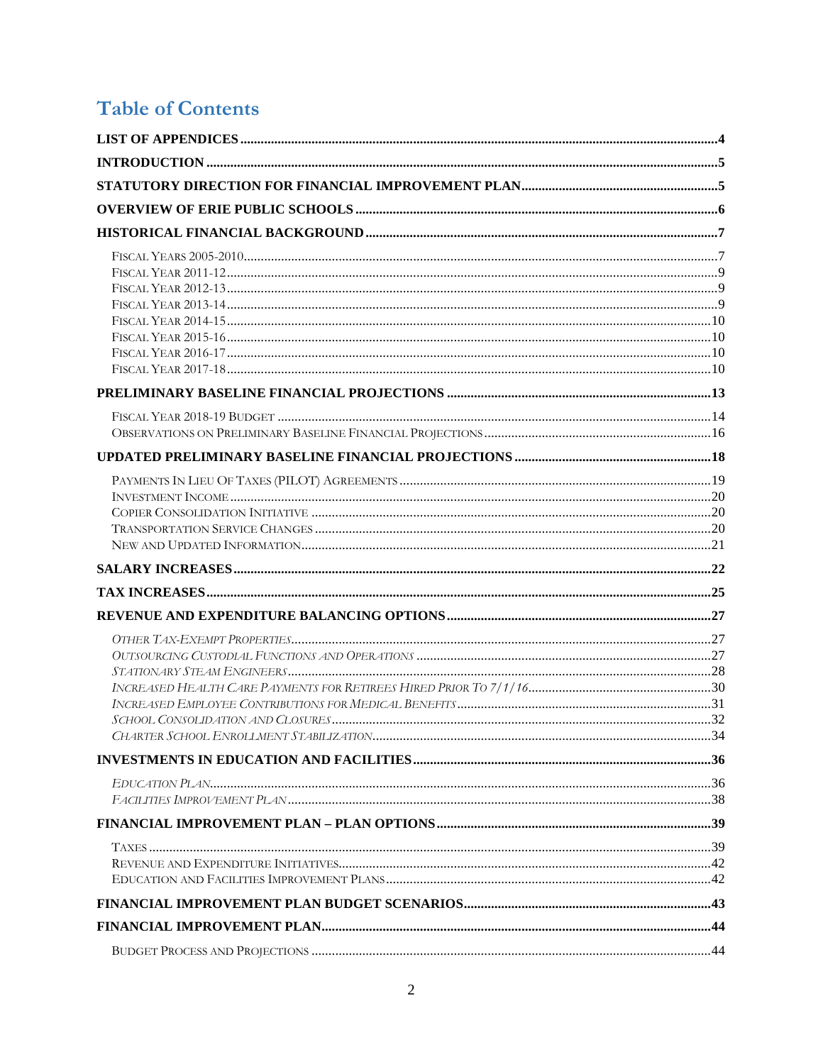# Table of Contents

**LIST OF APPENDICES** .......... 4

**INTRODUCTION** .......... 5

**STATUTORY DIRECTION FOR FINANCIAL IMPROVEMENT PLAN** .......... 5

**OVERVIEW OF ERIE PUBLIC SCHOOLS** .......... 6

**HISTORICAL FINANCIAL BACKGROUND** .......... 7

- Fiscal Years 2005-2010 .......... 7
- Fiscal Year 2011-12 .......... 9
- Fiscal Year 2012-13 .......... 9
- Fiscal Year 2013-14 .......... 9
- Fiscal Year 2014-15 .......... 10
- Fiscal Year 2015-16 .......... 10
- Fiscal Year 2016-17 .......... 10
- Fiscal Year 2017-18 .......... 10

**PRELIMINARY BASELINE FINANCIAL PROJECTIONS** .......... 13

- Fiscal Year 2018-19 Budget .......... 14
- Observations on Preliminary Baseline Financial Projections .......... 16

**UPDATED PRELIMINARY BASELINE FINANCIAL PROJECTIONS** .......... 18

- Payments In Lieu Of Taxes (PILOT) Agreements .......... 19
- Investment Income .......... 20
- Copier Consolidation Initiative .......... 20
- Transportation Service Changes .......... 20
- New and Updated Information .......... 21

**SALARY INCREASES** .......... 22

**TAX INCREASES** .......... 25

**REVENUE AND EXPENDITURE BALANCING OPTIONS** .......... 27

- *Other Tax-Exempt Properties* .......... 27
- *Outsourcing Custodial Functions and Operations* .......... 27
- *Stationary Steam Engineers* .......... 28
- *Increased Health Care Payments for Retirees Hired Prior To 7/1/16* .......... 30
- *Increased Employee Contributions for Medical Benefits* .......... 31
- *School Consolidation and Closures* .......... 32
- *Charter School Enrollment Stabilization* .......... 34

**INVESTMENTS IN EDUCATION AND FACILITIES** .......... 36

- *Education Plan* .......... 36
- *Facilities Improvement Plan* .......... 38

**FINANCIAL IMPROVEMENT PLAN – PLAN OPTIONS** .......... 39

- Taxes .......... 39
- Revenue and Expenditure Initiatives .......... 42
- Education and Facilities Improvement Plans .......... 42

**FINANCIAL IMPROVEMENT PLAN BUDGET SCENARIOS** .......... 43

**FINANCIAL IMPROVEMENT PLAN** .......... 44

- Budget Process and Projections .......... 44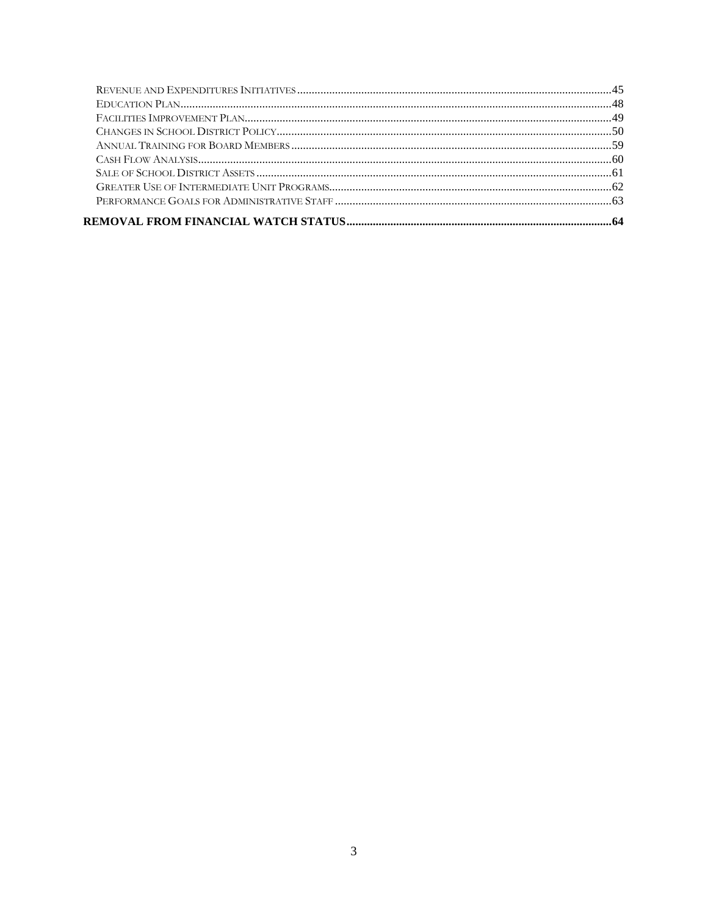Revenue and Expenditures Initiatives ........................................................................................................45
Education Plan.................................................................................................................................48
Facilities Improvement Plan...........................................................................................................49
Changes in School District Policy.................................................................................................50
Annual Training for Board Members ...........................................................................................59
Cash Flow Analysis..........................................................................................................................60
Sale of School District Assets ........................................................................................................61
Greater Use of Intermediate Unit Programs...............................................................................62
Performance Goals for Administrative Staff ..............................................................................63

**REMOVAL FROM FINANCIAL WATCH STATUS.......................................................................................64**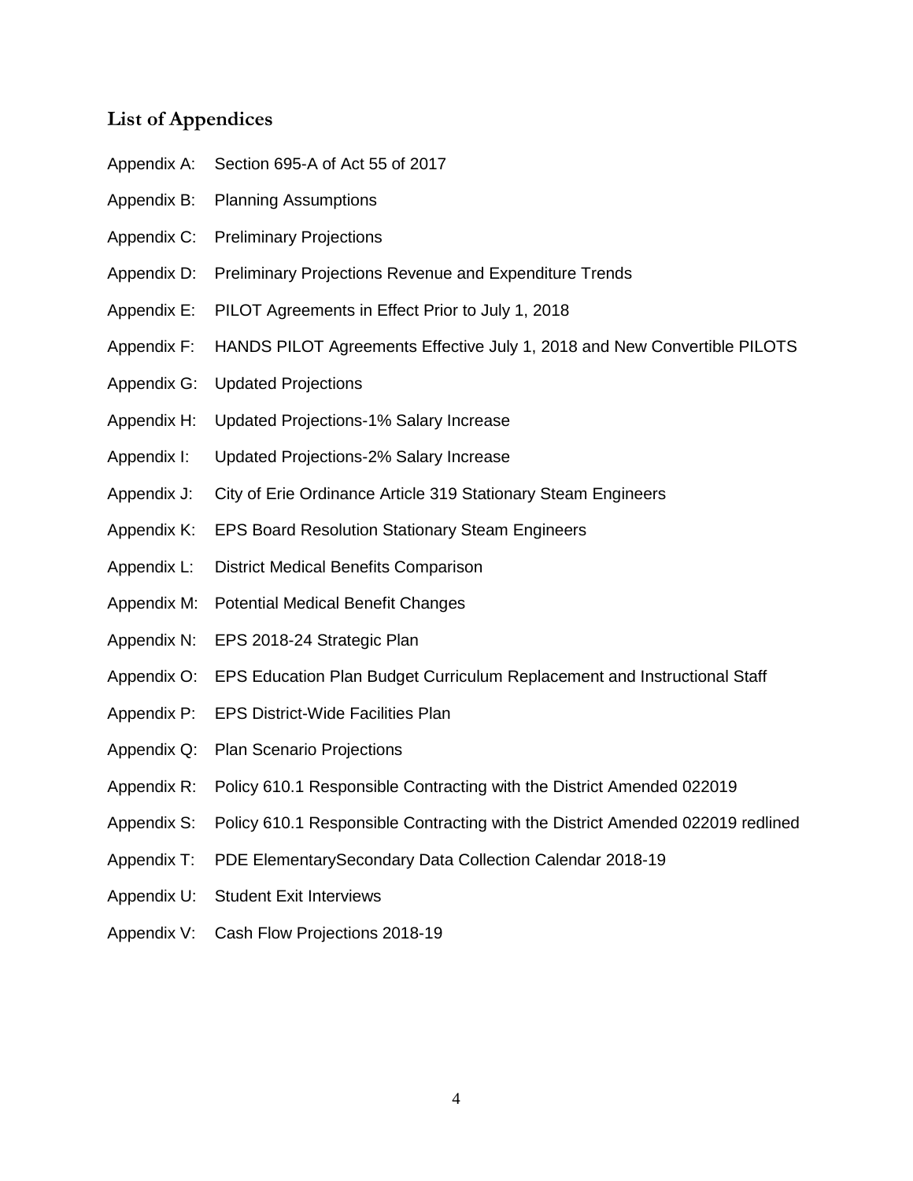## List of Appendices

Appendix A: Section 695-A of Act 55 of 2017

Appendix B: Planning Assumptions

Appendix C: Preliminary Projections

Appendix D: Preliminary Projections Revenue and Expenditure Trends

Appendix E: PILOT Agreements in Effect Prior to July 1, 2018

Appendix F: HANDS PILOT Agreements Effective July 1, 2018 and New Convertible PILOTS

Appendix G: Updated Projections

Appendix H: Updated Projections-1% Salary Increase

Appendix I: Updated Projections-2% Salary Increase

Appendix J: City of Erie Ordinance Article 319 Stationary Steam Engineers

Appendix K: EPS Board Resolution Stationary Steam Engineers

Appendix L: District Medical Benefits Comparison

Appendix M: Potential Medical Benefit Changes

Appendix N: EPS 2018-24 Strategic Plan

Appendix O: EPS Education Plan Budget Curriculum Replacement and Instructional Staff

Appendix P: EPS District-Wide Facilities Plan

Appendix Q: Plan Scenario Projections

Appendix R: Policy 610.1 Responsible Contracting with the District Amended 022019

Appendix S: Policy 610.1 Responsible Contracting with the District Amended 022019 redlined

Appendix T: PDE ElementarySecondary Data Collection Calendar 2018-19

Appendix U: Student Exit Interviews

Appendix V: Cash Flow Projections 2018-19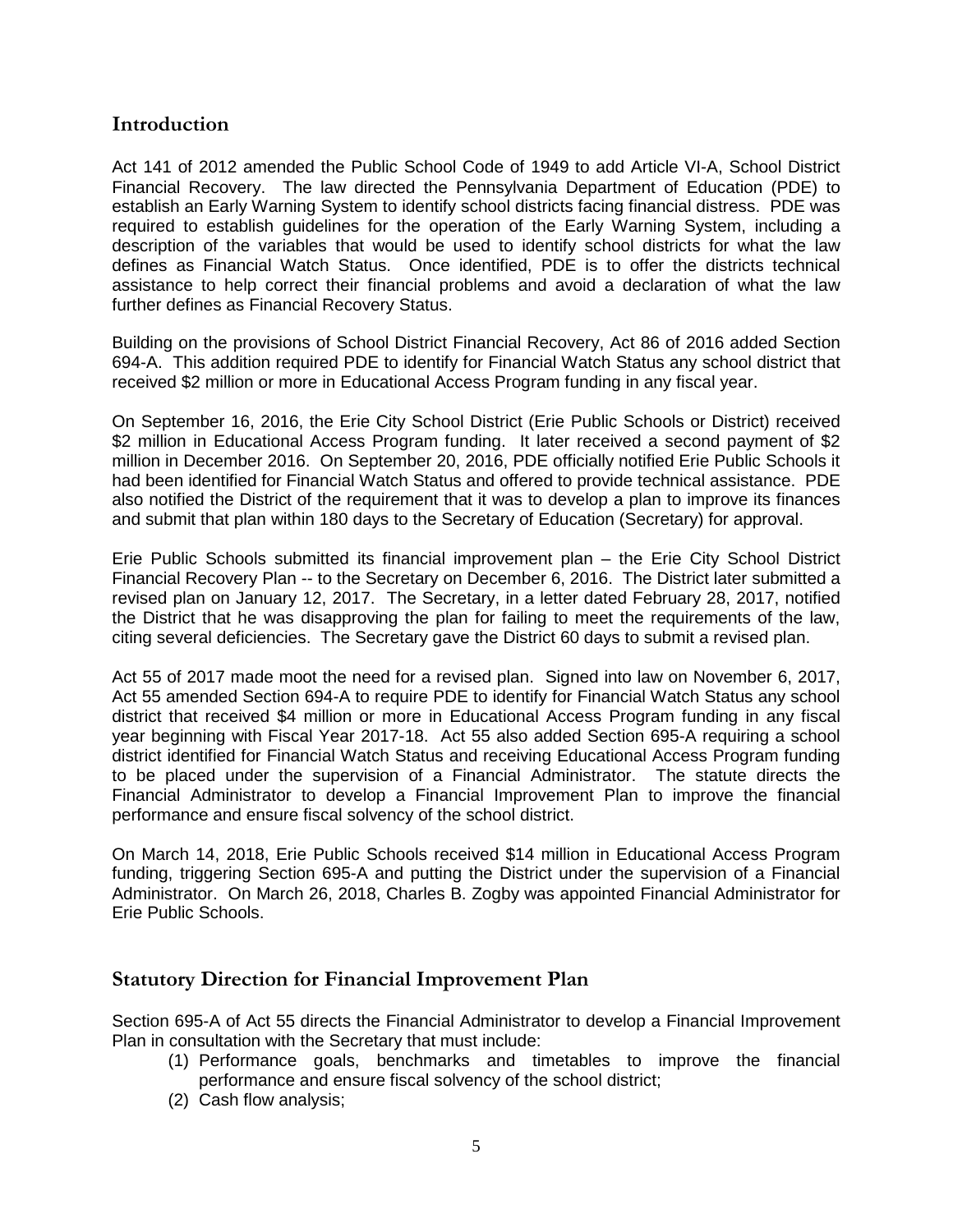## Introduction

Act 141 of 2012 amended the Public School Code of 1949 to add Article VI-A, School District Financial Recovery. The law directed the Pennsylvania Department of Education (PDE) to establish an Early Warning System to identify school districts facing financial distress. PDE was required to establish guidelines for the operation of the Early Warning System, including a description of the variables that would be used to identify school districts for what the law defines as Financial Watch Status. Once identified, PDE is to offer the districts technical assistance to help correct their financial problems and avoid a declaration of what the law further defines as Financial Recovery Status.

Building on the provisions of School District Financial Recovery, Act 86 of 2016 added Section 694-A. This addition required PDE to identify for Financial Watch Status any school district that received $2 million or more in Educational Access Program funding in any fiscal year.

On September 16, 2016, the Erie City School District (Erie Public Schools or District) received $2 million in Educational Access Program funding. It later received a second payment of $2 million in December 2016. On September 20, 2016, PDE officially notified Erie Public Schools it had been identified for Financial Watch Status and offered to provide technical assistance. PDE also notified the District of the requirement that it was to develop a plan to improve its finances and submit that plan within 180 days to the Secretary of Education (Secretary) for approval.

Erie Public Schools submitted its financial improvement plan – the Erie City School District Financial Recovery Plan -- to the Secretary on December 6, 2016. The District later submitted a revised plan on January 12, 2017. The Secretary, in a letter dated February 28, 2017, notified the District that he was disapproving the plan for failing to meet the requirements of the law, citing several deficiencies. The Secretary gave the District 60 days to submit a revised plan.

Act 55 of 2017 made moot the need for a revised plan. Signed into law on November 6, 2017, Act 55 amended Section 694-A to require PDE to identify for Financial Watch Status any school district that received $4 million or more in Educational Access Program funding in any fiscal year beginning with Fiscal Year 2017-18. Act 55 also added Section 695-A requiring a school district identified for Financial Watch Status and receiving Educational Access Program funding to be placed under the supervision of a Financial Administrator. The statute directs the Financial Administrator to develop a Financial Improvement Plan to improve the financial performance and ensure fiscal solvency of the school district.

On March 14, 2018, Erie Public Schools received $14 million in Educational Access Program funding, triggering Section 695-A and putting the District under the supervision of a Financial Administrator. On March 26, 2018, Charles B. Zogby was appointed Financial Administrator for Erie Public Schools.

## Statutory Direction for Financial Improvement Plan

Section 695-A of Act 55 directs the Financial Administrator to develop a Financial Improvement Plan in consultation with the Secretary that must include:

(1) Performance goals, benchmarks and timetables to improve the financial performance and ensure fiscal solvency of the school district;
(2) Cash flow analysis;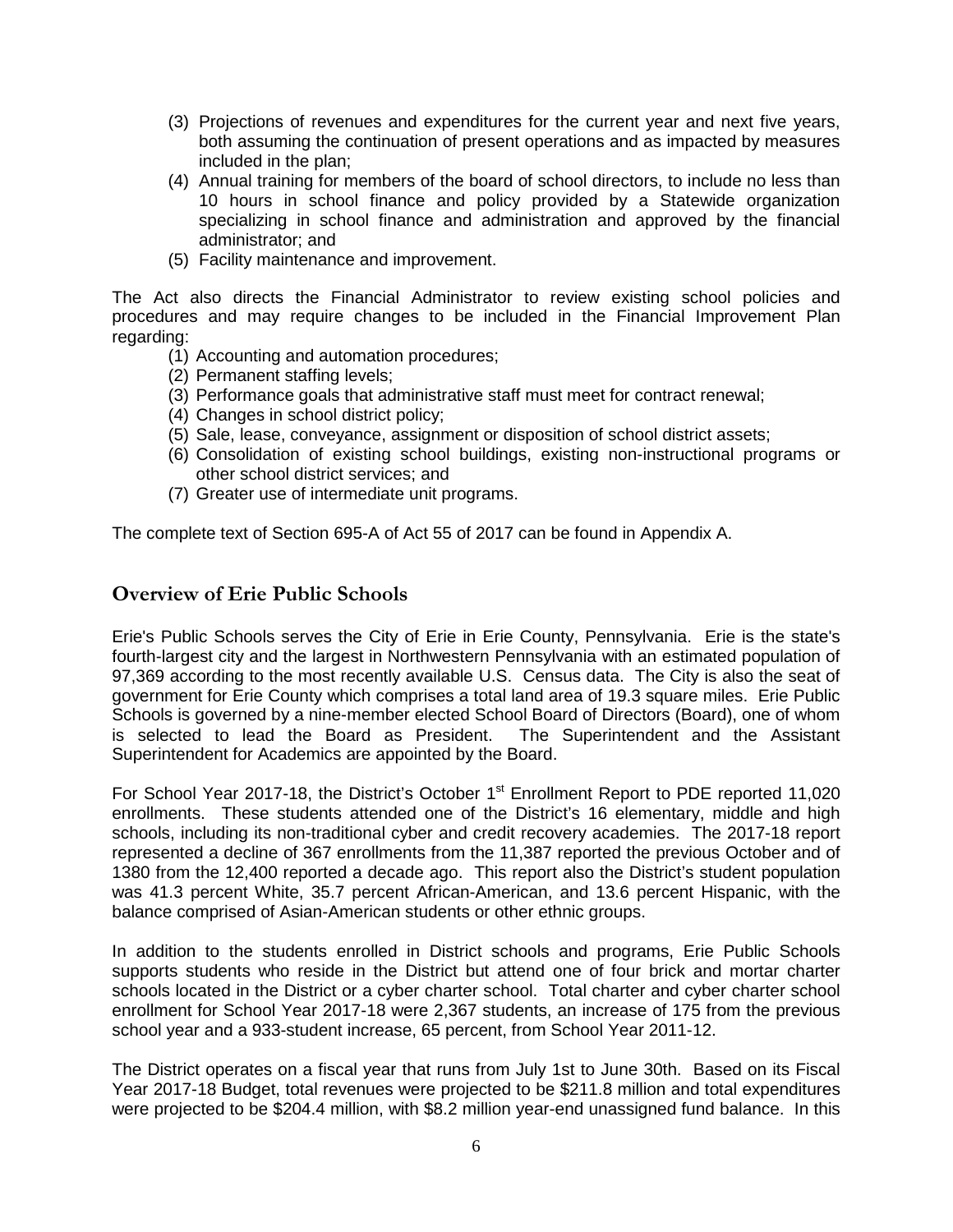(3) Projections of revenues and expenditures for the current year and next five years, both assuming the continuation of present operations and as impacted by measures included in the plan;
(4) Annual training for members of the board of school directors, to include no less than 10 hours in school finance and policy provided by a Statewide organization specializing in school finance and administration and approved by the financial administrator; and
(5) Facility maintenance and improvement.

The Act also directs the Financial Administrator to review existing school policies and procedures and may require changes to be included in the Financial Improvement Plan regarding:

(1) Accounting and automation procedures;
(2) Permanent staffing levels;
(3) Performance goals that administrative staff must meet for contract renewal;
(4) Changes in school district policy;
(5) Sale, lease, conveyance, assignment or disposition of school district assets;
(6) Consolidation of existing school buildings, existing non-instructional programs or other school district services; and
(7) Greater use of intermediate unit programs.

The complete text of Section 695-A of Act 55 of 2017 can be found in Appendix A.

## Overview of Erie Public Schools

Erie's Public Schools serves the City of Erie in Erie County, Pennsylvania. Erie is the state's fourth-largest city and the largest in Northwestern Pennsylvania with an estimated population of 97,369 according to the most recently available U.S. Census data. The City is also the seat of government for Erie County which comprises a total land area of 19.3 square miles. Erie Public Schools is governed by a nine-member elected School Board of Directors (Board), one of whom is selected to lead the Board as President. The Superintendent and the Assistant Superintendent for Academics are appointed by the Board.

For School Year 2017-18, the District's October 1st Enrollment Report to PDE reported 11,020 enrollments. These students attended one of the District's 16 elementary, middle and high schools, including its non-traditional cyber and credit recovery academies. The 2017-18 report represented a decline of 367 enrollments from the 11,387 reported the previous October and of 1380 from the 12,400 reported a decade ago. This report also the District's student population was 41.3 percent White, 35.7 percent African-American, and 13.6 percent Hispanic, with the balance comprised of Asian-American students or other ethnic groups.

In addition to the students enrolled in District schools and programs, Erie Public Schools supports students who reside in the District but attend one of four brick and mortar charter schools located in the District or a cyber charter school. Total charter and cyber charter school enrollment for School Year 2017-18 were 2,367 students, an increase of 175 from the previous school year and a 933-student increase, 65 percent, from School Year 2011-12.

The District operates on a fiscal year that runs from July 1st to June 30th. Based on its Fiscal Year 2017-18 Budget, total revenues were projected to be $211.8 million and total expenditures were projected to be $204.4 million, with $8.2 million year-end unassigned fund balance. In this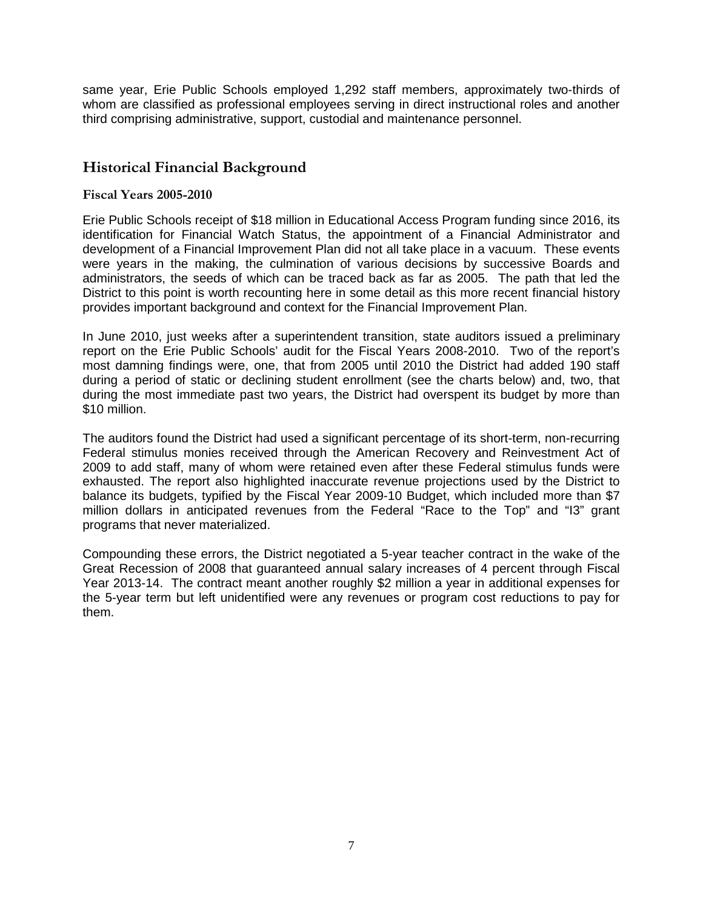same year, Erie Public Schools employed 1,292 staff members, approximately two-thirds of whom are classified as professional employees serving in direct instructional roles and another third comprising administrative, support, custodial and maintenance personnel.

## Historical Financial Background

### Fiscal Years 2005-2010

Erie Public Schools receipt of $18 million in Educational Access Program funding since 2016, its identification for Financial Watch Status, the appointment of a Financial Administrator and development of a Financial Improvement Plan did not all take place in a vacuum. These events were years in the making, the culmination of various decisions by successive Boards and administrators, the seeds of which can be traced back as far as 2005. The path that led the District to this point is worth recounting here in some detail as this more recent financial history provides important background and context for the Financial Improvement Plan.

In June 2010, just weeks after a superintendent transition, state auditors issued a preliminary report on the Erie Public Schools' audit for the Fiscal Years 2008-2010. Two of the report's most damning findings were, one, that from 2005 until 2010 the District had added 190 staff during a period of static or declining student enrollment (see the charts below) and, two, that during the most immediate past two years, the District had overspent its budget by more than $10 million.

The auditors found the District had used a significant percentage of its short-term, non-recurring Federal stimulus monies received through the American Recovery and Reinvestment Act of 2009 to add staff, many of whom were retained even after these Federal stimulus funds were exhausted. The report also highlighted inaccurate revenue projections used by the District to balance its budgets, typified by the Fiscal Year 2009-10 Budget, which included more than $7 million dollars in anticipated revenues from the Federal "Race to the Top" and "I3" grant programs that never materialized.

Compounding these errors, the District negotiated a 5-year teacher contract in the wake of the Great Recession of 2008 that guaranteed annual salary increases of 4 percent through Fiscal Year 2013-14. The contract meant another roughly $2 million a year in additional expenses for the 5-year term but left unidentified were any revenues or program cost reductions to pay for them.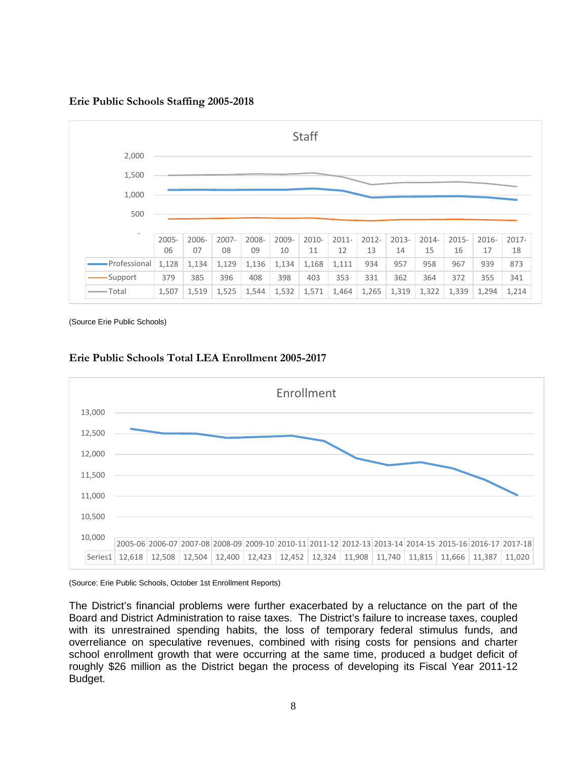**Erie Public Schools Staffing 2005-2018**

Staff

| | 2005-06 | 2006-07 | 2007-08 | 2008-09 | 2009-10 | 2010-11 | 2011-12 | 2012-13 | 2013-14 | 2014-15 | 2015-16 | 2016-17 | 2017-18 |
|---|---|---|---|---|---|---|---|---|---|---|---|---|---|
| Professional | 1,128 | 1,134 | 1,129 | 1,136 | 1,134 | 1,168 | 1,111 | 934 | 957 | 958 | 967 | 939 | 873 |
| Support | 379 | 385 | 396 | 408 | 398 | 403 | 353 | 331 | 362 | 364 | 372 | 355 | 341 |
| Total | 1,507 | 1,519 | 1,525 | 1,544 | 1,532 | 1,571 | 1,464 | 1,265 | 1,319 | 1,322 | 1,339 | 1,294 | 1,214 |

(Source Erie Public Schools)

**Erie Public Schools Total LEA Enrollment 2005-2017**

Enrollment

| | 2005-06 | 2006-07 | 2007-08 | 2008-09 | 2009-10 | 2010-11 | 2011-12 | 2012-13 | 2013-14 | 2014-15 | 2015-16 | 2016-17 | 2017-18 |
|---|---|---|---|---|---|---|---|---|---|---|---|---|---|
| Series1 | 12,618 | 12,508 | 12,504 | 12,400 | 12,423 | 12,452 | 12,324 | 11,908 | 11,740 | 11,815 | 11,666 | 11,387 | 11,020 |

(Source: Erie Public Schools, October 1st Enrollment Reports)

The District's financial problems were further exacerbated by a reluctance on the part of the Board and District Administration to raise taxes. The District's failure to increase taxes, coupled with its unrestrained spending habits, the loss of temporary federal stimulus funds, and overreliance on speculative revenues, combined with rising costs for pensions and charter school enrollment growth that were occurring at the same time, produced a budget deficit of roughly $26 million as the District began the process of developing its Fiscal Year 2011-12 Budget.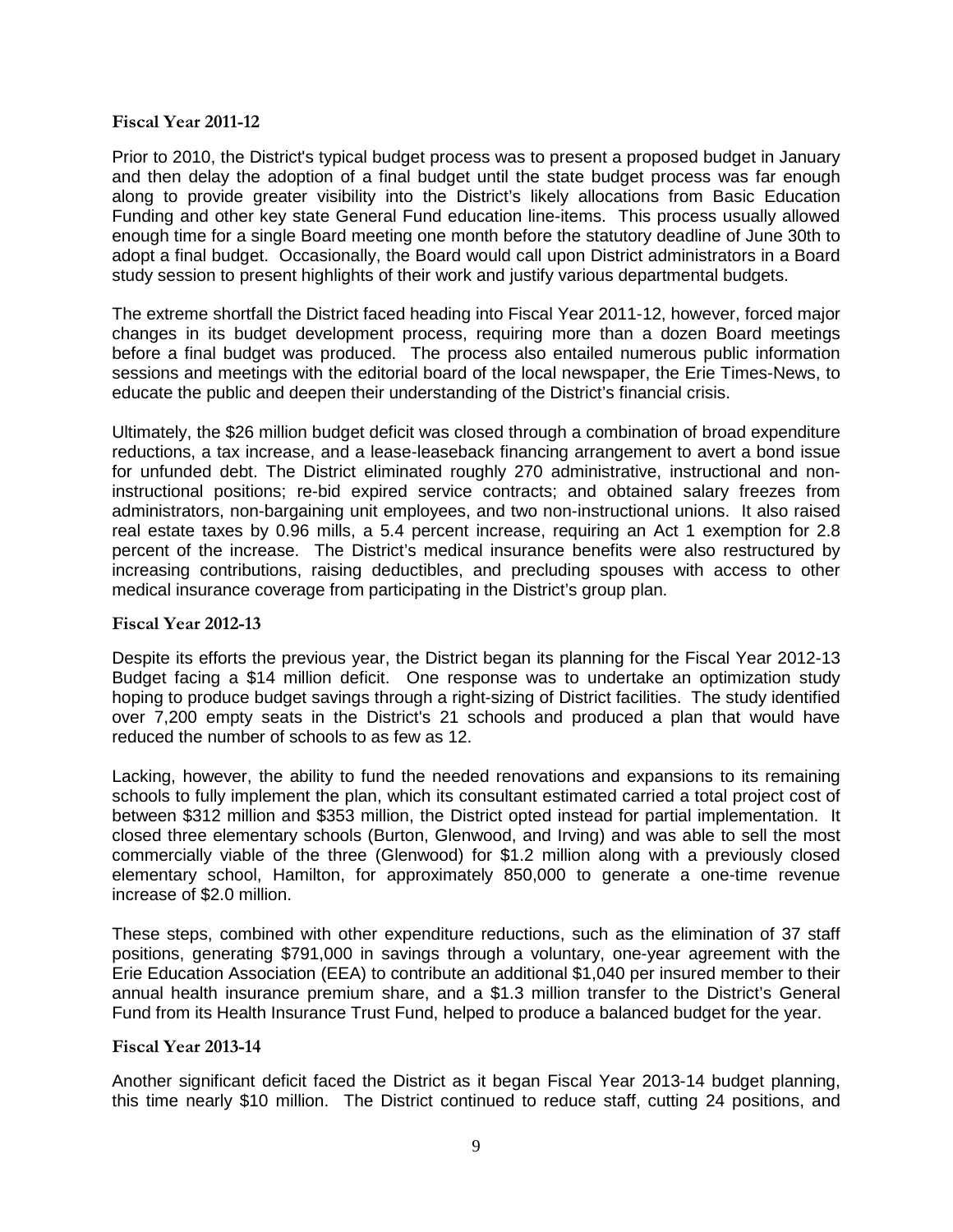### Fiscal Year 2011-12

Prior to 2010, the District's typical budget process was to present a proposed budget in January and then delay the adoption of a final budget until the state budget process was far enough along to provide greater visibility into the District's likely allocations from Basic Education Funding and other key state General Fund education line-items. This process usually allowed enough time for a single Board meeting one month before the statutory deadline of June 30th to adopt a final budget. Occasionally, the Board would call upon District administrators in a Board study session to present highlights of their work and justify various departmental budgets.

The extreme shortfall the District faced heading into Fiscal Year 2011-12, however, forced major changes in its budget development process, requiring more than a dozen Board meetings before a final budget was produced. The process also entailed numerous public information sessions and meetings with the editorial board of the local newspaper, the Erie Times-News, to educate the public and deepen their understanding of the District's financial crisis.

Ultimately, the $26 million budget deficit was closed through a combination of broad expenditure reductions, a tax increase, and a lease-leaseback financing arrangement to avert a bond issue for unfunded debt. The District eliminated roughly 270 administrative, instructional and non-instructional positions; re-bid expired service contracts; and obtained salary freezes from administrators, non-bargaining unit employees, and two non-instructional unions. It also raised real estate taxes by 0.96 mills, a 5.4 percent increase, requiring an Act 1 exemption for 2.8 percent of the increase. The District's medical insurance benefits were also restructured by increasing contributions, raising deductibles, and precluding spouses with access to other medical insurance coverage from participating in the District's group plan.

### Fiscal Year 2012-13

Despite its efforts the previous year, the District began its planning for the Fiscal Year 2012-13 Budget facing a $14 million deficit. One response was to undertake an optimization study hoping to produce budget savings through a right-sizing of District facilities. The study identified over 7,200 empty seats in the District's 21 schools and produced a plan that would have reduced the number of schools to as few as 12.

Lacking, however, the ability to fund the needed renovations and expansions to its remaining schools to fully implement the plan, which its consultant estimated carried a total project cost of between $312 million and $353 million, the District opted instead for partial implementation. It closed three elementary schools (Burton, Glenwood, and Irving) and was able to sell the most commercially viable of the three (Glenwood) for $1.2 million along with a previously closed elementary school, Hamilton, for approximately 850,000 to generate a one-time revenue increase of $2.0 million.

These steps, combined with other expenditure reductions, such as the elimination of 37 staff positions, generating $791,000 in savings through a voluntary, one-year agreement with the Erie Education Association (EEA) to contribute an additional $1,040 per insured member to their annual health insurance premium share, and a $1.3 million transfer to the District's General Fund from its Health Insurance Trust Fund, helped to produce a balanced budget for the year.

### Fiscal Year 2013-14

Another significant deficit faced the District as it began Fiscal Year 2013-14 budget planning, this time nearly $10 million. The District continued to reduce staff, cutting 24 positions, and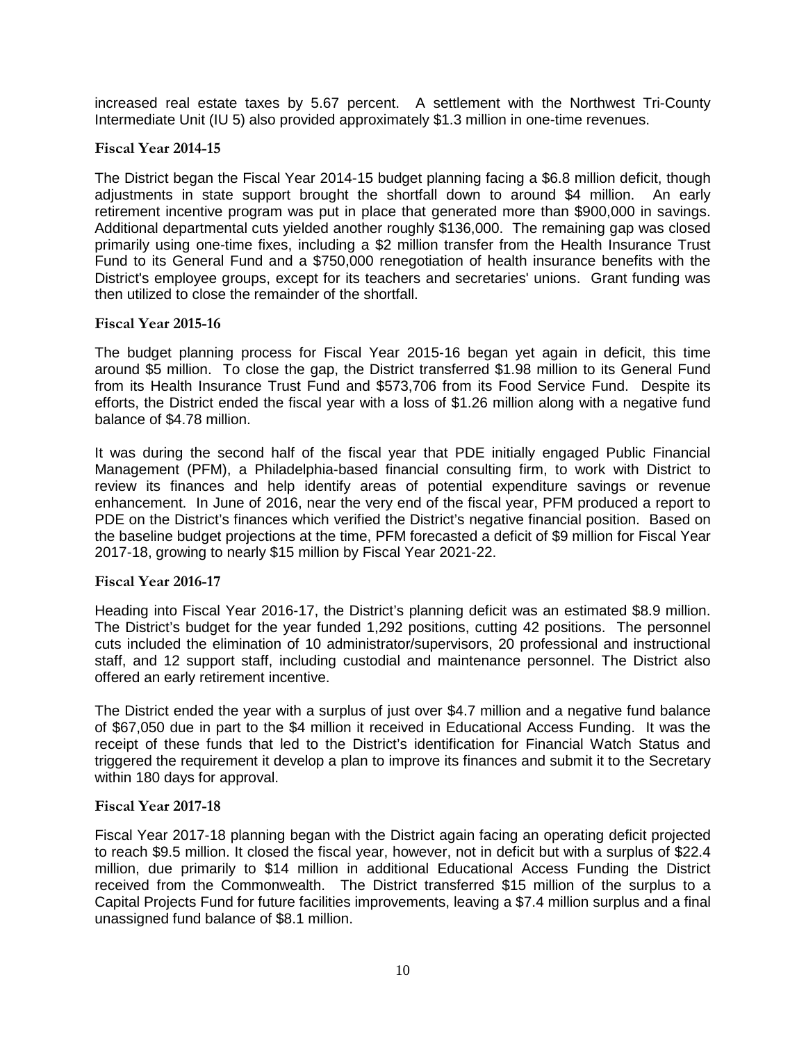increased real estate taxes by 5.67 percent. A settlement with the Northwest Tri-County Intermediate Unit (IU 5) also provided approximately $1.3 million in one-time revenues.

### Fiscal Year 2014-15

The District began the Fiscal Year 2014-15 budget planning facing a $6.8 million deficit, though adjustments in state support brought the shortfall down to around $4 million. An early retirement incentive program was put in place that generated more than $900,000 in savings. Additional departmental cuts yielded another roughly $136,000. The remaining gap was closed primarily using one-time fixes, including a $2 million transfer from the Health Insurance Trust Fund to its General Fund and a $750,000 renegotiation of health insurance benefits with the District's employee groups, except for its teachers and secretaries' unions. Grant funding was then utilized to close the remainder of the shortfall.

### Fiscal Year 2015-16

The budget planning process for Fiscal Year 2015-16 began yet again in deficit, this time around $5 million. To close the gap, the District transferred $1.98 million to its General Fund from its Health Insurance Trust Fund and $573,706 from its Food Service Fund. Despite its efforts, the District ended the fiscal year with a loss of $1.26 million along with a negative fund balance of $4.78 million.

It was during the second half of the fiscal year that PDE initially engaged Public Financial Management (PFM), a Philadelphia-based financial consulting firm, to work with District to review its finances and help identify areas of potential expenditure savings or revenue enhancement. In June of 2016, near the very end of the fiscal year, PFM produced a report to PDE on the District's finances which verified the District's negative financial position. Based on the baseline budget projections at the time, PFM forecasted a deficit of $9 million for Fiscal Year 2017-18, growing to nearly $15 million by Fiscal Year 2021-22.

### Fiscal Year 2016-17

Heading into Fiscal Year 2016-17, the District's planning deficit was an estimated $8.9 million. The District's budget for the year funded 1,292 positions, cutting 42 positions. The personnel cuts included the elimination of 10 administrator/supervisors, 20 professional and instructional staff, and 12 support staff, including custodial and maintenance personnel. The District also offered an early retirement incentive.

The District ended the year with a surplus of just over $4.7 million and a negative fund balance of $67,050 due in part to the $4 million it received in Educational Access Funding. It was the receipt of these funds that led to the District's identification for Financial Watch Status and triggered the requirement it develop a plan to improve its finances and submit it to the Secretary within 180 days for approval.

### Fiscal Year 2017-18

Fiscal Year 2017-18 planning began with the District again facing an operating deficit projected to reach $9.5 million. It closed the fiscal year, however, not in deficit but with a surplus of $22.4 million, due primarily to $14 million in additional Educational Access Funding the District received from the Commonwealth. The District transferred $15 million of the surplus to a Capital Projects Fund for future facilities improvements, leaving a $7.4 million surplus and a final unassigned fund balance of $8.1 million.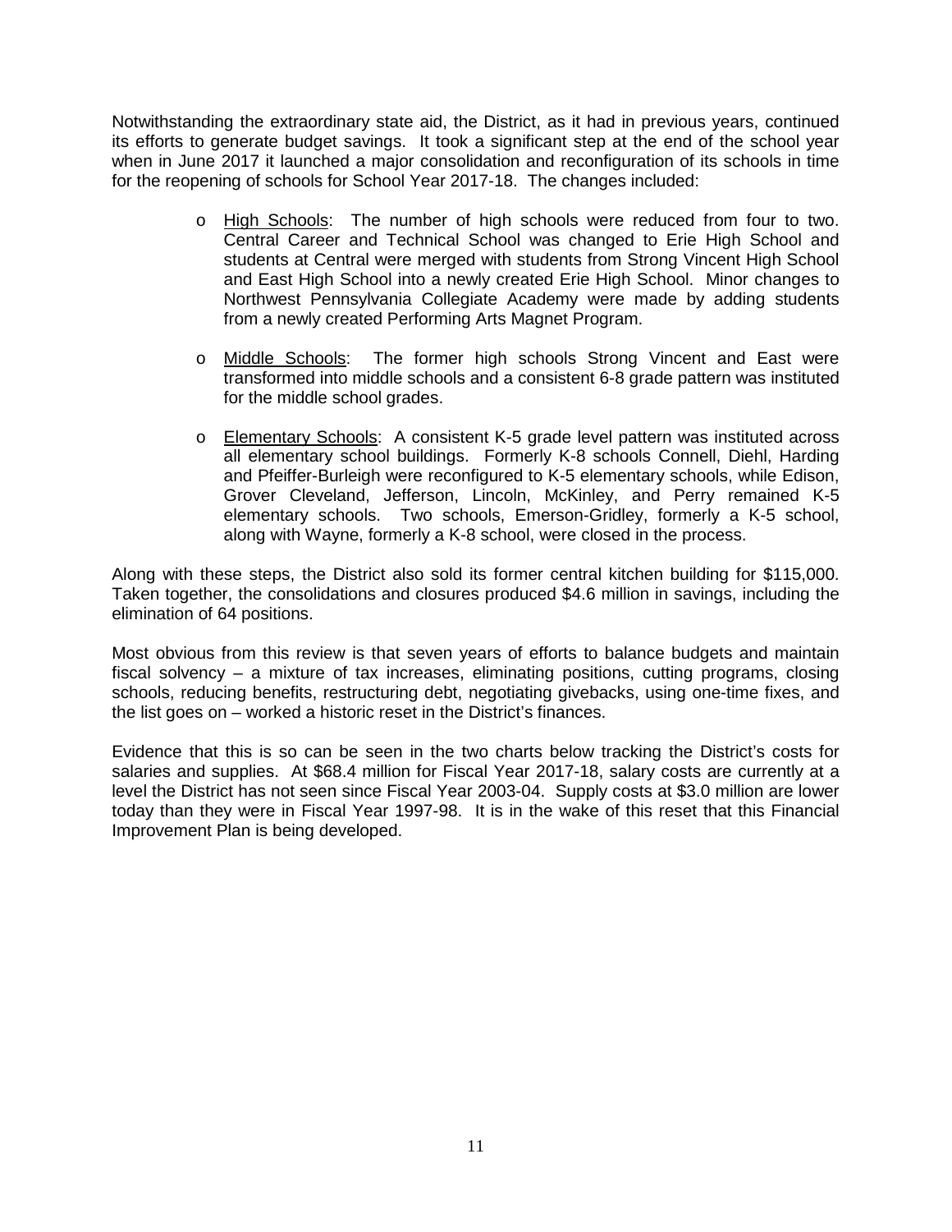Notwithstanding the extraordinary state aid, the District, as it had in previous years, continued its efforts to generate budget savings. It took a significant step at the end of the school year when in June 2017 it launched a major consolidation and reconfiguration of its schools in time for the reopening of schools for School Year 2017-18. The changes included:

- High Schools: The number of high schools were reduced from four to two. Central Career and Technical School was changed to Erie High School and students at Central were merged with students from Strong Vincent High School and East High School into a newly created Erie High School. Minor changes to Northwest Pennsylvania Collegiate Academy were made by adding students from a newly created Performing Arts Magnet Program.

- Middle Schools: The former high schools Strong Vincent and East were transformed into middle schools and a consistent 6-8 grade pattern was instituted for the middle school grades.

- Elementary Schools: A consistent K-5 grade level pattern was instituted across all elementary school buildings. Formerly K-8 schools Connell, Diehl, Harding and Pfeiffer-Burleigh were reconfigured to K-5 elementary schools, while Edison, Grover Cleveland, Jefferson, Lincoln, McKinley, and Perry remained K-5 elementary schools. Two schools, Emerson-Gridley, formerly a K-5 school, along with Wayne, formerly a K-8 school, were closed in the process.

Along with these steps, the District also sold its former central kitchen building for $115,000. Taken together, the consolidations and closures produced $4.6 million in savings, including the elimination of 64 positions.

Most obvious from this review is that seven years of efforts to balance budgets and maintain fiscal solvency – a mixture of tax increases, eliminating positions, cutting programs, closing schools, reducing benefits, restructuring debt, negotiating givebacks, using one-time fixes, and the list goes on – worked a historic reset in the District's finances.

Evidence that this is so can be seen in the two charts below tracking the District's costs for salaries and supplies. At $68.4 million for Fiscal Year 2017-18, salary costs are currently at a level the District has not seen since Fiscal Year 2003-04. Supply costs at $3.0 million are lower today than they were in Fiscal Year 1997-98. It is in the wake of this reset that this Financial Improvement Plan is being developed.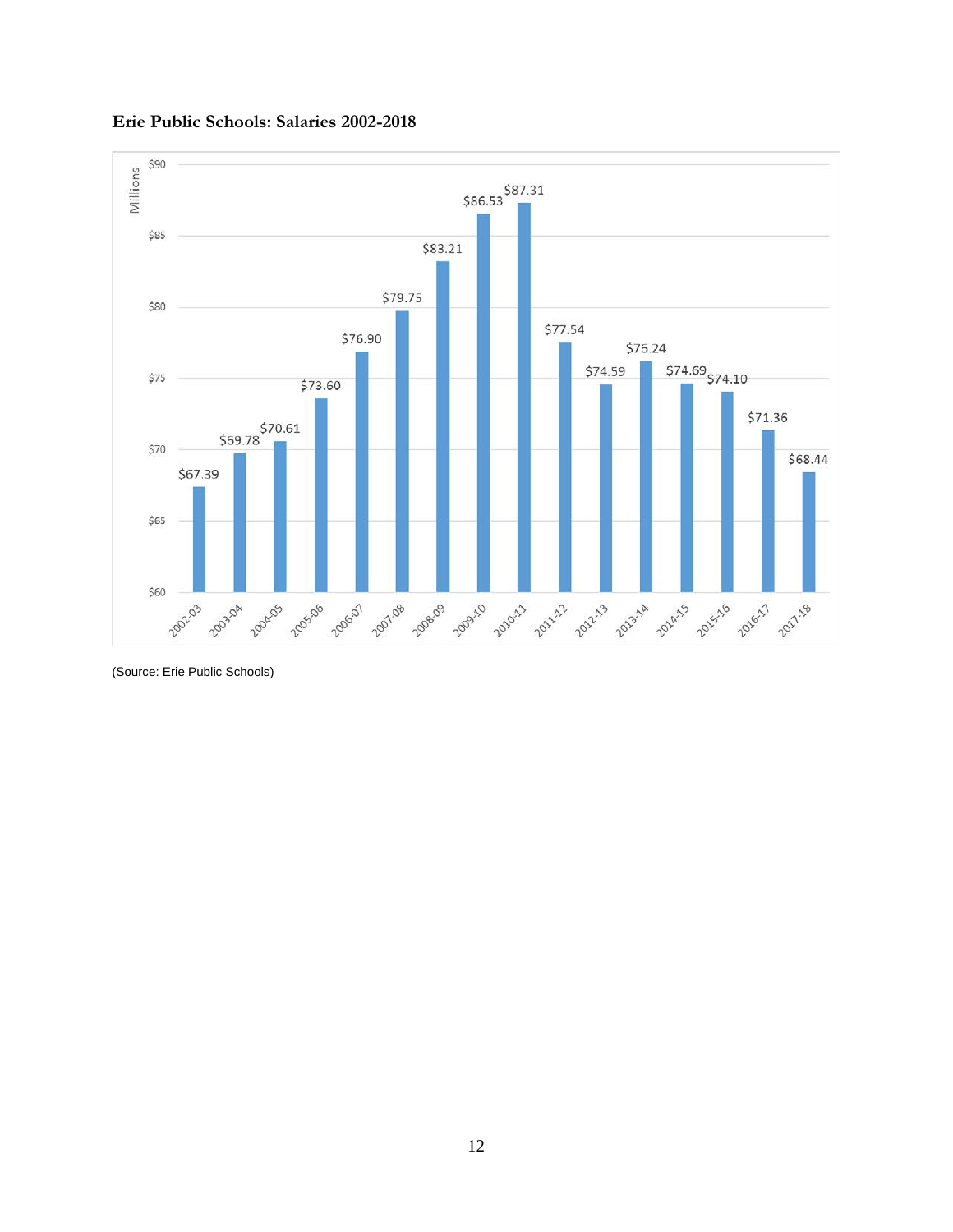**Erie Public Schools: Salaries 2002-2018**

| Year | Salaries (Millions) |
|---|---|
| 2002-03 | $67.39 |
| 2003-04 | $69.78 |
| 2004-05 | $70.61 |
| 2005-06 | $73.60 |
| 2006-07 | $76.90 |
| 2007-08 | $79.75 |
| 2008-09 | $83.21 |
| 2009-10 | $86.53 |
| 2010-11 | $87.31 |
| 2011-12 | $77.54 |
| 2012-13 | $74.59 |
| 2013-14 | $76.24 |
| 2014-15 | $74.69 |
| 2015-16 | $74.10 |
| 2016-17 | $71.36 |
| 2017-18 | $68.44 |

(Source: Erie Public Schools)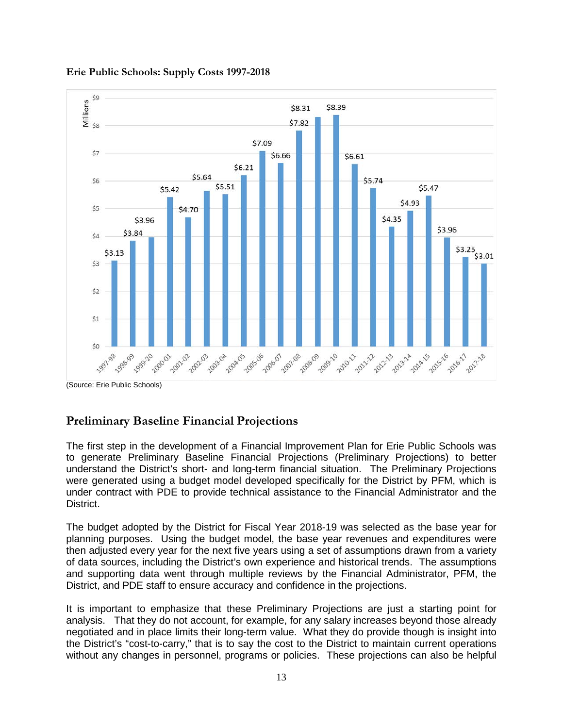**Erie Public Schools: Supply Costs 1997-2018**

| Year | Supply Costs (Millions) |
|---|---|
| 1997-98 | $3.13 |
| 1998-99 | $3.84 |
| 1999-20 | $3.96 |
| 2000-01 | $5.42 |
| 2001-02 | $4.70 |
| 2002-03 | $5.64 |
| 2003-04 | $5.51 |
| 2004-05 | $6.21 |
| 2005-06 | $7.09 |
| 2006-07 | $6.66 |
| 2007-08 | $7.82 |
| 2008-09 | $8.31 |
| 2009-10 | $8.39 |
| 2010-11 | $6.61 |
| 2011-12 | $5.74 |
| 2012-13 | $4.35 |
| 2013-14 | $4.93 |
| 2014-15 | $5.47 |
| 2015-16 | $3.96 |
| 2016-17 | $3.25 |
| 2017-18 | $3.01 |

(Source: Erie Public Schools)

## Preliminary Baseline Financial Projections

The first step in the development of a Financial Improvement Plan for Erie Public Schools was to generate Preliminary Baseline Financial Projections (Preliminary Projections) to better understand the District's short- and long-term financial situation. The Preliminary Projections were generated using a budget model developed specifically for the District by PFM, which is under contract with PDE to provide technical assistance to the Financial Administrator and the District.

The budget adopted by the District for Fiscal Year 2018-19 was selected as the base year for planning purposes. Using the budget model, the base year revenues and expenditures were then adjusted every year for the next five years using a set of assumptions drawn from a variety of data sources, including the District's own experience and historical trends. The assumptions and supporting data went through multiple reviews by the Financial Administrator, PFM, the District, and PDE staff to ensure accuracy and confidence in the projections.

It is important to emphasize that these Preliminary Projections are just a starting point for analysis. That they do not account, for example, for any salary increases beyond those already negotiated and in place limits their long-term value. What they do provide though is insight into the District's "cost-to-carry," that is to say the cost to the District to maintain current operations without any changes in personnel, programs or policies. These projections can also be helpful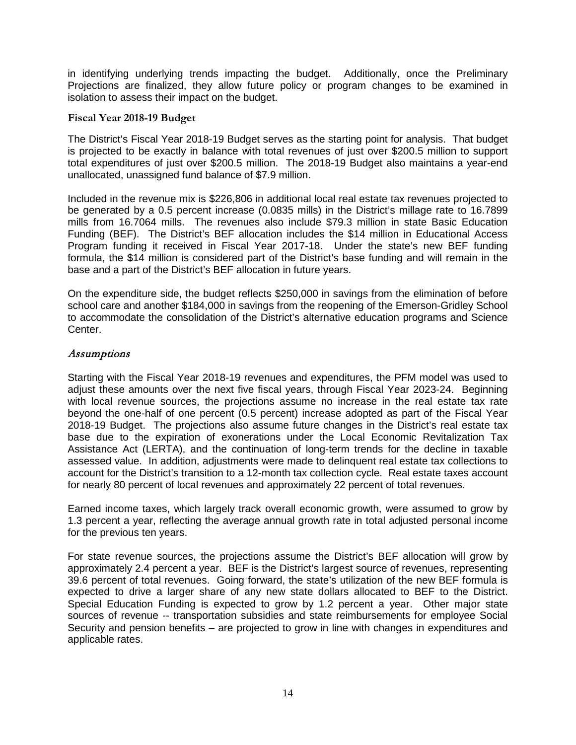in identifying underlying trends impacting the budget. Additionally, once the Preliminary Projections are finalized, they allow future policy or program changes to be examined in isolation to assess their impact on the budget.

### Fiscal Year 2018-19 Budget

The District's Fiscal Year 2018-19 Budget serves as the starting point for analysis. That budget is projected to be exactly in balance with total revenues of just over $200.5 million to support total expenditures of just over $200.5 million. The 2018-19 Budget also maintains a year-end unallocated, unassigned fund balance of $7.9 million.

Included in the revenue mix is $226,806 in additional local real estate tax revenues projected to be generated by a 0.5 percent increase (0.0835 mills) in the District's millage rate to 16.7899 mills from 16.7064 mills. The revenues also include $79.3 million in state Basic Education Funding (BEF). The District's BEF allocation includes the $14 million in Educational Access Program funding it received in Fiscal Year 2017-18. Under the state's new BEF funding formula, the $14 million is considered part of the District's base funding and will remain in the base and a part of the District's BEF allocation in future years.

On the expenditure side, the budget reflects $250,000 in savings from the elimination of before school care and another $184,000 in savings from the reopening of the Emerson-Gridley School to accommodate the consolidation of the District's alternative education programs and Science Center.

## *Assumptions*

Starting with the Fiscal Year 2018-19 revenues and expenditures, the PFM model was used to adjust these amounts over the next five fiscal years, through Fiscal Year 2023-24. Beginning with local revenue sources, the projections assume no increase in the real estate tax rate beyond the one-half of one percent (0.5 percent) increase adopted as part of the Fiscal Year 2018-19 Budget. The projections also assume future changes in the District's real estate tax base due to the expiration of exonerations under the Local Economic Revitalization Tax Assistance Act (LERTA), and the continuation of long-term trends for the decline in taxable assessed value. In addition, adjustments were made to delinquent real estate tax collections to account for the District's transition to a 12-month tax collection cycle. Real estate taxes account for nearly 80 percent of local revenues and approximately 22 percent of total revenues.

Earned income taxes, which largely track overall economic growth, were assumed to grow by 1.3 percent a year, reflecting the average annual growth rate in total adjusted personal income for the previous ten years.

For state revenue sources, the projections assume the District's BEF allocation will grow by approximately 2.4 percent a year. BEF is the District's largest source of revenues, representing 39.6 percent of total revenues. Going forward, the state's utilization of the new BEF formula is expected to drive a larger share of any new state dollars allocated to BEF to the District. Special Education Funding is expected to grow by 1.2 percent a year. Other major state sources of revenue -- transportation subsidies and state reimbursements for employee Social Security and pension benefits – are projected to grow in line with changes in expenditures and applicable rates.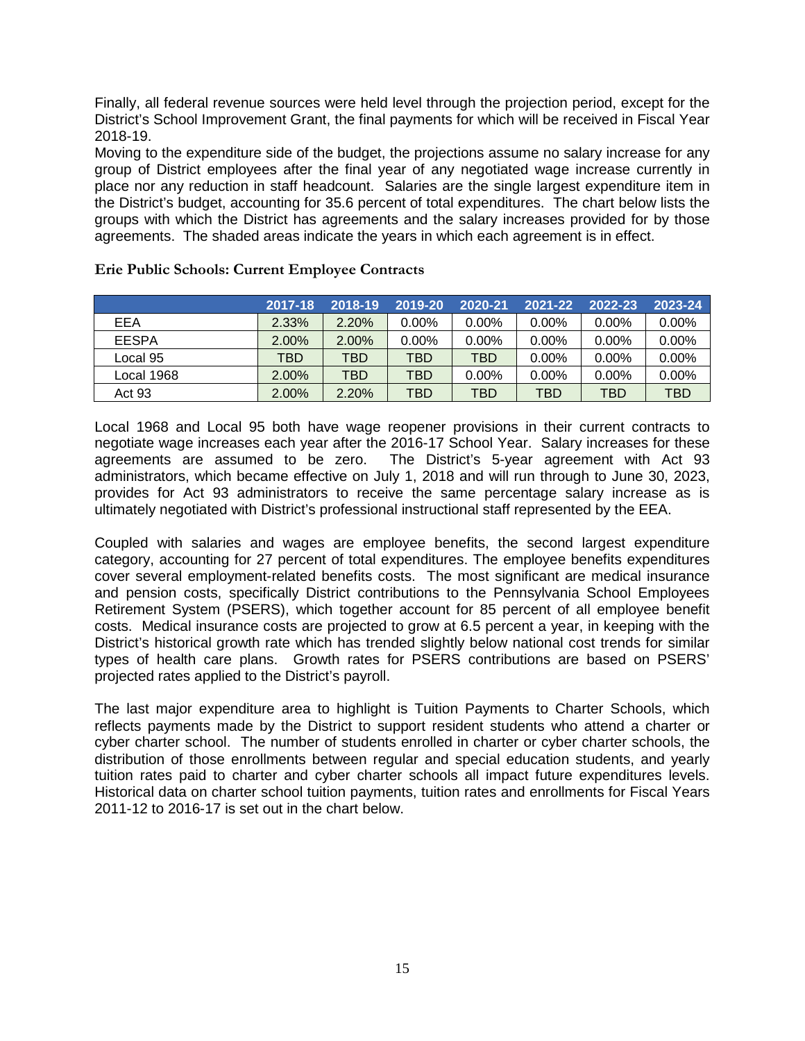Finally, all federal revenue sources were held level through the projection period, except for the District's School Improvement Grant, the final payments for which will be received in Fiscal Year 2018-19.
Moving to the expenditure side of the budget, the projections assume no salary increase for any group of District employees after the final year of any negotiated wage increase currently in place nor any reduction in staff headcount. Salaries are the single largest expenditure item in the District's budget, accounting for 35.6 percent of total expenditures. The chart below lists the groups with which the District has agreements and the salary increases provided for by those agreements. The shaded areas indicate the years in which each agreement is in effect.

**Erie Public Schools: Current Employee Contracts**

| | 2017-18 | 2018-19 | 2019-20 | 2020-21 | 2021-22 | 2022-23 | 2023-24 |
|---|---|---|---|---|---|---|---|
| EEA | 2.33% | 2.20% | 0.00% | 0.00% | 0.00% | 0.00% | 0.00% |
| EESPA | 2.00% | 2.00% | 0.00% | 0.00% | 0.00% | 0.00% | 0.00% |
| Local 95 | TBD | TBD | TBD | TBD | 0.00% | 0.00% | 0.00% |
| Local 1968 | 2.00% | TBD | TBD | 0.00% | 0.00% | 0.00% | 0.00% |
| Act 93 | 2.00% | 2.20% | TBD | TBD | TBD | TBD | TBD |

Local 1968 and Local 95 both have wage reopener provisions in their current contracts to negotiate wage increases each year after the 2016-17 School Year. Salary increases for these agreements are assumed to be zero. The District's 5-year agreement with Act 93 administrators, which became effective on July 1, 2018 and will run through to June 30, 2023, provides for Act 93 administrators to receive the same percentage salary increase as is ultimately negotiated with District's professional instructional staff represented by the EEA.

Coupled with salaries and wages are employee benefits, the second largest expenditure category, accounting for 27 percent of total expenditures. The employee benefits expenditures cover several employment-related benefits costs. The most significant are medical insurance and pension costs, specifically District contributions to the Pennsylvania School Employees Retirement System (PSERS), which together account for 85 percent of all employee benefit costs. Medical insurance costs are projected to grow at 6.5 percent a year, in keeping with the District's historical growth rate which has trended slightly below national cost trends for similar types of health care plans. Growth rates for PSERS contributions are based on PSERS' projected rates applied to the District's payroll.

The last major expenditure area to highlight is Tuition Payments to Charter Schools, which reflects payments made by the District to support resident students who attend a charter or cyber charter school. The number of students enrolled in charter or cyber charter schools, the distribution of those enrollments between regular and special education students, and yearly tuition rates paid to charter and cyber charter schools all impact future expenditures levels. Historical data on charter school tuition payments, tuition rates and enrollments for Fiscal Years 2011-12 to 2016-17 is set out in the chart below.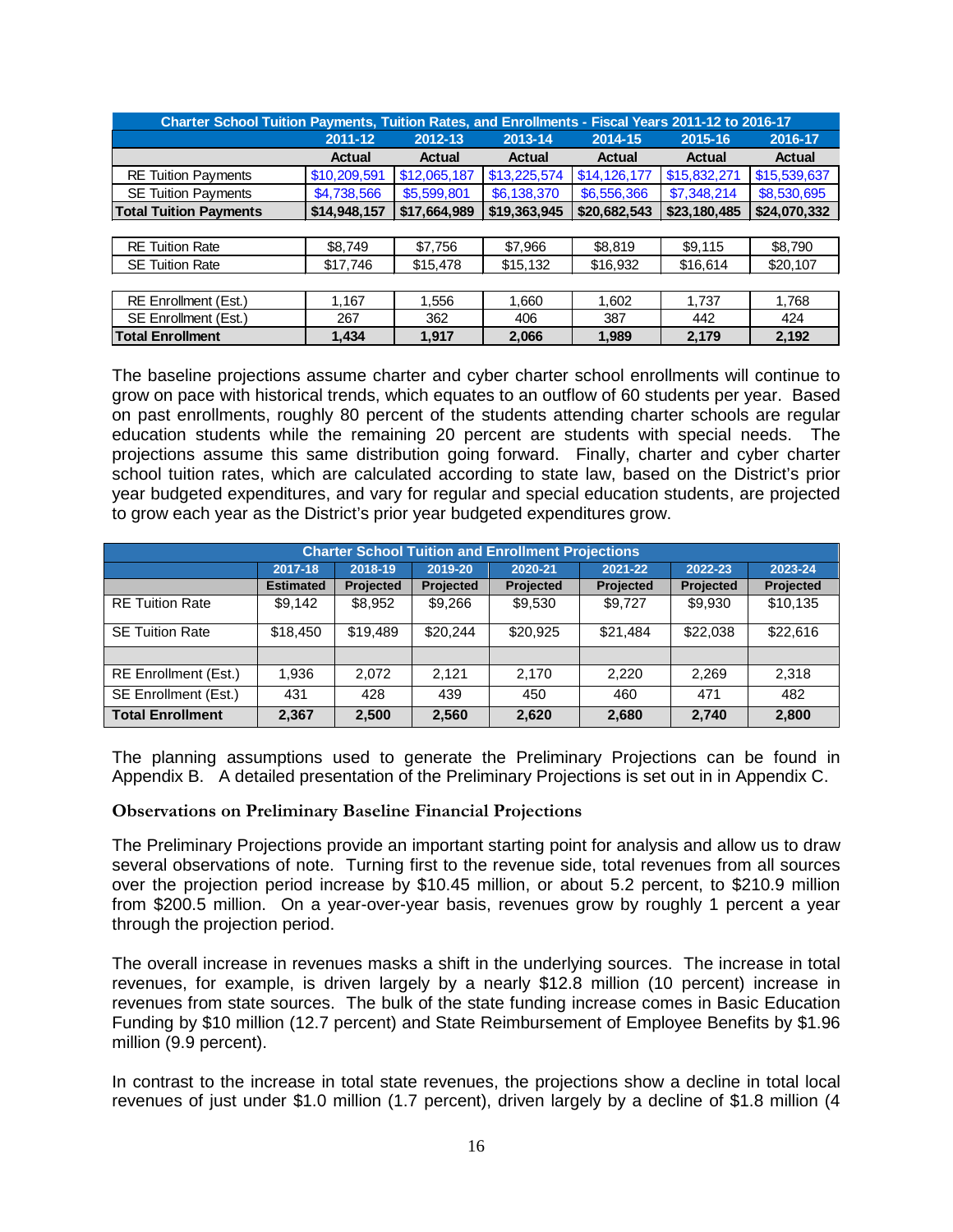| Charter School Tuition Payments, Tuition Rates, and Enrollments - Fiscal Years 2011-12 to 2016-17 | | | | | | |
|---|---|---|---|---|---|---|
| | 2011-12 | 2012-13 | 2013-14 | 2014-15 | 2015-16 | 2016-17 |
| | Actual | Actual | Actual | Actual | Actual | Actual |
| RE Tuition Payments | $10,209,591 | $12,065,187 | $13,225,574 | $14,126,177 | $15,832,271 | $15,539,637 |
| SE Tuition Payments | $4,738,566 | $5,599,801 | $6,138,370 | $6,556,366 | $7,348,214 | $8,530,695 |
| **Total Tuition Payments** | **$14,948,157** | **$17,664,989** | **$19,363,945** | **$20,682,543** | **$23,180,485** | **$24,070,332** |
| | | | | | | |
| RE Tuition Rate | $8,749 | $7,756 | $7,966 | $8,819 | $9,115 | $8,790 |
| SE Tuition Rate | $17,746 | $15,478 | $15,132 | $16,932 | $16,614 | $20,107 |
| | | | | | | |
| RE Enrollment (Est.) | 1,167 | 1,556 | 1,660 | 1,602 | 1,737 | 1,768 |
| SE Enrollment (Est.) | 267 | 362 | 406 | 387 | 442 | 424 |
| **Total Enrollment** | **1,434** | **1,917** | **2,066** | **1,989** | **2,179** | **2,192** |

The baseline projections assume charter and cyber charter school enrollments will continue to grow on pace with historical trends, which equates to an outflow of 60 students per year. Based on past enrollments, roughly 80 percent of the students attending charter schools are regular education students while the remaining 20 percent are students with special needs. The projections assume this same distribution going forward. Finally, charter and cyber charter school tuition rates, which are calculated according to state law, based on the District's prior year budgeted expenditures, and vary for regular and special education students, are projected to grow each year as the District's prior year budgeted expenditures grow.

| Charter School Tuition and Enrollment Projections | | | | | | | |
|---|---|---|---|---|---|---|---|
| | 2017-18 | 2018-19 | 2019-20 | 2020-21 | 2021-22 | 2022-23 | 2023-24 |
| | Estimated | Projected | Projected | Projected | Projected | Projected | Projected |
| RE Tuition Rate | $9,142 | $8,952 | $9,266 | $9,530 | $9,727 | $9,930 | $10,135 |
| SE Tuition Rate | $18,450 | $19,489 | $20,244 | $20,925 | $21,484 | $22,038 | $22,616 |
| | | | | | | | |
| RE Enrollment (Est.) | 1,936 | 2,072 | 2,121 | 2,170 | 2,220 | 2,269 | 2,318 |
| SE Enrollment (Est.) | 431 | 428 | 439 | 450 | 460 | 471 | 482 |
| **Total Enrollment** | **2,367** | **2,500** | **2,560** | **2,620** | **2,680** | **2,740** | **2,800** |

The planning assumptions used to generate the Preliminary Projections can be found in Appendix B. A detailed presentation of the Preliminary Projections is set out in in Appendix C.

### Observations on Preliminary Baseline Financial Projections

The Preliminary Projections provide an important starting point for analysis and allow us to draw several observations of note. Turning first to the revenue side, total revenues from all sources over the projection period increase by $10.45 million, or about 5.2 percent, to $210.9 million from $200.5 million. On a year-over-year basis, revenues grow by roughly 1 percent a year through the projection period.

The overall increase in revenues masks a shift in the underlying sources. The increase in total revenues, for example, is driven largely by a nearly $12.8 million (10 percent) increase in revenues from state sources. The bulk of the state funding increase comes in Basic Education Funding by $10 million (12.7 percent) and State Reimbursement of Employee Benefits by $1.96 million (9.9 percent).

In contrast to the increase in total state revenues, the projections show a decline in total local revenues of just under $1.0 million (1.7 percent), driven largely by a decline of $1.8 million (4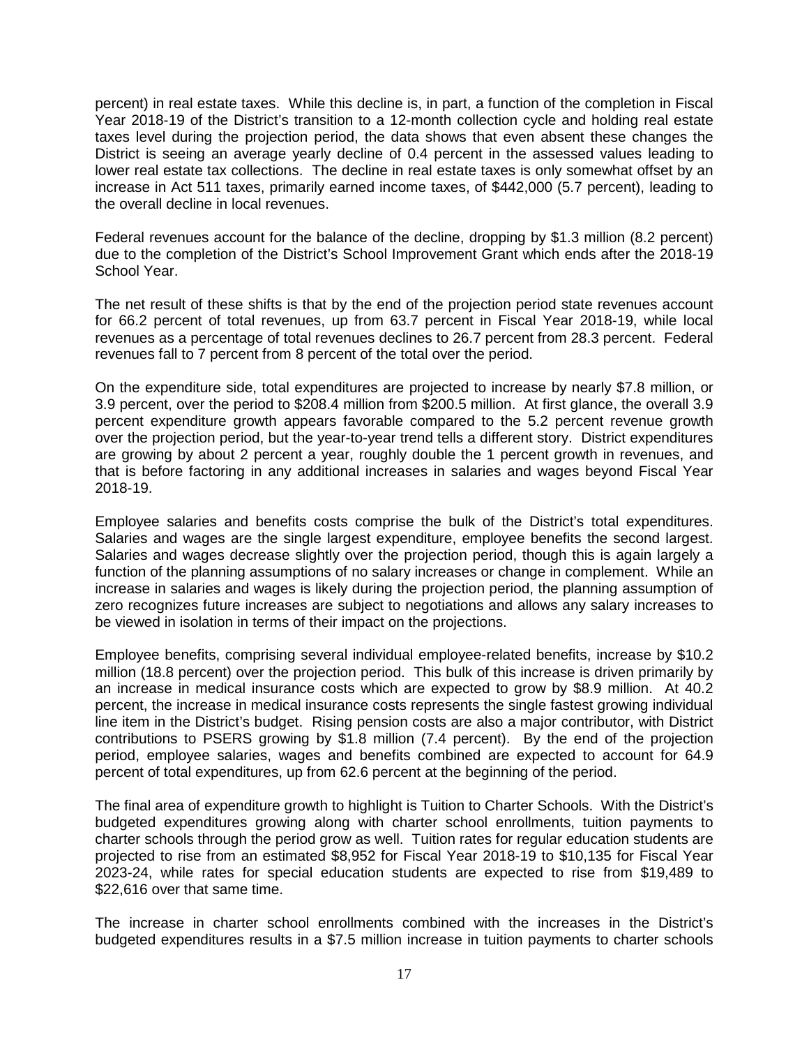percent) in real estate taxes. While this decline is, in part, a function of the completion in Fiscal Year 2018-19 of the District's transition to a 12-month collection cycle and holding real estate taxes level during the projection period, the data shows that even absent these changes the District is seeing an average yearly decline of 0.4 percent in the assessed values leading to lower real estate tax collections. The decline in real estate taxes is only somewhat offset by an increase in Act 511 taxes, primarily earned income taxes, of $442,000 (5.7 percent), leading to the overall decline in local revenues.

Federal revenues account for the balance of the decline, dropping by $1.3 million (8.2 percent) due to the completion of the District's School Improvement Grant which ends after the 2018-19 School Year.

The net result of these shifts is that by the end of the projection period state revenues account for 66.2 percent of total revenues, up from 63.7 percent in Fiscal Year 2018-19, while local revenues as a percentage of total revenues declines to 26.7 percent from 28.3 percent. Federal revenues fall to 7 percent from 8 percent of the total over the period.

On the expenditure side, total expenditures are projected to increase by nearly $7.8 million, or 3.9 percent, over the period to $208.4 million from $200.5 million. At first glance, the overall 3.9 percent expenditure growth appears favorable compared to the 5.2 percent revenue growth over the projection period, but the year-to-year trend tells a different story. District expenditures are growing by about 2 percent a year, roughly double the 1 percent growth in revenues, and that is before factoring in any additional increases in salaries and wages beyond Fiscal Year 2018-19.

Employee salaries and benefits costs comprise the bulk of the District's total expenditures. Salaries and wages are the single largest expenditure, employee benefits the second largest. Salaries and wages decrease slightly over the projection period, though this is again largely a function of the planning assumptions of no salary increases or change in complement. While an increase in salaries and wages is likely during the projection period, the planning assumption of zero recognizes future increases are subject to negotiations and allows any salary increases to be viewed in isolation in terms of their impact on the projections.

Employee benefits, comprising several individual employee-related benefits, increase by $10.2 million (18.8 percent) over the projection period. This bulk of this increase is driven primarily by an increase in medical insurance costs which are expected to grow by $8.9 million. At 40.2 percent, the increase in medical insurance costs represents the single fastest growing individual line item in the District's budget. Rising pension costs are also a major contributor, with District contributions to PSERS growing by $1.8 million (7.4 percent). By the end of the projection period, employee salaries, wages and benefits combined are expected to account for 64.9 percent of total expenditures, up from 62.6 percent at the beginning of the period.

The final area of expenditure growth to highlight is Tuition to Charter Schools. With the District's budgeted expenditures growing along with charter school enrollments, tuition payments to charter schools through the period grow as well. Tuition rates for regular education students are projected to rise from an estimated $8,952 for Fiscal Year 2018-19 to $10,135 for Fiscal Year 2023-24, while rates for special education students are expected to rise from $19,489 to $22,616 over that same time.

The increase in charter school enrollments combined with the increases in the District's budgeted expenditures results in a $7.5 million increase in tuition payments to charter schools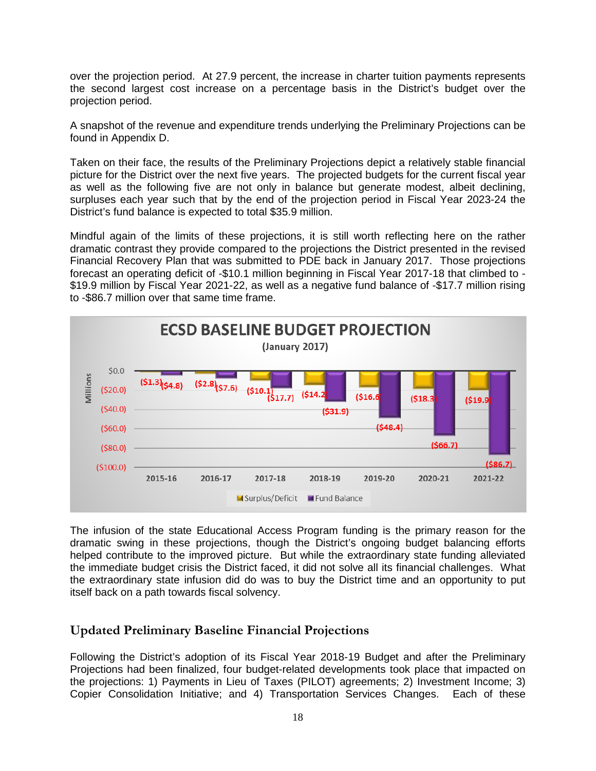over the projection period. At 27.9 percent, the increase in charter tuition payments represents the second largest cost increase on a percentage basis in the District's budget over the projection period.

A snapshot of the revenue and expenditure trends underlying the Preliminary Projections can be found in Appendix D.

Taken on their face, the results of the Preliminary Projections depict a relatively stable financial picture for the District over the next five years. The projected budgets for the current fiscal year as well as the following five are not only in balance but generate modest, albeit declining, surpluses each year such that by the end of the projection period in Fiscal Year 2023-24 the District's fund balance is expected to total $35.9 million.

Mindful again of the limits of these projections, it is still worth reflecting here on the rather dramatic contrast they provide compared to the projections the District presented in the revised Financial Recovery Plan that was submitted to PDE back in January 2017. Those projections forecast an operating deficit of -$10.1 million beginning in Fiscal Year 2017-18 that climbed to -$19.9 million by Fiscal Year 2021-22, as well as a negative fund balance of -$17.7 million rising to -$86.7 million over that same time frame.

**ECSD BASELINE BUDGET PROJECTION**
**(January 2017)**

| Millions | 2015-16 | 2016-17 | 2017-18 | 2018-19 | 2019-20 | 2020-21 | 2021-22 |
|---|---|---|---|---|---|---|---|
| Surplus/Deficit | ($1.3) | ($2.8) | ($10.1) | ($14.2) | ($16.6) | ($18.3) | ($19.9) |
| Fund Balance | ($4.8) | ($7.6) | ($17.7) | ($31.9) | ($48.4) | ($66.7) | ($86.7) |

The infusion of the state Educational Access Program funding is the primary reason for the dramatic swing in these projections, though the District's ongoing budget balancing efforts helped contribute to the improved picture. But while the extraordinary state funding alleviated the immediate budget crisis the District faced, it did not solve all its financial challenges. What the extraordinary state infusion did do was to buy the District time and an opportunity to put itself back on a path towards fiscal solvency.

## Updated Preliminary Baseline Financial Projections

Following the District's adoption of its Fiscal Year 2018-19 Budget and after the Preliminary Projections had been finalized, four budget-related developments took place that impacted on the projections: 1) Payments in Lieu of Taxes (PILOT) agreements; 2) Investment Income; 3) Copier Consolidation Initiative; and 4) Transportation Services Changes. Each of these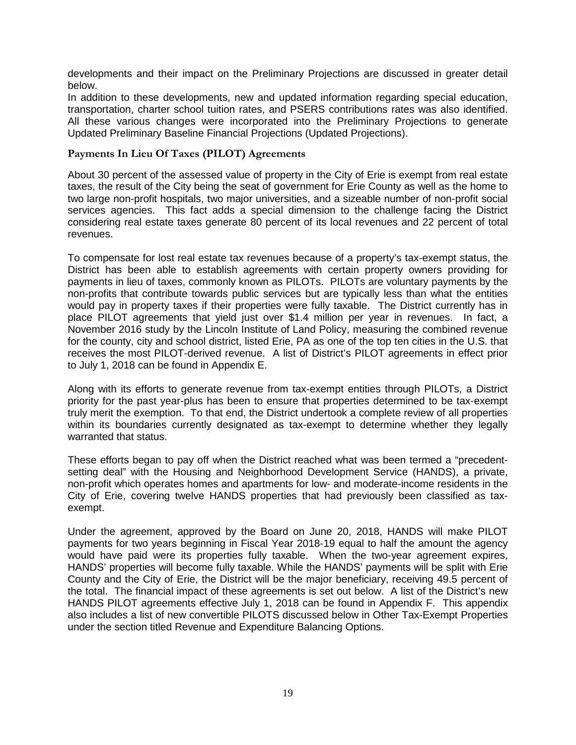developments and their impact on the Preliminary Projections are discussed in greater detail below.
In addition to these developments, new and updated information regarding special education, transportation, charter school tuition rates, and PSERS contributions rates was also identified. All these various changes were incorporated into the Preliminary Projections to generate Updated Preliminary Baseline Financial Projections (Updated Projections).

### Payments In Lieu Of Taxes (PILOT) Agreements

About 30 percent of the assessed value of property in the City of Erie is exempt from real estate taxes, the result of the City being the seat of government for Erie County as well as the home to two large non-profit hospitals, two major universities, and a sizeable number of non-profit social services agencies. This fact adds a special dimension to the challenge facing the District considering real estate taxes generate 80 percent of its local revenues and 22 percent of total revenues.

To compensate for lost real estate tax revenues because of a property's tax-exempt status, the District has been able to establish agreements with certain property owners providing for payments in lieu of taxes, commonly known as PILOTs. PILOTs are voluntary payments by the non-profits that contribute towards public services but are typically less than what the entities would pay in property taxes if their properties were fully taxable. The District currently has in place PILOT agreements that yield just over $1.4 million per year in revenues. In fact, a November 2016 study by the Lincoln Institute of Land Policy, measuring the combined revenue for the county, city and school district, listed Erie, PA as one of the top ten cities in the U.S. that receives the most PILOT-derived revenue. A list of District's PILOT agreements in effect prior to July 1, 2018 can be found in Appendix E.

Along with its efforts to generate revenue from tax-exempt entities through PILOTs, a District priority for the past year-plus has been to ensure that properties determined to be tax-exempt truly merit the exemption. To that end, the District undertook a complete review of all properties within its boundaries currently designated as tax-exempt to determine whether they legally warranted that status.

These efforts began to pay off when the District reached what was been termed a "precedent-setting deal" with the Housing and Neighborhood Development Service (HANDS), a private, non-profit which operates homes and apartments for low- and moderate-income residents in the City of Erie, covering twelve HANDS properties that had previously been classified as tax-exempt.

Under the agreement, approved by the Board on June 20, 2018, HANDS will make PILOT payments for two years beginning in Fiscal Year 2018-19 equal to half the amount the agency would have paid were its properties fully taxable. When the two-year agreement expires, HANDS' properties will become fully taxable. While the HANDS' payments will be split with Erie County and the City of Erie, the District will be the major beneficiary, receiving 49.5 percent of the total. The financial impact of these agreements is set out below. A list of the District's new HANDS PILOT agreements effective July 1, 2018 can be found in Appendix F. This appendix also includes a list of new convertible PILOTS discussed below in Other Tax-Exempt Properties under the section titled Revenue and Expenditure Balancing Options.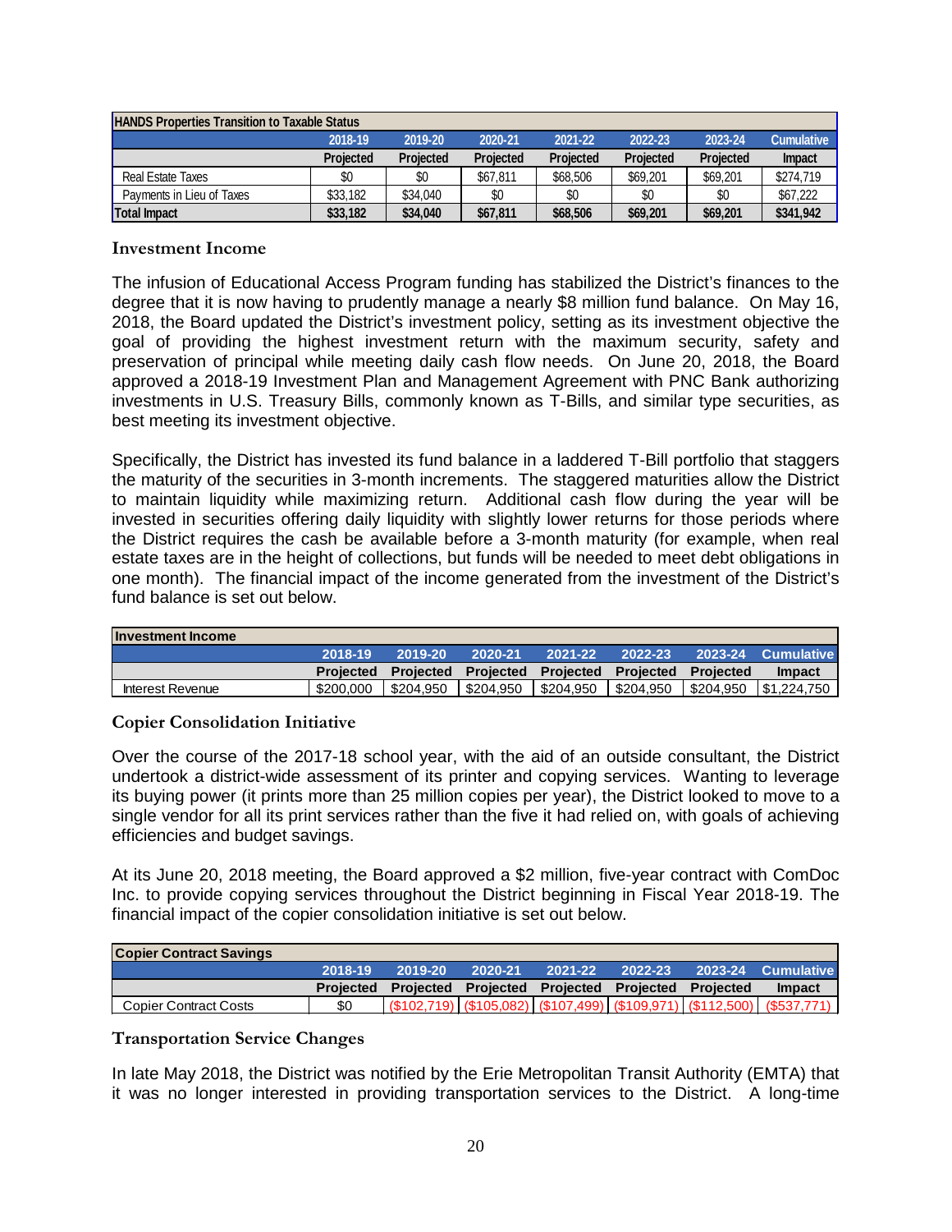| HANDS Properties Transition to Taxable Status | | | | | | | |
|---|---|---|---|---|---|---|---|
| | 2018-19 | 2019-20 | 2020-21 | 2021-22 | 2022-23 | 2023-24 | Cumulative |
| | Projected | Projected | Projected | Projected | Projected | Projected | Impact |
| Real Estate Taxes | $0 | $0 | $67,811 | $68,506 | $69,201 | $69,201 | $274,719 |
| Payments in Lieu of Taxes | $33,182 | $34,040 | $0 | $0 | $0 | $0 | $67,222 |
| **Total Impact** | **$33,182** | **$34,040** | **$67,811** | **$68,506** | **$69,201** | **$69,201** | **$341,942** |

### Investment Income

The infusion of Educational Access Program funding has stabilized the District's finances to the degree that it is now having to prudently manage a nearly $8 million fund balance. On May 16, 2018, the Board updated the District's investment policy, setting as its investment objective the goal of providing the highest investment return with the maximum security, safety and preservation of principal while meeting daily cash flow needs. On June 20, 2018, the Board approved a 2018-19 Investment Plan and Management Agreement with PNC Bank authorizing investments in U.S. Treasury Bills, commonly known as T-Bills, and similar type securities, as best meeting its investment objective.

Specifically, the District has invested its fund balance in a laddered T-Bill portfolio that staggers the maturity of the securities in 3-month increments. The staggered maturities allow the District to maintain liquidity while maximizing return. Additional cash flow during the year will be invested in securities offering daily liquidity with slightly lower returns for those periods where the District requires the cash be available before a 3-month maturity (for example, when real estate taxes are in the height of collections, but funds will be needed to meet debt obligations in one month). The financial impact of the income generated from the investment of the District's fund balance is set out below.

| Investment Income | | | | | | | |
|---|---|---|---|---|---|---|---|
| | 2018-19 | 2019-20 | 2020-21 | 2021-22 | 2022-23 | 2023-24 | Cumulative |
| | Projected | Projected | Projected | Projected | Projected | Projected | Impact |
| Interest Revenue | $200,000 | $204,950 | $204,950 | $204,950 | $204,950 | $204,950 | $1,224,750 |

### Copier Consolidation Initiative

Over the course of the 2017-18 school year, with the aid of an outside consultant, the District undertook a district-wide assessment of its printer and copying services. Wanting to leverage its buying power (it prints more than 25 million copies per year), the District looked to move to a single vendor for all its print services rather than the five it had relied on, with goals of achieving efficiencies and budget savings.

At its June 20, 2018 meeting, the Board approved a $2 million, five-year contract with ComDoc Inc. to provide copying services throughout the District beginning in Fiscal Year 2018-19. The financial impact of the copier consolidation initiative is set out below.

| Copier Contract Savings | | | | | | | |
|---|---|---|---|---|---|---|---|
| | 2018-19 | 2019-20 | 2020-21 | 2021-22 | 2022-23 | 2023-24 | Cumulative |
| | Projected | Projected | Projected | Projected | Projected | Projected | Impact |
| Copier Contract Costs | $0 | ($102,719) | ($105,082) | ($107,499) | ($109,971) | ($112,500) | ($537,771) |

### Transportation Service Changes

In late May 2018, the District was notified by the Erie Metropolitan Transit Authority (EMTA) that it was no longer interested in providing transportation services to the District. A long-time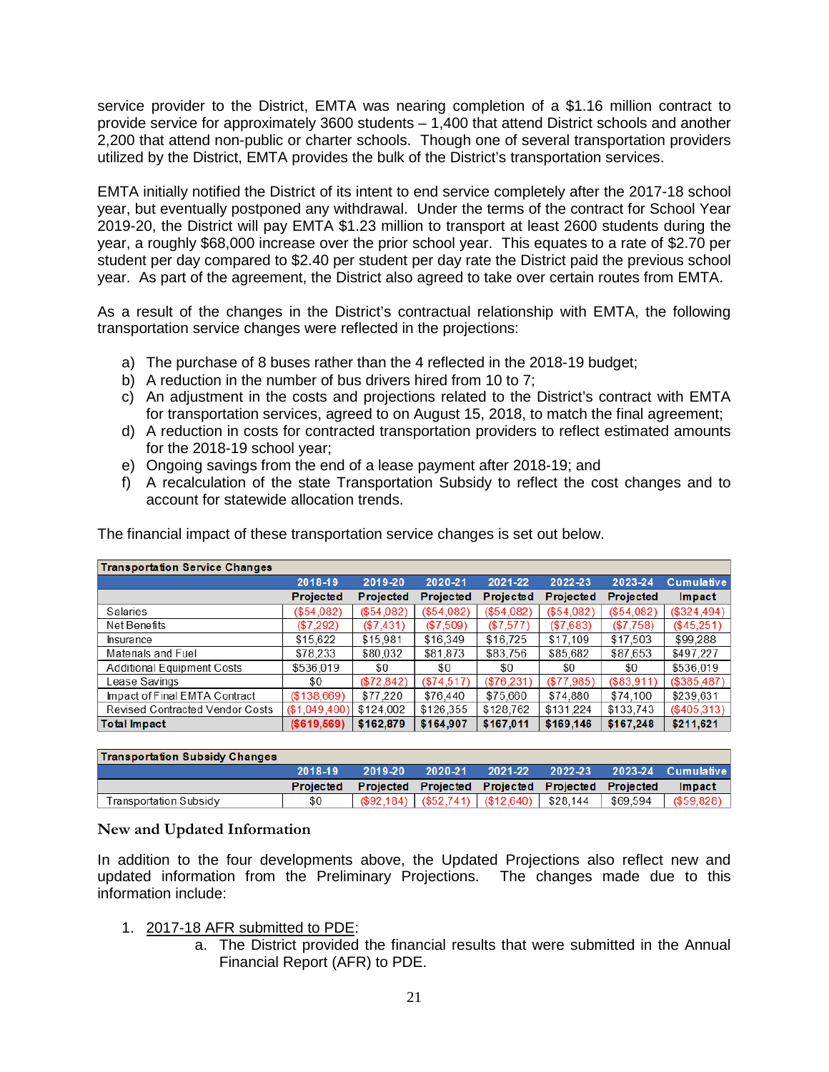service provider to the District, EMTA was nearing completion of a $1.16 million contract to provide service for approximately 3600 students – 1,400 that attend District schools and another 2,200 that attend non-public or charter schools. Though one of several transportation providers utilized by the District, EMTA provides the bulk of the District's transportation services.

EMTA initially notified the District of its intent to end service completely after the 2017-18 school year, but eventually postponed any withdrawal. Under the terms of the contract for School Year 2019-20, the District will pay EMTA $1.23 million to transport at least 2600 students during the year, a roughly $68,000 increase over the prior school year. This equates to a rate of $2.70 per student per day compared to $2.40 per student per day rate the District paid the previous school year. As part of the agreement, the District also agreed to take over certain routes from EMTA.

As a result of the changes in the District's contractual relationship with EMTA, the following transportation service changes were reflected in the projections:

a) The purchase of 8 buses rather than the 4 reflected in the 2018-19 budget;
b) A reduction in the number of bus drivers hired from 10 to 7;
c) An adjustment in the costs and projections related to the District's contract with EMTA for transportation services, agreed to on August 15, 2018, to match the final agreement;
d) A reduction in costs for contracted transportation providers to reflect estimated amounts for the 2018-19 school year;
e) Ongoing savings from the end of a lease payment after 2018-19; and
f) A recalculation of the state Transportation Subsidy to reflect the cost changes and to account for statewide allocation trends.

The financial impact of these transportation service changes is set out below.

| Transportation Service Changes | 2018-19 Projected | 2019-20 Projected | 2020-21 Projected | 2021-22 Projected | 2022-23 Projected | 2023-24 Projected | Cumulative Impact |
|---|---|---|---|---|---|---|---|
| Salaries | ($54,082) | ($54,082) | ($54,082) | ($54,082) | ($54,082) | ($54,082) | ($324,494) |
| Net Benefits | ($7,292) | ($7,431) | ($7,509) | ($7,577) | ($7,683) | ($7,758) | ($45,251) |
| Insurance | $15,622 | $15,981 | $16,349 | $16,725 | $17,109 | $17,503 | $99,288 |
| Materials and Fuel | $78,233 | $80,032 | $81,873 | $83,756 | $85,682 | $87,653 | $497,227 |
| Additional Equipment Costs | $536,019 | $0 | $0 | $0 | $0 | $0 | $536,019 |
| Lease Savings | $0 | ($72,842) | ($74,517) | ($76,231) | ($77,985) | ($83,911) | ($385,487) |
| Impact of Final EMTA Contract | ($138,669) | $77,220 | $76,440 | $75,660 | $74,880 | $74,100 | $239,631 |
| Revised Contracted Vendor Costs | ($1,049,400) | $124,002 | $126,355 | $128,762 | $131,224 | $133,743 | ($405,313) |
| **Total Impact** | **($619,569)** | **$162,879** | **$164,907** | **$167,011** | **$169,146** | **$167,248** | **$211,621** |

| Transportation Subsidy Changes | 2018-19 Projected | 2019-20 Projected | 2020-21 Projected | 2021-22 Projected | 2022-23 Projected | 2023-24 Projected | Cumulative Impact |
|---|---|---|---|---|---|---|---|
| Transportation Subsidy | $0 | ($92,184) | ($52,741) | ($12,640) | $28,144 | $69,594 | ($59,828) |

### New and Updated Information

In addition to the four developments above, the Updated Projections also reflect new and updated information from the Preliminary Projections. The changes made due to this information include:

1. 2017-18 AFR submitted to PDE:
   a. The District provided the financial results that were submitted in the Annual Financial Report (AFR) to PDE.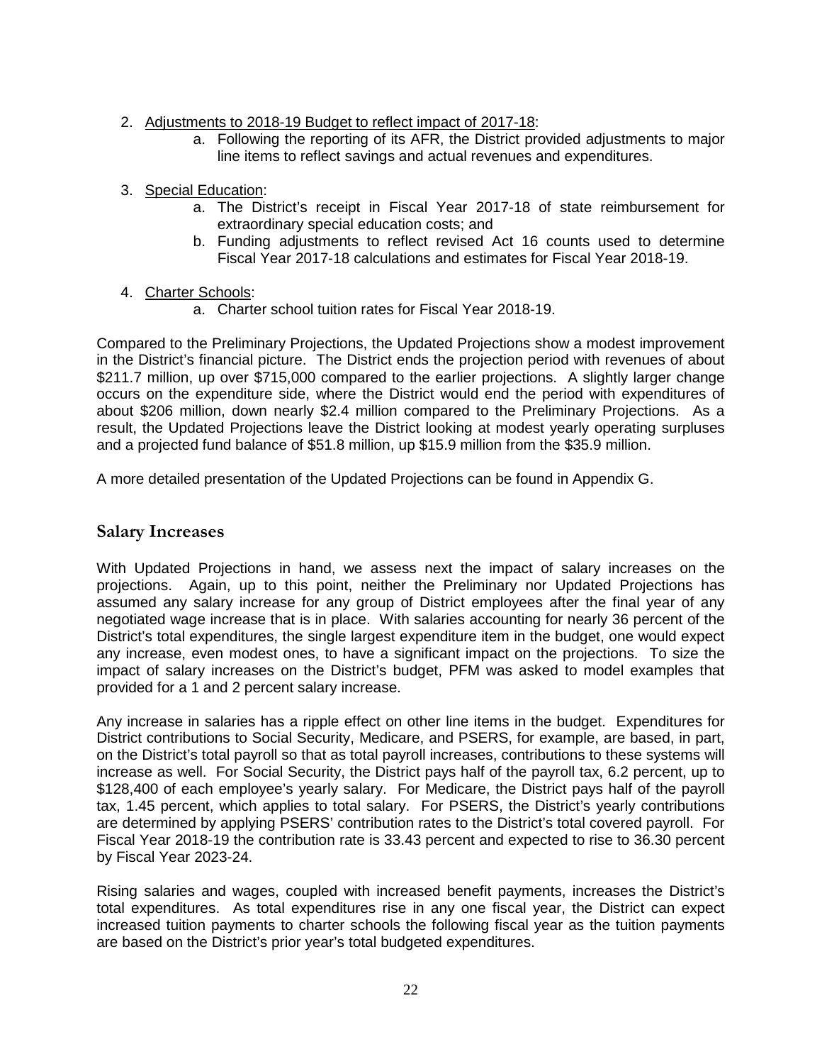2. Adjustments to 2018-19 Budget to reflect impact of 2017-18:
    a. Following the reporting of its AFR, the District provided adjustments to major line items to reflect savings and actual revenues and expenditures.

3. Special Education:
    a. The District's receipt in Fiscal Year 2017-18 of state reimbursement for extraordinary special education costs; and
    b. Funding adjustments to reflect revised Act 16 counts used to determine Fiscal Year 2017-18 calculations and estimates for Fiscal Year 2018-19.

4. Charter Schools:
    a. Charter school tuition rates for Fiscal Year 2018-19.

Compared to the Preliminary Projections, the Updated Projections show a modest improvement in the District's financial picture. The District ends the projection period with revenues of about $211.7 million, up over $715,000 compared to the earlier projections. A slightly larger change occurs on the expenditure side, where the District would end the period with expenditures of about $206 million, down nearly $2.4 million compared to the Preliminary Projections. As a result, the Updated Projections leave the District looking at modest yearly operating surpluses and a projected fund balance of $51.8 million, up $15.9 million from the $35.9 million.

A more detailed presentation of the Updated Projections can be found in Appendix G.

## Salary Increases

With Updated Projections in hand, we assess next the impact of salary increases on the projections. Again, up to this point, neither the Preliminary nor Updated Projections has assumed any salary increase for any group of District employees after the final year of any negotiated wage increase that is in place. With salaries accounting for nearly 36 percent of the District's total expenditures, the single largest expenditure item in the budget, one would expect any increase, even modest ones, to have a significant impact on the projections. To size the impact of salary increases on the District's budget, PFM was asked to model examples that provided for a 1 and 2 percent salary increase.

Any increase in salaries has a ripple effect on other line items in the budget. Expenditures for District contributions to Social Security, Medicare, and PSERS, for example, are based, in part, on the District's total payroll so that as total payroll increases, contributions to these systems will increase as well. For Social Security, the District pays half of the payroll tax, 6.2 percent, up to $128,400 of each employee's yearly salary. For Medicare, the District pays half of the payroll tax, 1.45 percent, which applies to total salary. For PSERS, the District's yearly contributions are determined by applying PSERS' contribution rates to the District's total covered payroll. For Fiscal Year 2018-19 the contribution rate is 33.43 percent and expected to rise to 36.30 percent by Fiscal Year 2023-24.

Rising salaries and wages, coupled with increased benefit payments, increases the District's total expenditures. As total expenditures rise in any one fiscal year, the District can expect increased tuition payments to charter schools the following fiscal year as the tuition payments are based on the District's prior year's total budgeted expenditures.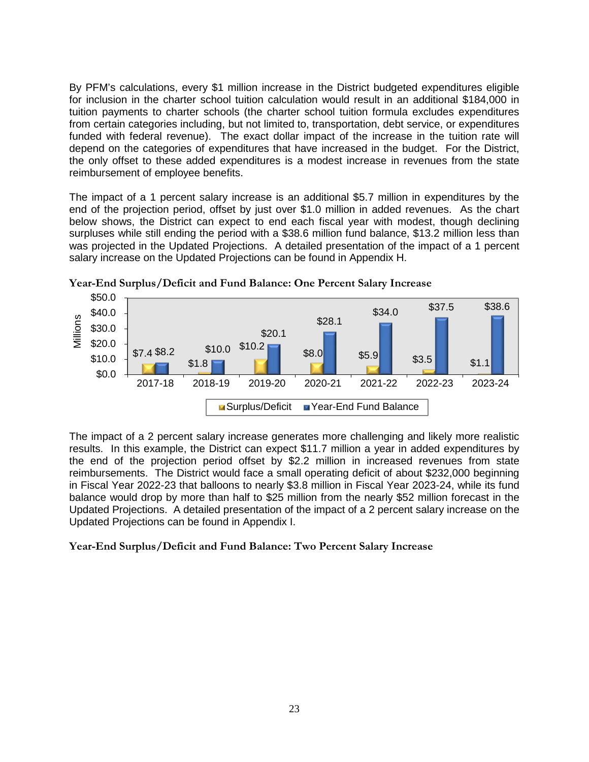By PFM's calculations, every $1 million increase in the District budgeted expenditures eligible for inclusion in the charter school tuition calculation would result in an additional $184,000 in tuition payments to charter schools (the charter school tuition formula excludes expenditures from certain categories including, but not limited to, transportation, debt service, or expenditures funded with federal revenue). The exact dollar impact of the increase in the tuition rate will depend on the categories of expenditures that have increased in the budget. For the District, the only offset to these added expenditures is a modest increase in revenues from the state reimbursement of employee benefits.

The impact of a 1 percent salary increase is an additional $5.7 million in expenditures by the end of the projection period, offset by just over $1.0 million in added revenues. As the chart below shows, the District can expect to end each fiscal year with modest, though declining surpluses while still ending the period with a $38.6 million fund balance, $13.2 million less than was projected in the Updated Projections. A detailed presentation of the impact of a 1 percent salary increase on the Updated Projections can be found in Appendix H.

**Year-End Surplus/Deficit and Fund Balance: One Percent Salary Increase**

| Millions | 2017-18 | 2018-19 | 2019-20 | 2020-21 | 2021-22 | 2022-23 | 2023-24 |
|---|---|---|---|---|---|---|---|
| Surplus/Deficit | $7.4 | $1.8 | $10.2 | $8.0 | $5.9 | $3.5 | $1.1 |
| Year-End Fund Balance | $8.2 | $10.0 | $20.1 | $28.1 | $34.0 | $37.5 | $38.6 |

The impact of a 2 percent salary increase generates more challenging and likely more realistic results. In this example, the District can expect $11.7 million a year in added expenditures by the end of the projection period offset by $2.2 million in increased revenues from state reimbursements. The District would face a small operating deficit of about $232,000 beginning in Fiscal Year 2022-23 that balloons to nearly $3.8 million in Fiscal Year 2023-24, while its fund balance would drop by more than half to $25 million from the nearly $52 million forecast in the Updated Projections. A detailed presentation of the impact of a 2 percent salary increase on the Updated Projections can be found in Appendix I.

**Year-End Surplus/Deficit and Fund Balance: Two Percent Salary Increase**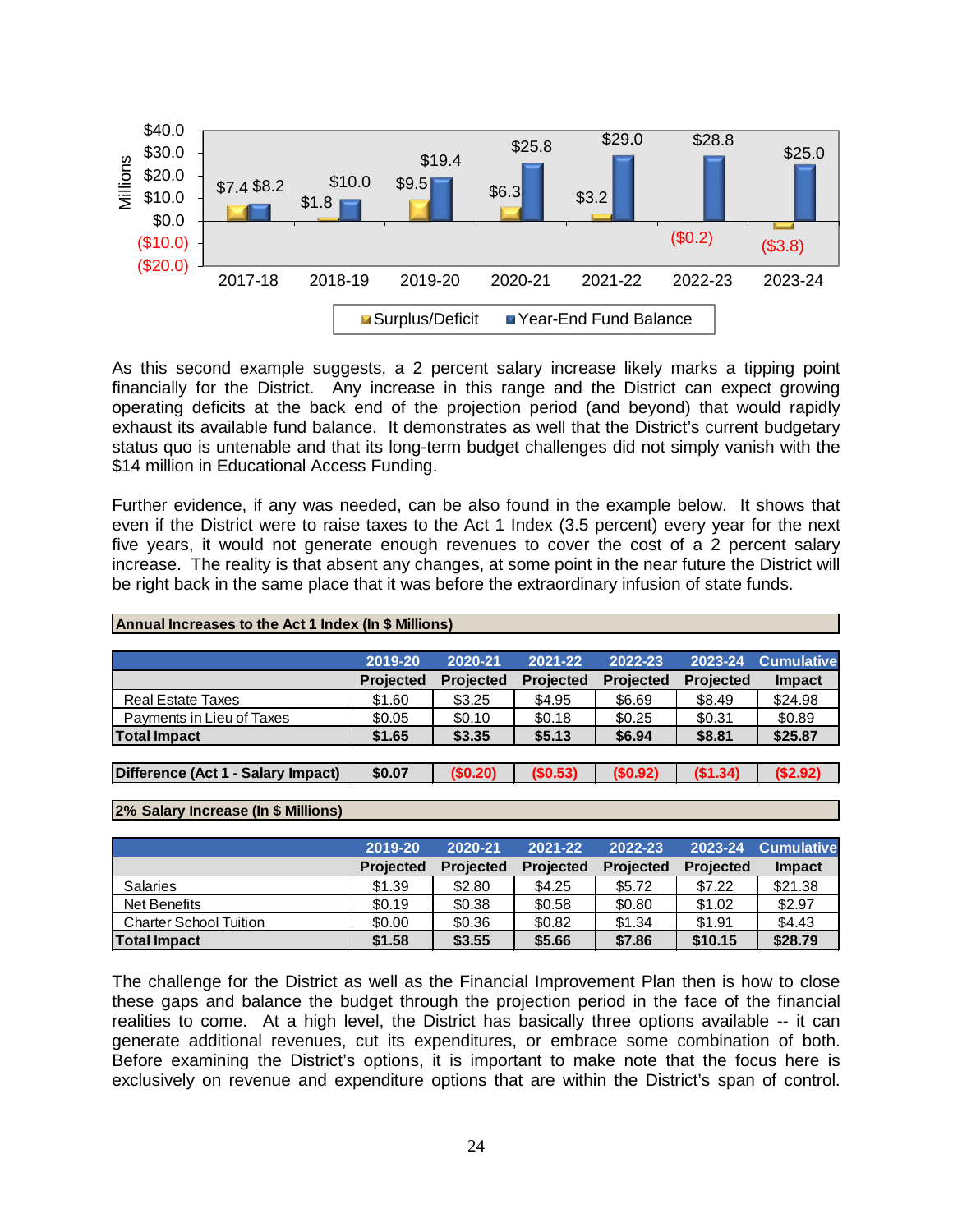As this second example suggests, a 2 percent salary increase likely marks a tipping point financially for the District. Any increase in this range and the District can expect growing operating deficits at the back end of the projection period (and beyond) that would rapidly exhaust its available fund balance. It demonstrates as well that the District's current budgetary status quo is untenable and that its long-term budget challenges did not simply vanish with the $14 million in Educational Access Funding.

Further evidence, if any was needed, can be also found in the example below. It shows that even if the District were to raise taxes to the Act 1 Index (3.5 percent) every year for the next five years, it would not generate enough revenues to cover the cost of a 2 percent salary increase. The reality is that absent any changes, at some point in the near future the District will be right back in the same place that it was before the extraordinary infusion of state funds.

**Annual Increases to the Act 1 Index (In $ Millions)**

| | 2019-20 | 2020-21 | 2021-22 | 2022-23 | 2023-24 | Cumulative |
|---|---|---|---|---|---|---|
| | Projected | Projected | Projected | Projected | Projected | Impact |
| Real Estate Taxes | $1.60 | $3.25 | $4.95 | $6.69 | $8.49 | $24.98 |
| Payments in Lieu of Taxes | $0.05 | $0.10 | $0.18 | $0.25 | $0.31 | $0.89 |
| **Total Impact** | **$1.65** | **$3.35** | **$5.13** | **$6.94** | **$8.81** | **$25.87** |

| | | | | | | |
|---|---|---|---|---|---|---|
| **Difference (Act 1 - Salary Impact)** | **$0.07** | **($0.20)** | **($0.53)** | **($0.92)** | **($1.34)** | **($2.92)** |

**2% Salary Increase (In $ Millions)**

| | 2019-20 | 2020-21 | 2021-22 | 2022-23 | 2023-24 | Cumulative |
|---|---|---|---|---|---|---|
| | Projected | Projected | Projected | Projected | Projected | Impact |
| Salaries | $1.39 | $2.80 | $4.25 | $5.72 | $7.22 | $21.38 |
| Net Benefits | $0.19 | $0.38 | $0.58 | $0.80 | $1.02 | $2.97 |
| Charter School Tuition | $0.00 | $0.36 | $0.82 | $1.34 | $1.91 | $4.43 |
| **Total Impact** | **$1.58** | **$3.55** | **$5.66** | **$7.86** | **$10.15** | **$28.79** |

The challenge for the District as well as the Financial Improvement Plan then is how to close these gaps and balance the budget through the projection period in the face of the financial realities to come. At a high level, the District has basically three options available -- it can generate additional revenues, cut its expenditures, or embrace some combination of both. Before examining the District's options, it is important to make note that the focus here is exclusively on revenue and expenditure options that are within the District's span of control.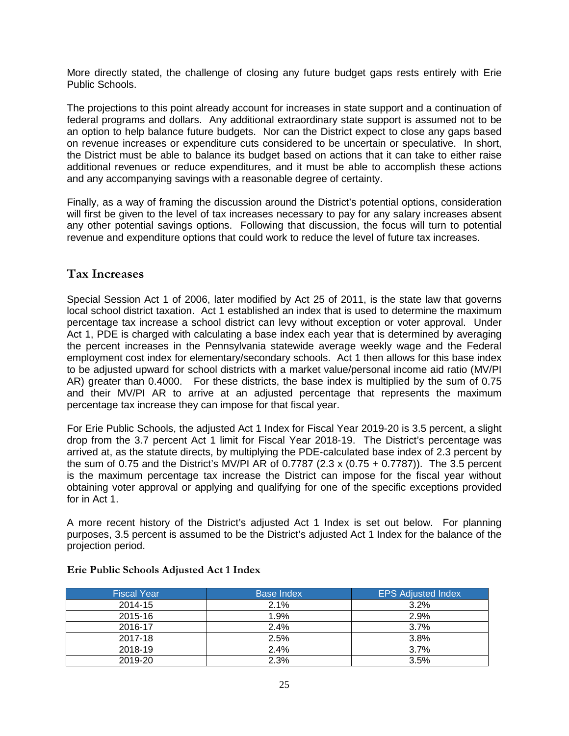More directly stated, the challenge of closing any future budget gaps rests entirely with Erie Public Schools.

The projections to this point already account for increases in state support and a continuation of federal programs and dollars. Any additional extraordinary state support is assumed not to be an option to help balance future budgets. Nor can the District expect to close any gaps based on revenue increases or expenditure cuts considered to be uncertain or speculative. In short, the District must be able to balance its budget based on actions that it can take to either raise additional revenues or reduce expenditures, and it must be able to accomplish these actions and any accompanying savings with a reasonable degree of certainty.

Finally, as a way of framing the discussion around the District's potential options, consideration will first be given to the level of tax increases necessary to pay for any salary increases absent any other potential savings options. Following that discussion, the focus will turn to potential revenue and expenditure options that could work to reduce the level of future tax increases.

## Tax Increases

Special Session Act 1 of 2006, later modified by Act 25 of 2011, is the state law that governs local school district taxation. Act 1 established an index that is used to determine the maximum percentage tax increase a school district can levy without exception or voter approval. Under Act 1, PDE is charged with calculating a base index each year that is determined by averaging the percent increases in the Pennsylvania statewide average weekly wage and the Federal employment cost index for elementary/secondary schools. Act 1 then allows for this base index to be adjusted upward for school districts with a market value/personal income aid ratio (MV/PI AR) greater than 0.4000. For these districts, the base index is multiplied by the sum of 0.75 and their MV/PI AR to arrive at an adjusted percentage that represents the maximum percentage tax increase they can impose for that fiscal year.

For Erie Public Schools, the adjusted Act 1 Index for Fiscal Year 2019-20 is 3.5 percent, a slight drop from the 3.7 percent Act 1 limit for Fiscal Year 2018-19. The District's percentage was arrived at, as the statute directs, by multiplying the PDE-calculated base index of 2.3 percent by the sum of 0.75 and the District's MV/PI AR of 0.7787 (2.3 x (0.75 + 0.7787)). The 3.5 percent is the maximum percentage tax increase the District can impose for the fiscal year without obtaining voter approval or applying and qualifying for one of the specific exceptions provided for in Act 1.

A more recent history of the District's adjusted Act 1 Index is set out below. For planning purposes, 3.5 percent is assumed to be the District's adjusted Act 1 Index for the balance of the projection period.

**Erie Public Schools Adjusted Act 1 Index**

| Fiscal Year | Base Index | EPS Adjusted Index |
|---|---|---|
| 2014-15 | 2.1% | 3.2% |
| 2015-16 | 1.9% | 2.9% |
| 2016-17 | 2.4% | 3.7% |
| 2017-18 | 2.5% | 3.8% |
| 2018-19 | 2.4% | 3.7% |
| 2019-20 | 2.3% | 3.5% |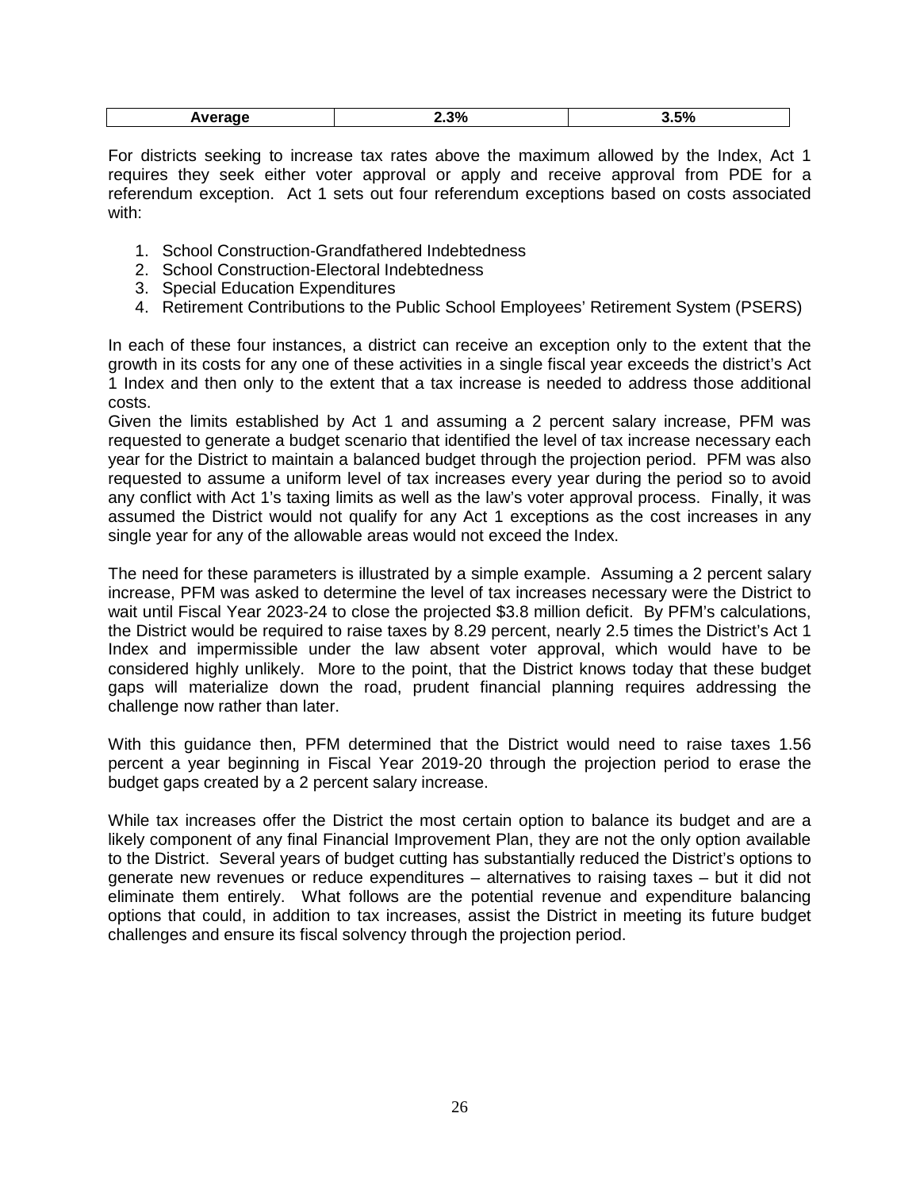| Average | 2.3% | 3.5% |
|---|---|---|

For districts seeking to increase tax rates above the maximum allowed by the Index, Act 1 requires they seek either voter approval or apply and receive approval from PDE for a referendum exception. Act 1 sets out four referendum exceptions based on costs associated with:

1. School Construction-Grandfathered Indebtedness
2. School Construction-Electoral Indebtedness
3. Special Education Expenditures
4. Retirement Contributions to the Public School Employees' Retirement System (PSERS)

In each of these four instances, a district can receive an exception only to the extent that the growth in its costs for any one of these activities in a single fiscal year exceeds the district's Act 1 Index and then only to the extent that a tax increase is needed to address those additional costs.

Given the limits established by Act 1 and assuming a 2 percent salary increase, PFM was requested to generate a budget scenario that identified the level of tax increase necessary each year for the District to maintain a balanced budget through the projection period. PFM was also requested to assume a uniform level of tax increases every year during the period so to avoid any conflict with Act 1's taxing limits as well as the law's voter approval process. Finally, it was assumed the District would not qualify for any Act 1 exceptions as the cost increases in any single year for any of the allowable areas would not exceed the Index.

The need for these parameters is illustrated by a simple example. Assuming a 2 percent salary increase, PFM was asked to determine the level of tax increases necessary were the District to wait until Fiscal Year 2023-24 to close the projected $3.8 million deficit. By PFM's calculations, the District would be required to raise taxes by 8.29 percent, nearly 2.5 times the District's Act 1 Index and impermissible under the law absent voter approval, which would have to be considered highly unlikely. More to the point, that the District knows today that these budget gaps will materialize down the road, prudent financial planning requires addressing the challenge now rather than later.

With this guidance then, PFM determined that the District would need to raise taxes 1.56 percent a year beginning in Fiscal Year 2019-20 through the projection period to erase the budget gaps created by a 2 percent salary increase.

While tax increases offer the District the most certain option to balance its budget and are a likely component of any final Financial Improvement Plan, they are not the only option available to the District. Several years of budget cutting has substantially reduced the District's options to generate new revenues or reduce expenditures – alternatives to raising taxes – but it did not eliminate them entirely. What follows are the potential revenue and expenditure balancing options that could, in addition to tax increases, assist the District in meeting its future budget challenges and ensure its fiscal solvency through the projection period.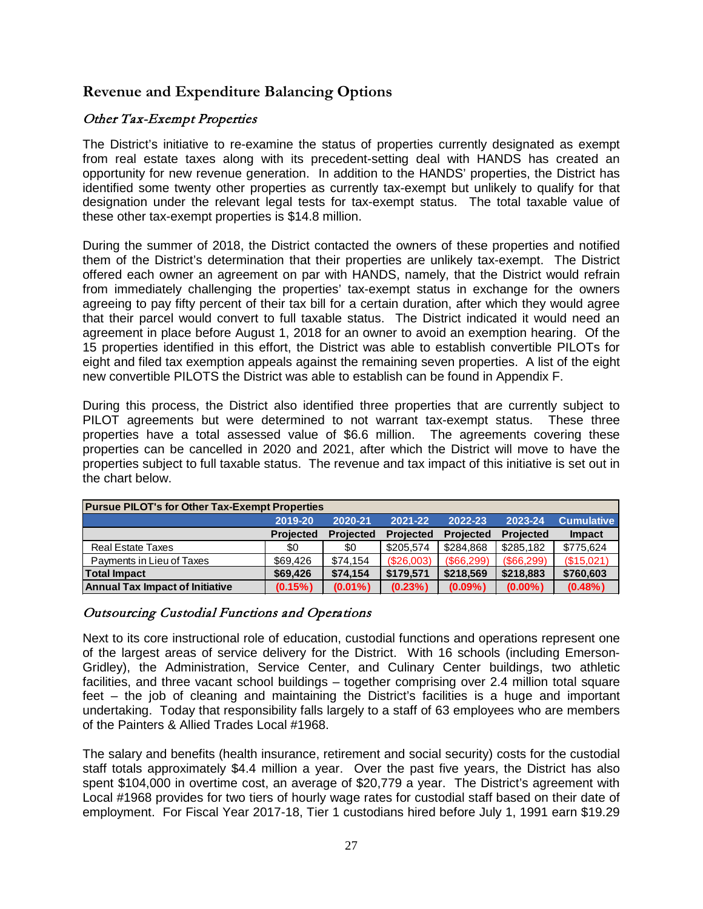## Revenue and Expenditure Balancing Options

### *Other Tax-Exempt Properties*

The District's initiative to re-examine the status of properties currently designated as exempt from real estate taxes along with its precedent-setting deal with HANDS has created an opportunity for new revenue generation. In addition to the HANDS' properties, the District has identified some twenty other properties as currently tax-exempt but unlikely to qualify for that designation under the relevant legal tests for tax-exempt status. The total taxable value of these other tax-exempt properties is $14.8 million.

During the summer of 2018, the District contacted the owners of these properties and notified them of the District's determination that their properties are unlikely tax-exempt. The District offered each owner an agreement on par with HANDS, namely, that the District would refrain from immediately challenging the properties' tax-exempt status in exchange for the owners agreeing to pay fifty percent of their tax bill for a certain duration, after which they would agree that their parcel would convert to full taxable status. The District indicated it would need an agreement in place before August 1, 2018 for an owner to avoid an exemption hearing. Of the 15 properties identified in this effort, the District was able to establish convertible PILOTs for eight and filed tax exemption appeals against the remaining seven properties. A list of the eight new convertible PILOTS the District was able to establish can be found in Appendix F.

During this process, the District also identified three properties that are currently subject to PILOT agreements but were determined to not warrant tax-exempt status. These three properties have a total assessed value of $6.6 million. The agreements covering these properties can be cancelled in 2020 and 2021, after which the District will move to have the properties subject to full taxable status. The revenue and tax impact of this initiative is set out in the chart below.

| Pursue PILOT's for Other Tax-Exempt Properties | | | | | | |
|---|---|---|---|---|---|---|
| | 2019-20 | 2020-21 | 2021-22 | 2022-23 | 2023-24 | Cumulative |
| | Projected | Projected | Projected | Projected | Projected | Impact |
| Real Estate Taxes | $0 | $0 | $205,574 | $284,868 | $285,182 | $775,624 |
| Payments in Lieu of Taxes | $69,426 | $74,154 | ($26,003) | ($66,299) | ($66,299) | ($15,021) |
| **Total Impact** | **$69,426** | **$74,154** | **$179,571** | **$218,569** | **$218,883** | **$760,603** |
| **Annual Tax Impact of Initiative** | **(0.15%)** | **(0.01%)** | **(0.23%)** | **(0.09%)** | **(0.00%)** | **(0.48%)** |

### *Outsourcing Custodial Functions and Operations*

Next to its core instructional role of education, custodial functions and operations represent one of the largest areas of service delivery for the District. With 16 schools (including Emerson-Gridley), the Administration, Service Center, and Culinary Center buildings, two athletic facilities, and three vacant school buildings – together comprising over 2.4 million total square feet – the job of cleaning and maintaining the District's facilities is a huge and important undertaking. Today that responsibility falls largely to a staff of 63 employees who are members of the Painters & Allied Trades Local #1968.

The salary and benefits (health insurance, retirement and social security) costs for the custodial staff totals approximately $4.4 million a year. Over the past five years, the District has also spent $104,000 in overtime cost, an average of $20,779 a year. The District's agreement with Local #1968 provides for two tiers of hourly wage rates for custodial staff based on their date of employment. For Fiscal Year 2017-18, Tier 1 custodians hired before July 1, 1991 earn $19.29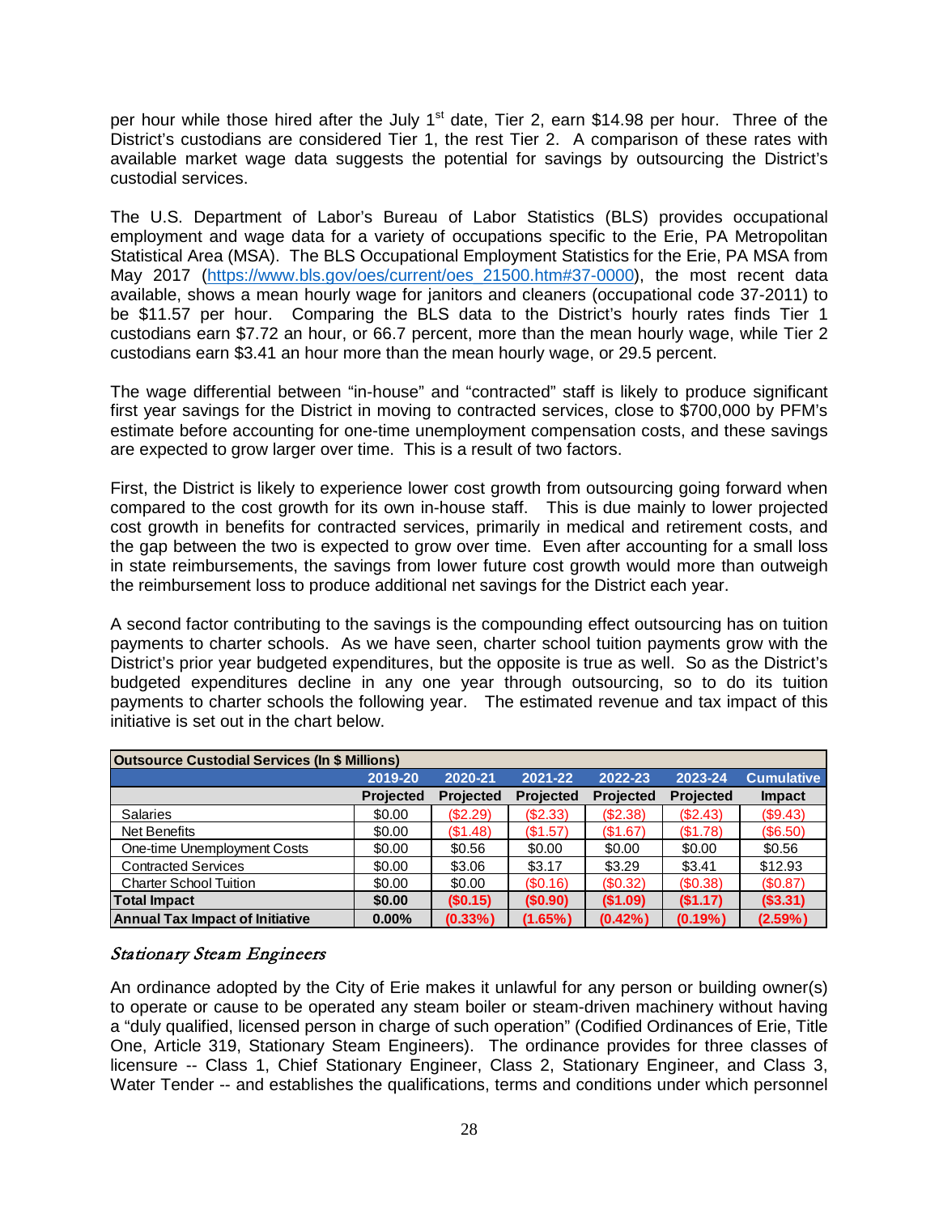per hour while those hired after the July 1st date, Tier 2, earn $14.98 per hour. Three of the District's custodians are considered Tier 1, the rest Tier 2. A comparison of these rates with available market wage data suggests the potential for savings by outsourcing the District's custodial services.

The U.S. Department of Labor's Bureau of Labor Statistics (BLS) provides occupational employment and wage data for a variety of occupations specific to the Erie, PA Metropolitan Statistical Area (MSA). The BLS Occupational Employment Statistics for the Erie, PA MSA from May 2017 ([https://www.bls.gov/oes/current/oes_21500.htm#37-0000](https://www.bls.gov/oes/current/oes_21500.htm#37-0000)), the most recent data available, shows a mean hourly wage for janitors and cleaners (occupational code 37-2011) to be $11.57 per hour. Comparing the BLS data to the District's hourly rates finds Tier 1 custodians earn $7.72 an hour, or 66.7 percent, more than the mean hourly wage, while Tier 2 custodians earn $3.41 an hour more than the mean hourly wage, or 29.5 percent.

The wage differential between "in-house" and "contracted" staff is likely to produce significant first year savings for the District in moving to contracted services, close to $700,000 by PFM's estimate before accounting for one-time unemployment compensation costs, and these savings are expected to grow larger over time. This is a result of two factors.

First, the District is likely to experience lower cost growth from outsourcing going forward when compared to the cost growth for its own in-house staff. This is due mainly to lower projected cost growth in benefits for contracted services, primarily in medical and retirement costs, and the gap between the two is expected to grow over time. Even after accounting for a small loss in state reimbursements, the savings from lower future cost growth would more than outweigh the reimbursement loss to produce additional net savings for the District each year.

A second factor contributing to the savings is the compounding effect outsourcing has on tuition payments to charter schools. As we have seen, charter school tuition payments grow with the District's prior year budgeted expenditures, but the opposite is true as well. So as the District's budgeted expenditures decline in any one year through outsourcing, so to do its tuition payments to charter schools the following year. The estimated revenue and tax impact of this initiative is set out in the chart below.

| Outsource Custodial Services (In $ Millions) | | | | | | |
|---|---|---|---|---|---|---|
| | 2019-20 | 2020-21 | 2021-22 | 2022-23 | 2023-24 | Cumulative |
| | Projected | Projected | Projected | Projected | Projected | Impact |
| Salaries | $0.00 | ($2.29) | ($2.33) | ($2.38) | ($2.43) | ($9.43) |
| Net Benefits | $0.00 | ($1.48) | ($1.57) | ($1.67) | ($1.78) | ($6.50) |
| One-time Unemployment Costs | $0.00 | $0.56 | $0.00 | $0.00 | $0.00 | $0.56 |
| Contracted Services | $0.00 | $3.06 | $3.17 | $3.29 | $3.41 | $12.93 |
| Charter School Tuition | $0.00 | $0.00 | ($0.16) | ($0.32) | ($0.38) | ($0.87) |
| **Total Impact** | **$0.00** | **($0.15)** | **($0.90)** | **($1.09)** | **($1.17)** | **($3.31)** |
| **Annual Tax Impact of Initiative** | **0.00%** | **(0.33%)** | **(1.65%)** | **(0.42%)** | **(0.19%)** | **(2.59%)** |

### *Stationary Steam Engineers*

An ordinance adopted by the City of Erie makes it unlawful for any person or building owner(s) to operate or cause to be operated any steam boiler or steam-driven machinery without having a "duly qualified, licensed person in charge of such operation" (Codified Ordinances of Erie, Title One, Article 319, Stationary Steam Engineers). The ordinance provides for three classes of licensure -- Class 1, Chief Stationary Engineer, Class 2, Stationary Engineer, and Class 3, Water Tender -- and establishes the qualifications, terms and conditions under which personnel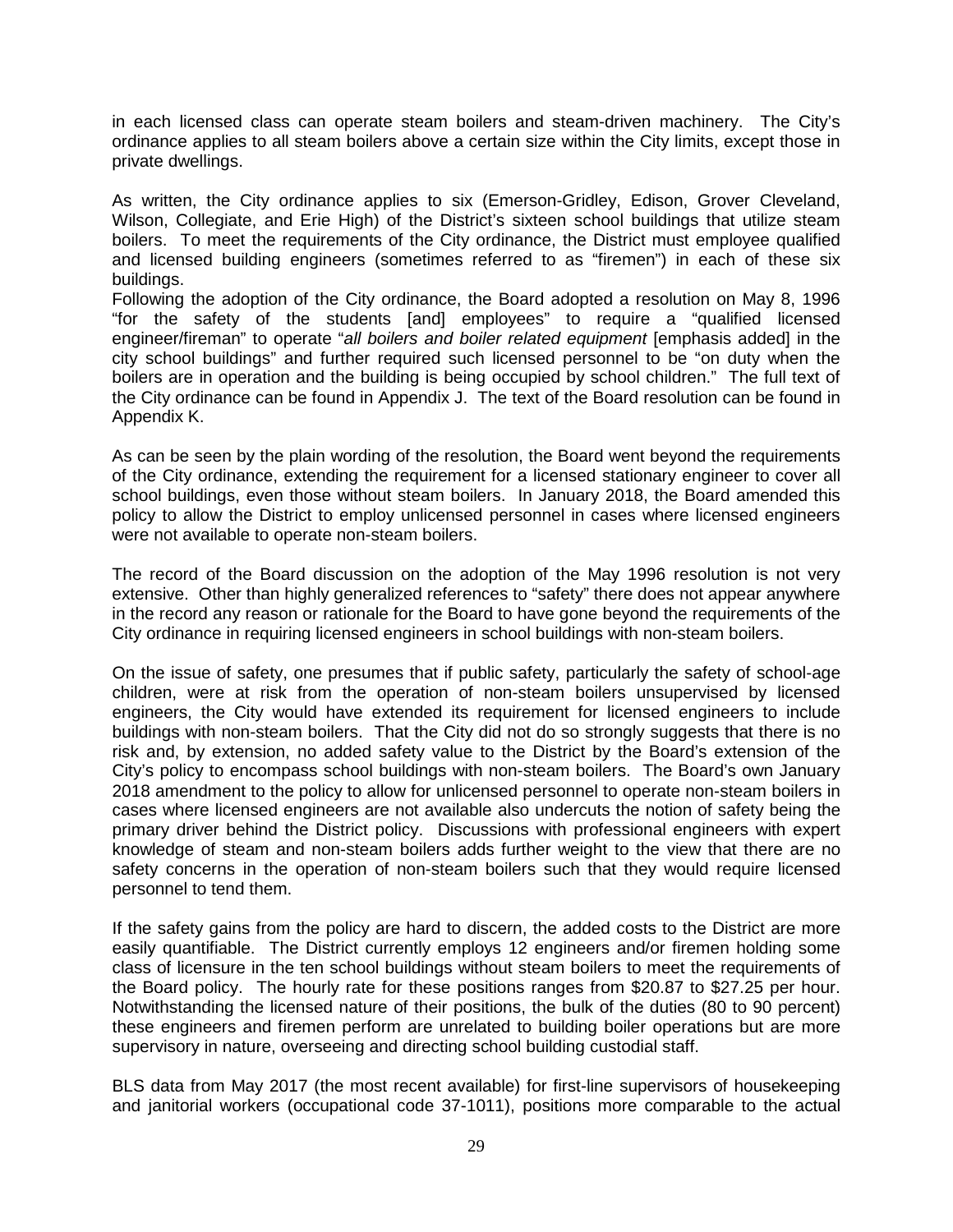in each licensed class can operate steam boilers and steam-driven machinery. The City's ordinance applies to all steam boilers above a certain size within the City limits, except those in private dwellings.

As written, the City ordinance applies to six (Emerson-Gridley, Edison, Grover Cleveland, Wilson, Collegiate, and Erie High) of the District's sixteen school buildings that utilize steam boilers. To meet the requirements of the City ordinance, the District must employee qualified and licensed building engineers (sometimes referred to as "firemen") in each of these six buildings.

Following the adoption of the City ordinance, the Board adopted a resolution on May 8, 1996 "for the safety of the students [and] employees" to require a "qualified licensed engineer/fireman" to operate "*all boilers and boiler related equipment* [emphasis added] in the city school buildings" and further required such licensed personnel to be "on duty when the boilers are in operation and the building is being occupied by school children." The full text of the City ordinance can be found in Appendix J. The text of the Board resolution can be found in Appendix K.

As can be seen by the plain wording of the resolution, the Board went beyond the requirements of the City ordinance, extending the requirement for a licensed stationary engineer to cover all school buildings, even those without steam boilers. In January 2018, the Board amended this policy to allow the District to employ unlicensed personnel in cases where licensed engineers were not available to operate non-steam boilers.

The record of the Board discussion on the adoption of the May 1996 resolution is not very extensive. Other than highly generalized references to "safety" there does not appear anywhere in the record any reason or rationale for the Board to have gone beyond the requirements of the City ordinance in requiring licensed engineers in school buildings with non-steam boilers.

On the issue of safety, one presumes that if public safety, particularly the safety of school-age children, were at risk from the operation of non-steam boilers unsupervised by licensed engineers, the City would have extended its requirement for licensed engineers to include buildings with non-steam boilers. That the City did not do so strongly suggests that there is no risk and, by extension, no added safety value to the District by the Board's extension of the City's policy to encompass school buildings with non-steam boilers. The Board's own January 2018 amendment to the policy to allow for unlicensed personnel to operate non-steam boilers in cases where licensed engineers are not available also undercuts the notion of safety being the primary driver behind the District policy. Discussions with professional engineers with expert knowledge of steam and non-steam boilers adds further weight to the view that there are no safety concerns in the operation of non-steam boilers such that they would require licensed personnel to tend them.

If the safety gains from the policy are hard to discern, the added costs to the District are more easily quantifiable. The District currently employs 12 engineers and/or firemen holding some class of licensure in the ten school buildings without steam boilers to meet the requirements of the Board policy. The hourly rate for these positions ranges from $20.87 to $27.25 per hour. Notwithstanding the licensed nature of their positions, the bulk of the duties (80 to 90 percent) these engineers and firemen perform are unrelated to building boiler operations but are more supervisory in nature, overseeing and directing school building custodial staff.

BLS data from May 2017 (the most recent available) for first-line supervisors of housekeeping and janitorial workers (occupational code 37-1011), positions more comparable to the actual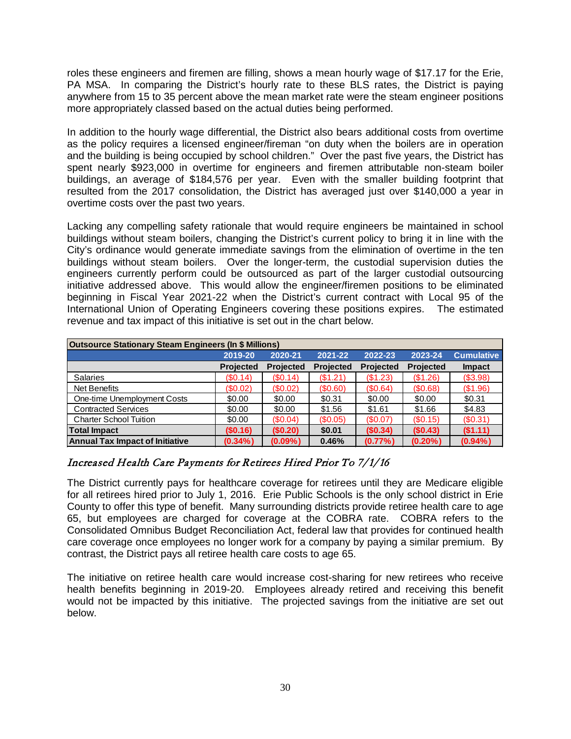roles these engineers and firemen are filling, shows a mean hourly wage of $17.17 for the Erie, PA MSA. In comparing the District's hourly rate to these BLS rates, the District is paying anywhere from 15 to 35 percent above the mean market rate were the steam engineer positions more appropriately classed based on the actual duties being performed.

In addition to the hourly wage differential, the District also bears additional costs from overtime as the policy requires a licensed engineer/fireman "on duty when the boilers are in operation and the building is being occupied by school children." Over the past five years, the District has spent nearly $923,000 in overtime for engineers and firemen attributable non-steam boiler buildings, an average of $184,576 per year. Even with the smaller building footprint that resulted from the 2017 consolidation, the District has averaged just over $140,000 a year in overtime costs over the past two years.

Lacking any compelling safety rationale that would require engineers be maintained in school buildings without steam boilers, changing the District's current policy to bring it in line with the City's ordinance would generate immediate savings from the elimination of overtime in the ten buildings without steam boilers. Over the longer-term, the custodial supervision duties the engineers currently perform could be outsourced as part of the larger custodial outsourcing initiative addressed above. This would allow the engineer/firemen positions to be eliminated beginning in Fiscal Year 2021-22 when the District's current contract with Local 95 of the International Union of Operating Engineers covering these positions expires. The estimated revenue and tax impact of this initiative is set out in the chart below.

| Outsource Stationary Steam Engineers (In $ Millions) | 2019-20 Projected | 2020-21 Projected | 2021-22 Projected | 2022-23 Projected | 2023-24 Projected | Cumulative Impact |
|---|---|---|---|---|---|---|
| Salaries | ($0.14) | ($0.14) | ($1.21) | ($1.23) | ($1.26) | ($3.98) |
| Net Benefits | ($0.02) | ($0.02) | ($0.60) | ($0.64) | ($0.68) | ($1.96) |
| One-time Unemployment Costs | $0.00 | $0.00 | $0.31 | $0.00 | $0.00 | $0.31 |
| Contracted Services | $0.00 | $0.00 | $1.56 | $1.61 | $1.66 | $4.83 |
| Charter School Tuition | $0.00 | ($0.04) | ($0.05) | ($0.07) | ($0.15) | ($0.31) |
| **Total Impact** | **($0.16)** | **($0.20)** | **$0.01** | **($0.34)** | **($0.43)** | **($1.11)** |
| **Annual Tax Impact of Initiative** | **(0.34%)** | **(0.09%)** | **0.46%** | **(0.77%)** | **(0.20%)** | **(0.94%)** |

### *Increased Health Care Payments for Retirees Hired Prior To 7/1/16*

The District currently pays for healthcare coverage for retirees until they are Medicare eligible for all retirees hired prior to July 1, 2016. Erie Public Schools is the only school district in Erie County to offer this type of benefit. Many surrounding districts provide retiree health care to age 65, but employees are charged for coverage at the COBRA rate. COBRA refers to the Consolidated Omnibus Budget Reconciliation Act, federal law that provides for continued health care coverage once employees no longer work for a company by paying a similar premium. By contrast, the District pays all retiree health care costs to age 65.

The initiative on retiree health care would increase cost-sharing for new retirees who receive health benefits beginning in 2019-20. Employees already retired and receiving this benefit would not be impacted by this initiative. The projected savings from the initiative are set out below.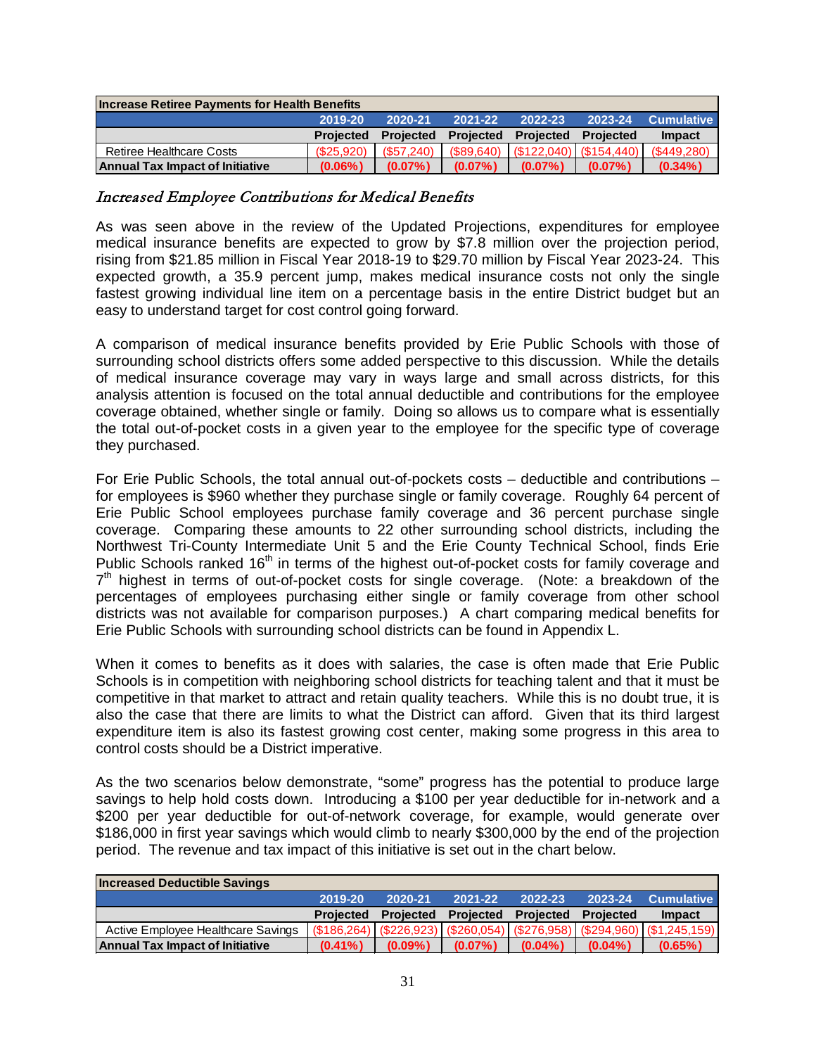| Increase Retiree Payments for Health Benefits | | | | | | |
|---|---|---|---|---|---|---|
| | 2019-20 | 2020-21 | 2021-22 | 2022-23 | 2023-24 | Cumulative |
| | Projected | Projected | Projected | Projected | Projected | Impact |
| Retiree Healthcare Costs | ($25,920) | ($57,240) | ($89,640) | ($122,040) | ($154,440) | ($449,280) |
| **Annual Tax Impact of Initiative** | **(0.06%)** | **(0.07%)** | **(0.07%)** | **(0.07%)** | **(0.07%)** | **(0.34%)** |

### *Increased Employee Contributions for Medical Benefits*

As was seen above in the review of the Updated Projections, expenditures for employee medical insurance benefits are expected to grow by $7.8 million over the projection period, rising from $21.85 million in Fiscal Year 2018-19 to $29.70 million by Fiscal Year 2023-24. This expected growth, a 35.9 percent jump, makes medical insurance costs not only the single fastest growing individual line item on a percentage basis in the entire District budget but an easy to understand target for cost control going forward.

A comparison of medical insurance benefits provided by Erie Public Schools with those of surrounding school districts offers some added perspective to this discussion. While the details of medical insurance coverage may vary in ways large and small across districts, for this analysis attention is focused on the total annual deductible and contributions for the employee coverage obtained, whether single or family. Doing so allows us to compare what is essentially the total out-of-pocket costs in a given year to the employee for the specific type of coverage they purchased.

For Erie Public Schools, the total annual out-of-pockets costs – deductible and contributions – for employees is $960 whether they purchase single or family coverage. Roughly 64 percent of Erie Public School employees purchase family coverage and 36 percent purchase single coverage. Comparing these amounts to 22 other surrounding school districts, including the Northwest Tri-County Intermediate Unit 5 and the Erie County Technical School, finds Erie Public Schools ranked 16th in terms of the highest out-of-pocket costs for family coverage and 7th highest in terms of out-of-pocket costs for single coverage. (Note: a breakdown of the percentages of employees purchasing either single or family coverage from other school districts was not available for comparison purposes.) A chart comparing medical benefits for Erie Public Schools with surrounding school districts can be found in Appendix L.

When it comes to benefits as it does with salaries, the case is often made that Erie Public Schools is in competition with neighboring school districts for teaching talent and that it must be competitive in that market to attract and retain quality teachers. While this is no doubt true, it is also the case that there are limits to what the District can afford. Given that its third largest expenditure item is also its fastest growing cost center, making some progress in this area to control costs should be a District imperative.

As the two scenarios below demonstrate, "some" progress has the potential to produce large savings to help hold costs down. Introducing a $100 per year deductible for in-network and a $200 per year deductible for out-of-network coverage, for example, would generate over $186,000 in first year savings which would climb to nearly $300,000 by the end of the projection period. The revenue and tax impact of this initiative is set out in the chart below.

| Increased Deductible Savings | | | | | | |
|---|---|---|---|---|---|---|
| | 2019-20 | 2020-21 | 2021-22 | 2022-23 | 2023-24 | Cumulative |
| | Projected | Projected | Projected | Projected | Projected | Impact |
| Active Employee Healthcare Savings | ($186,264) | ($226,923) | ($260,054) | ($276,958) | ($294,960) | ($1,245,159) |
| **Annual Tax Impact of Initiative** | **(0.41%)** | **(0.09%)** | **(0.07%)** | **(0.04%)** | **(0.04%)** | **(0.65%)** |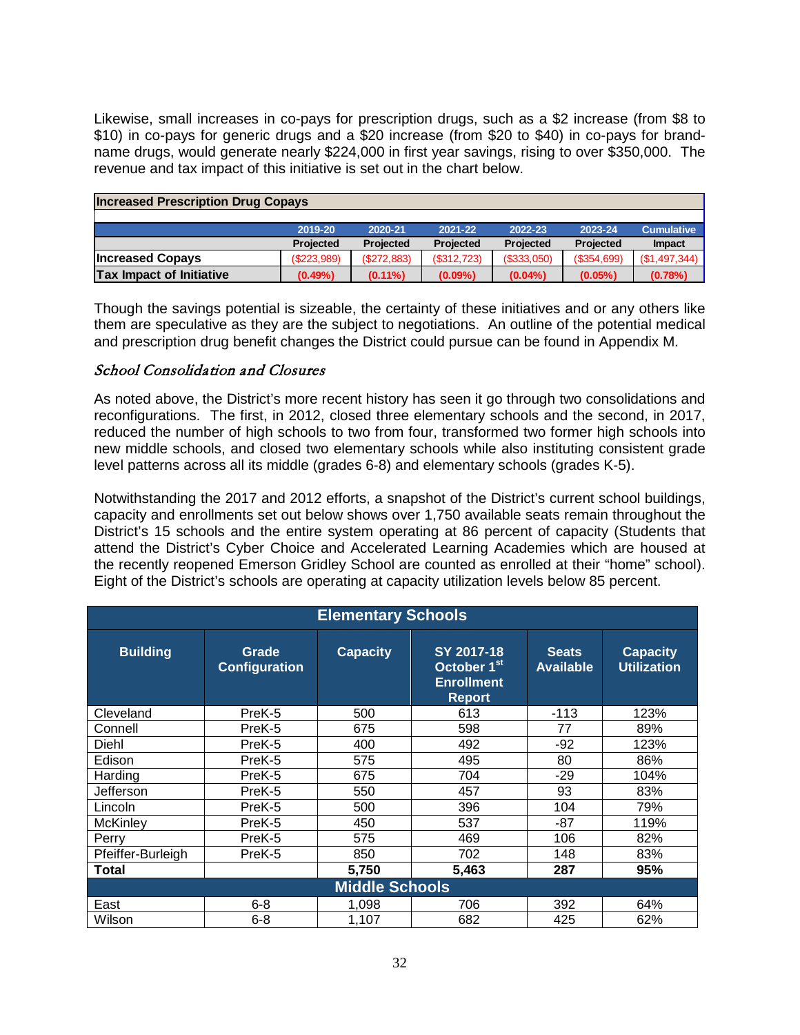Likewise, small increases in co-pays for prescription drugs, such as a $2 increase (from $8 to $10) in co-pays for generic drugs and a $20 increase (from $20 to $40) in co-pays for brand-name drugs, would generate nearly $224,000 in first year savings, rising to over $350,000. The revenue and tax impact of this initiative is set out in the chart below.

| **Increased Prescription Drug Copays** | | | | | | |
|---|---|---|---|---|---|---|
| | 2019-20 | 2020-21 | 2021-22 | 2022-23 | 2023-24 | Cumulative |
| | Projected | Projected | Projected | Projected | Projected | Impact |
| **Increased Copays** | ($223,989) | ($272,883) | ($312,723) | ($333,050) | ($354,699) | ($1,497,344) |
| **Tax Impact of Initiative** | **(0.49%)** | **(0.11%)** | **(0.09%)** | **(0.04%)** | **(0.05%)** | **(0.78%)** |

Though the savings potential is sizeable, the certainty of these initiatives and or any others like them are speculative as they are the subject to negotiations. An outline of the potential medical and prescription drug benefit changes the District could pursue can be found in Appendix M.

### *School Consolidation and Closures*

As noted above, the District's more recent history has seen it go through two consolidations and reconfigurations. The first, in 2012, closed three elementary schools and the second, in 2017, reduced the number of high schools to two from four, transformed two former high schools into new middle schools, and closed two elementary schools while also instituting consistent grade level patterns across all its middle (grades 6-8) and elementary schools (grades K-5).

Notwithstanding the 2017 and 2012 efforts, a snapshot of the District's current school buildings, capacity and enrollments set out below shows over 1,750 available seats remain throughout the District's 15 schools and the entire system operating at 86 percent of capacity (Students that attend the District's Cyber Choice and Accelerated Learning Academies which are housed at the recently reopened Emerson Gridley School are counted as enrolled at their "home" school). Eight of the District's schools are operating at capacity utilization levels below 85 percent.

| **Elementary Schools** | | | | | |
|---|---|---|---|---|---|
| **Building** | **Grade Configuration** | **Capacity** | **SY 2017-18 October 1st Enrollment Report** | **Seats Available** | **Capacity Utilization** |
| Cleveland | PreK-5 | 500 | 613 | -113 | 123% |
| Connell | PreK-5 | 675 | 598 | 77 | 89% |
| Diehl | PreK-5 | 400 | 492 | -92 | 123% |
| Edison | PreK-5 | 575 | 495 | 80 | 86% |
| Harding | PreK-5 | 675 | 704 | -29 | 104% |
| Jefferson | PreK-5 | 550 | 457 | 93 | 83% |
| Lincoln | PreK-5 | 500 | 396 | 104 | 79% |
| McKinley | PreK-5 | 450 | 537 | -87 | 119% |
| Perry | PreK-5 | 575 | 469 | 106 | 82% |
| Pfeiffer-Burleigh | PreK-5 | 850 | 702 | 148 | 83% |
| **Total** | | **5,750** | **5,463** | **287** | **95%** |
| **Middle Schools** | | | | | |
| East | 6-8 | 1,098 | 706 | 392 | 64% |
| Wilson | 6-8 | 1,107 | 682 | 425 | 62% |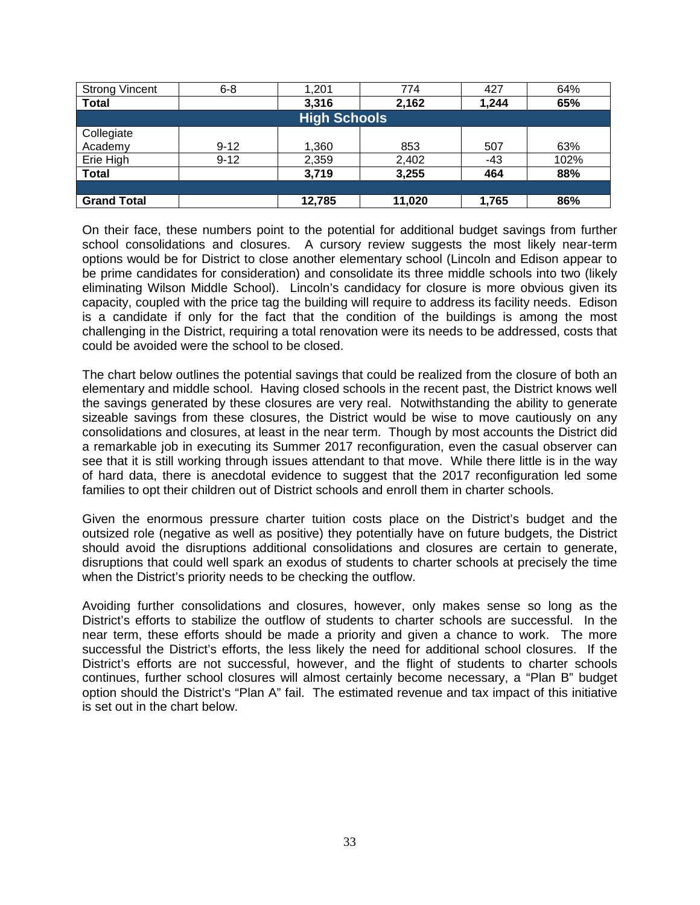| Strong Vincent | 6-8 | 1,201 | 774 | 427 | 64% |
|---|---|---|---|---|---|
| **Total** | | **3,316** | **2,162** | **1,244** | **65%** |
| **High Schools** | | | | | |
| Collegiate Academy | 9-12 | 1,360 | 853 | 507 | 63% |
| Erie High | 9-12 | 2,359 | 2,402 | -43 | 102% |
| **Total** | | **3,719** | **3,255** | **464** | **88%** |
| | | | | | |
| **Grand Total** | | **12,785** | **11,020** | **1,765** | **86%** |

On their face, these numbers point to the potential for additional budget savings from further school consolidations and closures. A cursory review suggests the most likely near-term options would be for District to close another elementary school (Lincoln and Edison appear to be prime candidates for consideration) and consolidate its three middle schools into two (likely eliminating Wilson Middle School). Lincoln's candidacy for closure is more obvious given its capacity, coupled with the price tag the building will require to address its facility needs. Edison is a candidate if only for the fact that the condition of the buildings is among the most challenging in the District, requiring a total renovation were its needs to be addressed, costs that could be avoided were the school to be closed.

The chart below outlines the potential savings that could be realized from the closure of both an elementary and middle school. Having closed schools in the recent past, the District knows well the savings generated by these closures are very real. Notwithstanding the ability to generate sizeable savings from these closures, the District would be wise to move cautiously on any consolidations and closures, at least in the near term. Though by most accounts the District did a remarkable job in executing its Summer 2017 reconfiguration, even the casual observer can see that it is still working through issues attendant to that move. While there little is in the way of hard data, there is anecdotal evidence to suggest that the 2017 reconfiguration led some families to opt their children out of District schools and enroll them in charter schools.

Given the enormous pressure charter tuition costs place on the District's budget and the outsized role (negative as well as positive) they potentially have on future budgets, the District should avoid the disruptions additional consolidations and closures are certain to generate, disruptions that could well spark an exodus of students to charter schools at precisely the time when the District's priority needs to be checking the outflow.

Avoiding further consolidations and closures, however, only makes sense so long as the District's efforts to stabilize the outflow of students to charter schools are successful. In the near term, these efforts should be made a priority and given a chance to work. The more successful the District's efforts, the less likely the need for additional school closures. If the District's efforts are not successful, however, and the flight of students to charter schools continues, further school closures will almost certainly become necessary, a "Plan B" budget option should the District's "Plan A" fail. The estimated revenue and tax impact of this initiative is set out in the chart below.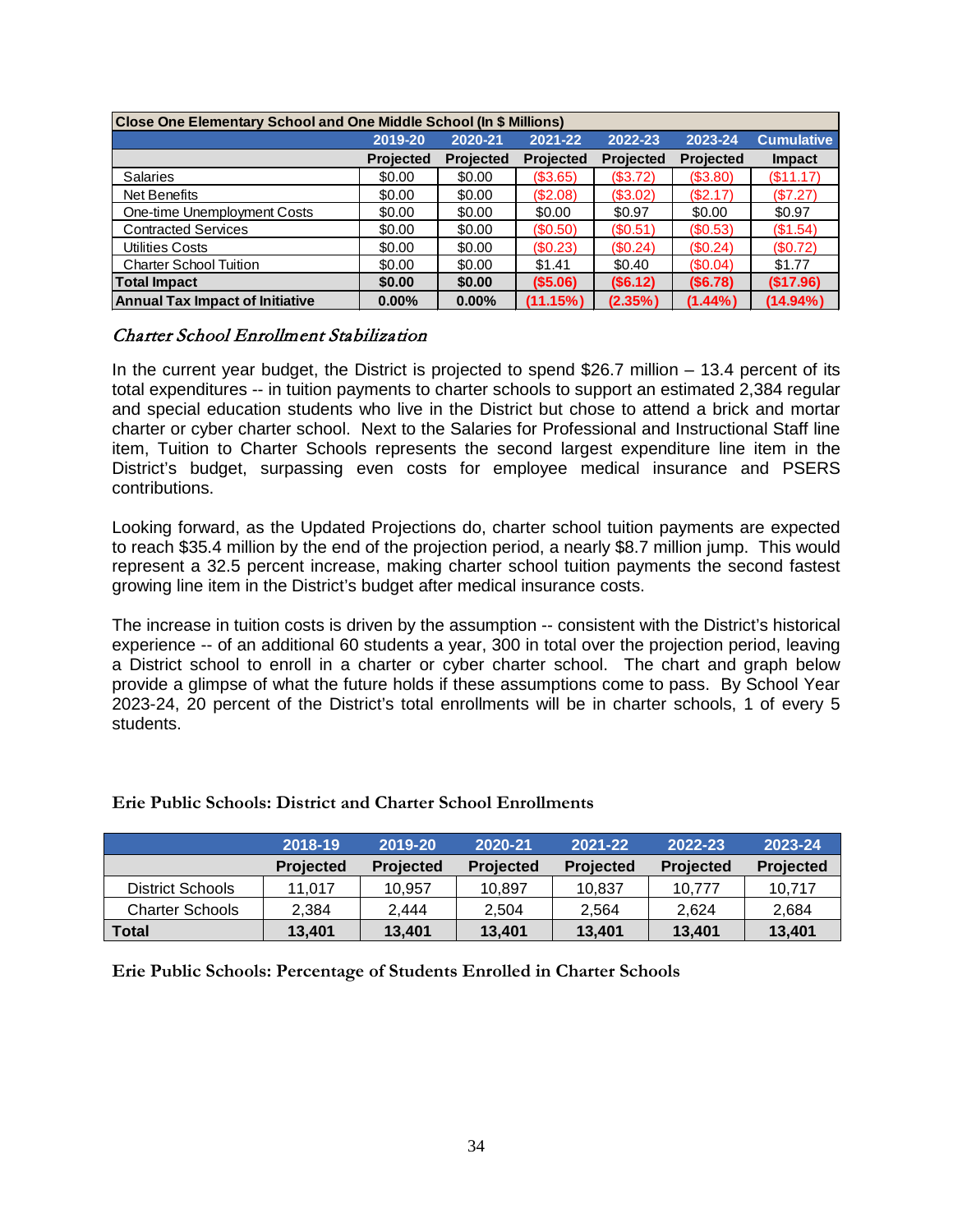| Close One Elementary School and One Middle School (In $ Millions) | | | | | | |
|---|---|---|---|---|---|---|
| | 2019-20 | 2020-21 | 2021-22 | 2022-23 | 2023-24 | Cumulative |
| | Projected | Projected | Projected | Projected | Projected | Impact |
| Salaries | $0.00 | $0.00 | ($3.65) | ($3.72) | ($3.80) | ($11.17) |
| Net Benefits | $0.00 | $0.00 | ($2.08) | ($3.02) | ($2.17) | ($7.27) |
| One-time Unemployment Costs | $0.00 | $0.00 | $0.00 | $0.97 | $0.00 | $0.97 |
| Contracted Services | $0.00 | $0.00 | ($0.50) | ($0.51) | ($0.53) | ($1.54) |
| Utilities Costs | $0.00 | $0.00 | ($0.23) | ($0.24) | ($0.24) | ($0.72) |
| Charter School Tuition | $0.00 | $0.00 | $1.41 | $0.40 | ($0.04) | $1.77 |
| **Total Impact** | **$0.00** | **$0.00** | **($5.06)** | **($6.12)** | **($6.78)** | **($17.96)** |
| **Annual Tax Impact of Initiative** | **0.00%** | **0.00%** | **(11.15%)** | **(2.35%)** | **(1.44%)** | **(14.94%)** |

### *Charter School Enrollment Stabilization*

In the current year budget, the District is projected to spend $26.7 million – 13.4 percent of its total expenditures -- in tuition payments to charter schools to support an estimated 2,384 regular and special education students who live in the District but chose to attend a brick and mortar charter or cyber charter school. Next to the Salaries for Professional and Instructional Staff line item, Tuition to Charter Schools represents the second largest expenditure line item in the District's budget, surpassing even costs for employee medical insurance and PSERS contributions.

Looking forward, as the Updated Projections do, charter school tuition payments are expected to reach $35.4 million by the end of the projection period, a nearly $8.7 million jump. This would represent a 32.5 percent increase, making charter school tuition payments the second fastest growing line item in the District's budget after medical insurance costs.

The increase in tuition costs is driven by the assumption -- consistent with the District's historical experience -- of an additional 60 students a year, 300 in total over the projection period, leaving a District school to enroll in a charter or cyber charter school. The chart and graph below provide a glimpse of what the future holds if these assumptions come to pass. By School Year 2023-24, 20 percent of the District's total enrollments will be in charter schools, 1 of every 5 students.

**Erie Public Schools: District and Charter School Enrollments**

| | 2018-19 | 2019-20 | 2020-21 | 2021-22 | 2022-23 | 2023-24 |
|---|---|---|---|---|---|---|
| | Projected | Projected | Projected | Projected | Projected | Projected |
| District Schools | 11,017 | 10,957 | 10,897 | 10,837 | 10,777 | 10,717 |
| Charter Schools | 2,384 | 2,444 | 2,504 | 2,564 | 2,624 | 2,684 |
| **Total** | **13,401** | **13,401** | **13,401** | **13,401** | **13,401** | **13,401** |

**Erie Public Schools: Percentage of Students Enrolled in Charter Schools**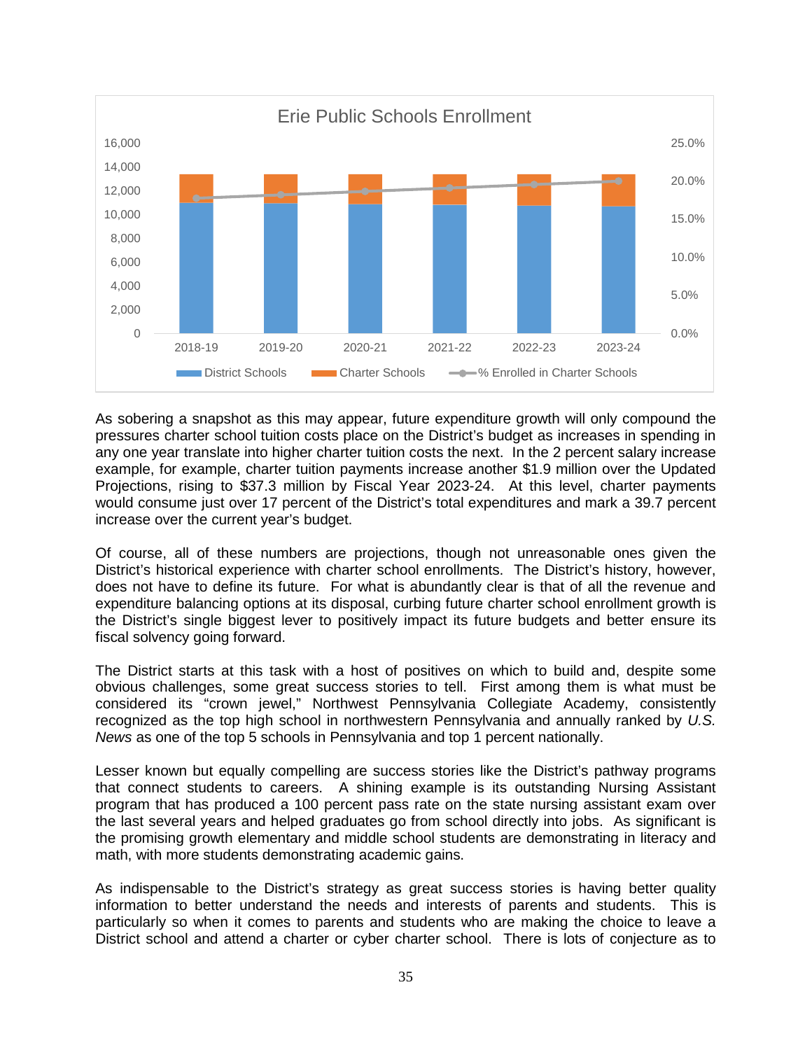**Erie Public Schools Enrollment**

As sobering a snapshot as this may appear, future expenditure growth will only compound the pressures charter school tuition costs place on the District's budget as increases in spending in any one year translate into higher charter tuition costs the next. In the 2 percent salary increase example, for example, charter tuition payments increase another $1.9 million over the Updated Projections, rising to $37.3 million by Fiscal Year 2023-24. At this level, charter payments would consume just over 17 percent of the District's total expenditures and mark a 39.7 percent increase over the current year's budget.

Of course, all of these numbers are projections, though not unreasonable ones given the District's historical experience with charter school enrollments. The District's history, however, does not have to define its future. For what is abundantly clear is that of all the revenue and expenditure balancing options at its disposal, curbing future charter school enrollment growth is the District's single biggest lever to positively impact its future budgets and better ensure its fiscal solvency going forward.

The District starts at this task with a host of positives on which to build and, despite some obvious challenges, some great success stories to tell. First among them is what must be considered its "crown jewel," Northwest Pennsylvania Collegiate Academy, consistently recognized as the top high school in northwestern Pennsylvania and annually ranked by *U.S. News* as one of the top 5 schools in Pennsylvania and top 1 percent nationally.

Lesser known but equally compelling are success stories like the District's pathway programs that connect students to careers. A shining example is its outstanding Nursing Assistant program that has produced a 100 percent pass rate on the state nursing assistant exam over the last several years and helped graduates go from school directly into jobs. As significant is the promising growth elementary and middle school students are demonstrating in literacy and math, with more students demonstrating academic gains.

As indispensable to the District's strategy as great success stories is having better quality information to better understand the needs and interests of parents and students. This is particularly so when it comes to parents and students who are making the choice to leave a District school and attend a charter or cyber charter school. There is lots of conjecture as to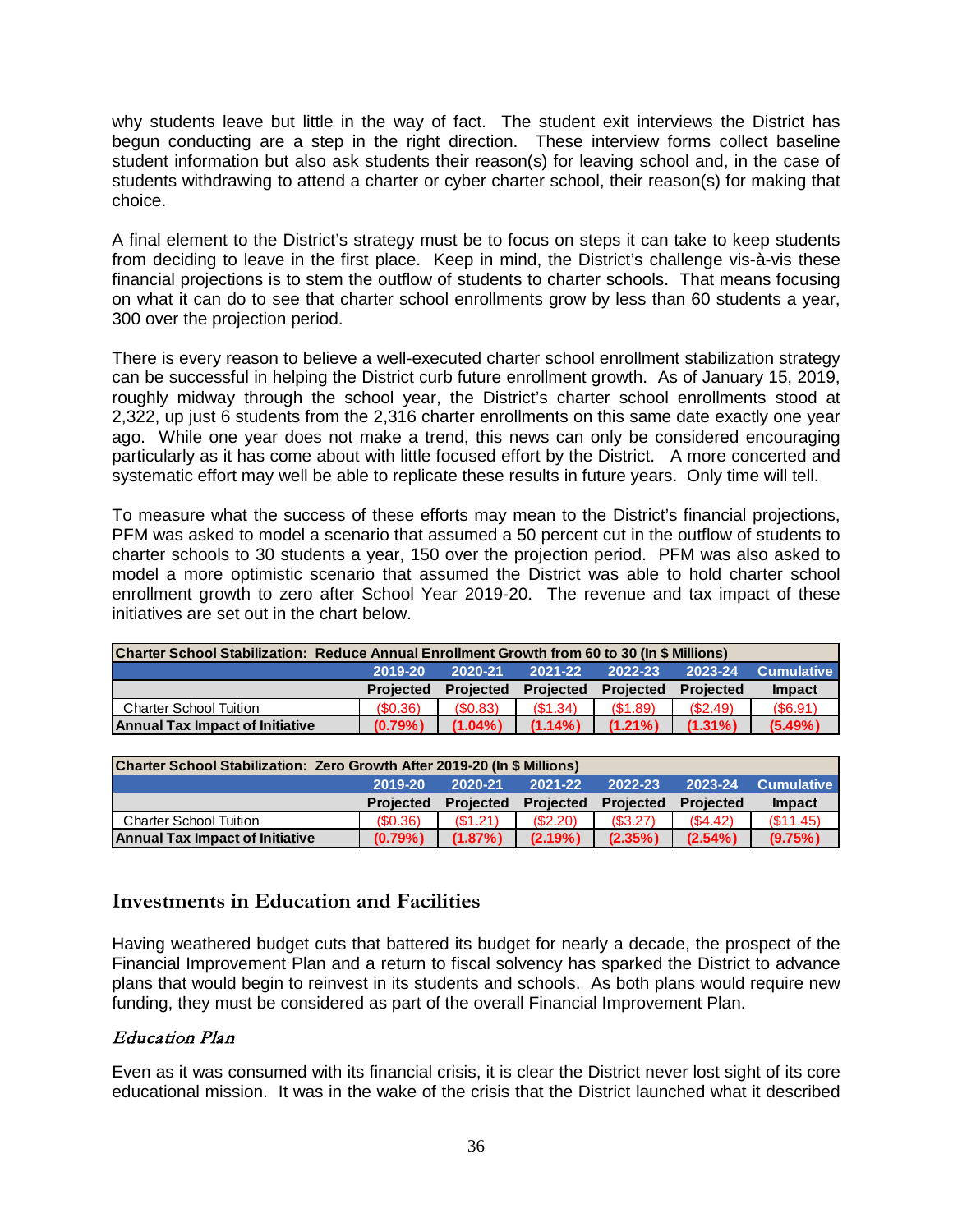why students leave but little in the way of fact. The student exit interviews the District has begun conducting are a step in the right direction. These interview forms collect baseline student information but also ask students their reason(s) for leaving school and, in the case of students withdrawing to attend a charter or cyber charter school, their reason(s) for making that choice.

A final element to the District's strategy must be to focus on steps it can take to keep students from deciding to leave in the first place. Keep in mind, the District's challenge vis-à-vis these financial projections is to stem the outflow of students to charter schools. That means focusing on what it can do to see that charter school enrollments grow by less than 60 students a year, 300 over the projection period.

There is every reason to believe a well-executed charter school enrollment stabilization strategy can be successful in helping the District curb future enrollment growth. As of January 15, 2019, roughly midway through the school year, the District's charter school enrollments stood at 2,322, up just 6 students from the 2,316 charter enrollments on this same date exactly one year ago. While one year does not make a trend, this news can only be considered encouraging particularly as it has come about with little focused effort by the District. A more concerted and systematic effort may well be able to replicate these results in future years. Only time will tell.

To measure what the success of these efforts may mean to the District's financial projections, PFM was asked to model a scenario that assumed a 50 percent cut in the outflow of students to charter schools to 30 students a year, 150 over the projection period. PFM was also asked to model a more optimistic scenario that assumed the District was able to hold charter school enrollment growth to zero after School Year 2019-20. The revenue and tax impact of these initiatives are set out in the chart below.

| Charter School Stabilization: Reduce Annual Enrollment Growth from 60 to 30 (In $ Millions) | | | | | | |
|---|---|---|---|---|---|---|
| | 2019-20 | 2020-21 | 2021-22 | 2022-23 | 2023-24 | Cumulative |
| | Projected | Projected | Projected | Projected | Projected | Impact |
| Charter School Tuition | ($0.36) | ($0.83) | ($1.34) | ($1.89) | ($2.49) | ($6.91) |
| **Annual Tax Impact of Initiative** | **(0.79%)** | **(1.04%)** | **(1.14%)** | **(1.21%)** | **(1.31%)** | **(5.49%)** |

| Charter School Stabilization: Zero Growth After 2019-20 (In $ Millions) | | | | | | |
|---|---|---|---|---|---|---|
| | 2019-20 | 2020-21 | 2021-22 | 2022-23 | 2023-24 | Cumulative |
| | Projected | Projected | Projected | Projected | Projected | Impact |
| Charter School Tuition | ($0.36) | ($1.21) | ($2.20) | ($3.27) | ($4.42) | ($11.45) |
| **Annual Tax Impact of Initiative** | **(0.79%)** | **(1.87%)** | **(2.19%)** | **(2.35%)** | **(2.54%)** | **(9.75%)** |

## Investments in Education and Facilities

Having weathered budget cuts that battered its budget for nearly a decade, the prospect of the Financial Improvement Plan and a return to fiscal solvency has sparked the District to advance plans that would begin to reinvest in its students and schools. As both plans would require new funding, they must be considered as part of the overall Financial Improvement Plan.

### *Education Plan*

Even as it was consumed with its financial crisis, it is clear the District never lost sight of its core educational mission. It was in the wake of the crisis that the District launched what it described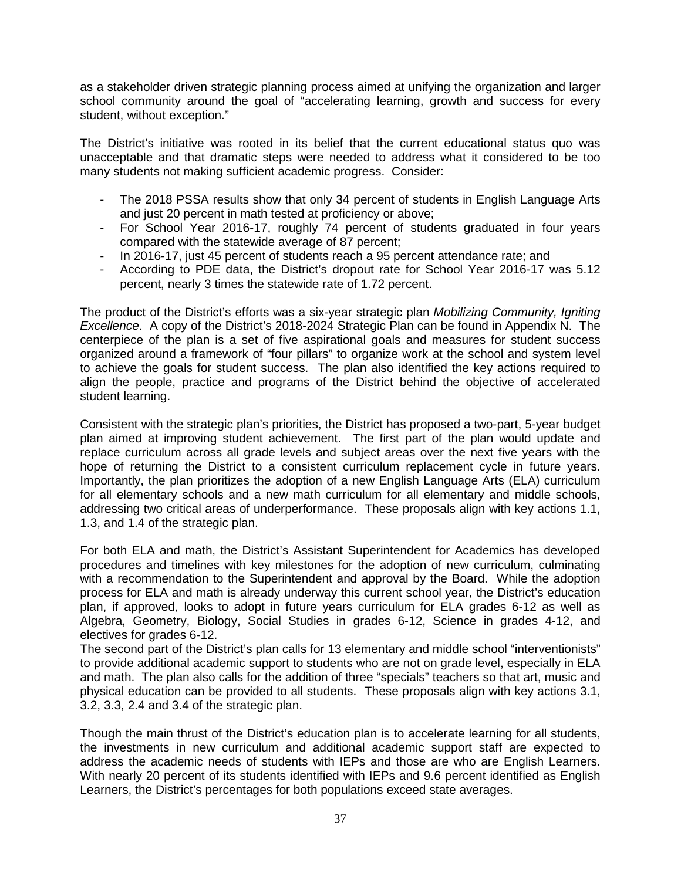as a stakeholder driven strategic planning process aimed at unifying the organization and larger school community around the goal of "accelerating learning, growth and success for every student, without exception."

The District's initiative was rooted in its belief that the current educational status quo was unacceptable and that dramatic steps were needed to address what it considered to be too many students not making sufficient academic progress. Consider:

- The 2018 PSSA results show that only 34 percent of students in English Language Arts and just 20 percent in math tested at proficiency or above;
- For School Year 2016-17, roughly 74 percent of students graduated in four years compared with the statewide average of 87 percent;
- In 2016-17, just 45 percent of students reach a 95 percent attendance rate; and
- According to PDE data, the District's dropout rate for School Year 2016-17 was 5.12 percent, nearly 3 times the statewide rate of 1.72 percent.

The product of the District's efforts was a six-year strategic plan *Mobilizing Community, Igniting Excellence*. A copy of the District's 2018-2024 Strategic Plan can be found in Appendix N. The centerpiece of the plan is a set of five aspirational goals and measures for student success organized around a framework of "four pillars" to organize work at the school and system level to achieve the goals for student success. The plan also identified the key actions required to align the people, practice and programs of the District behind the objective of accelerated student learning.

Consistent with the strategic plan's priorities, the District has proposed a two-part, 5-year budget plan aimed at improving student achievement. The first part of the plan would update and replace curriculum across all grade levels and subject areas over the next five years with the hope of returning the District to a consistent curriculum replacement cycle in future years. Importantly, the plan prioritizes the adoption of a new English Language Arts (ELA) curriculum for all elementary schools and a new math curriculum for all elementary and middle schools, addressing two critical areas of underperformance. These proposals align with key actions 1.1, 1.3, and 1.4 of the strategic plan.

For both ELA and math, the District's Assistant Superintendent for Academics has developed procedures and timelines with key milestones for the adoption of new curriculum, culminating with a recommendation to the Superintendent and approval by the Board. While the adoption process for ELA and math is already underway this current school year, the District's education plan, if approved, looks to adopt in future years curriculum for ELA grades 6-12 as well as Algebra, Geometry, Biology, Social Studies in grades 6-12, Science in grades 4-12, and electives for grades 6-12.

The second part of the District's plan calls for 13 elementary and middle school "interventionists" to provide additional academic support to students who are not on grade level, especially in ELA and math. The plan also calls for the addition of three "specials" teachers so that art, music and physical education can be provided to all students. These proposals align with key actions 3.1, 3.2, 3.3, 2.4 and 3.4 of the strategic plan.

Though the main thrust of the District's education plan is to accelerate learning for all students, the investments in new curriculum and additional academic support staff are expected to address the academic needs of students with IEPs and those are who are English Learners. With nearly 20 percent of its students identified with IEPs and 9.6 percent identified as English Learners, the District's percentages for both populations exceed state averages.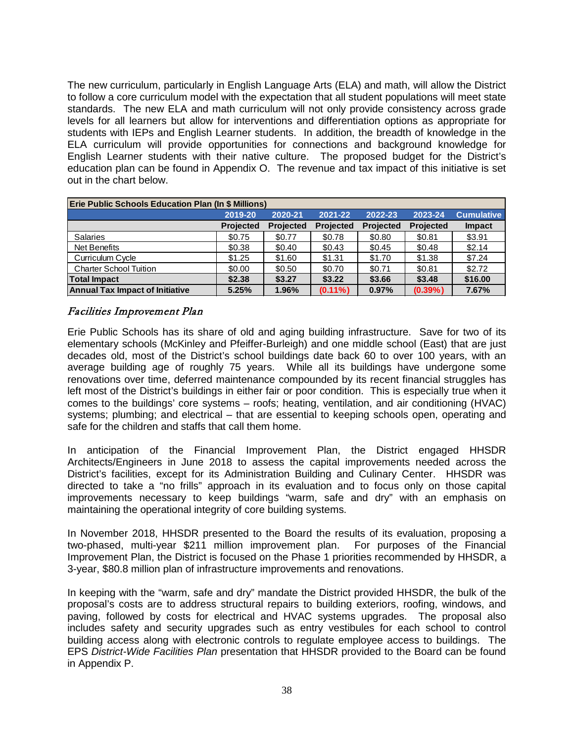The new curriculum, particularly in English Language Arts (ELA) and math, will allow the District to follow a core curriculum model with the expectation that all student populations will meet state standards. The new ELA and math curriculum will not only provide consistency across grade levels for all learners but allow for interventions and differentiation options as appropriate for students with IEPs and English Learner students. In addition, the breadth of knowledge in the ELA curriculum will provide opportunities for connections and background knowledge for English Learner students with their native culture. The proposed budget for the District's education plan can be found in Appendix O. The revenue and tax impact of this initiative is set out in the chart below.

| **Erie Public Schools Education Plan (In $ Millions)** | | | | | | |
|---|---|---|---|---|---|---|
| | **2019-20** | **2020-21** | **2021-22** | **2022-23** | **2023-24** | **Cumulative** |
| | **Projected** | **Projected** | **Projected** | **Projected** | **Projected** | **Impact** |
| Salaries | $0.75 | $0.77 | $0.78 | $0.80 | $0.81 | $3.91 |
| Net Benefits | $0.38 | $0.40 | $0.43 | $0.45 | $0.48 | $2.14 |
| Curriculum Cycle | $1.25 | $1.60 | $1.31 | $1.70 | $1.38 | $7.24 |
| Charter School Tuition | $0.00 | $0.50 | $0.70 | $0.71 | $0.81 | $2.72 |
| **Total Impact** | **$2.38** | **$3.27** | **$3.22** | **$3.66** | **$3.48** | **$16.00** |
| **Annual Tax Impact of Initiative** | **5.25%** | **1.96%** | **(0.11%)** | **0.97%** | **(0.39%)** | **7.67%** |

### *Facilities Improvement Plan*

Erie Public Schools has its share of old and aging building infrastructure. Save for two of its elementary schools (McKinley and Pfeiffer-Burleigh) and one middle school (East) that are just decades old, most of the District's school buildings date back 60 to over 100 years, with an average building age of roughly 75 years. While all its buildings have undergone some renovations over time, deferred maintenance compounded by its recent financial struggles has left most of the District's buildings in either fair or poor condition. This is especially true when it comes to the buildings' core systems – roofs; heating, ventilation, and air conditioning (HVAC) systems; plumbing; and electrical – that are essential to keeping schools open, operating and safe for the children and staffs that call them home.

In anticipation of the Financial Improvement Plan, the District engaged HHSDR Architects/Engineers in June 2018 to assess the capital improvements needed across the District's facilities, except for its Administration Building and Culinary Center. HHSDR was directed to take a "no frills" approach in its evaluation and to focus only on those capital improvements necessary to keep buildings "warm, safe and dry" with an emphasis on maintaining the operational integrity of core building systems.

In November 2018, HHSDR presented to the Board the results of its evaluation, proposing a two-phased, multi-year $211 million improvement plan. For purposes of the Financial Improvement Plan, the District is focused on the Phase 1 priorities recommended by HHSDR, a 3-year, $80.8 million plan of infrastructure improvements and renovations.

In keeping with the "warm, safe and dry" mandate the District provided HHSDR, the bulk of the proposal's costs are to address structural repairs to building exteriors, roofing, windows, and paving, followed by costs for electrical and HVAC systems upgrades. The proposal also includes safety and security upgrades such as entry vestibules for each school to control building access along with electronic controls to regulate employee access to buildings. The EPS *District-Wide Facilities Plan* presentation that HHSDR provided to the Board can be found in Appendix P.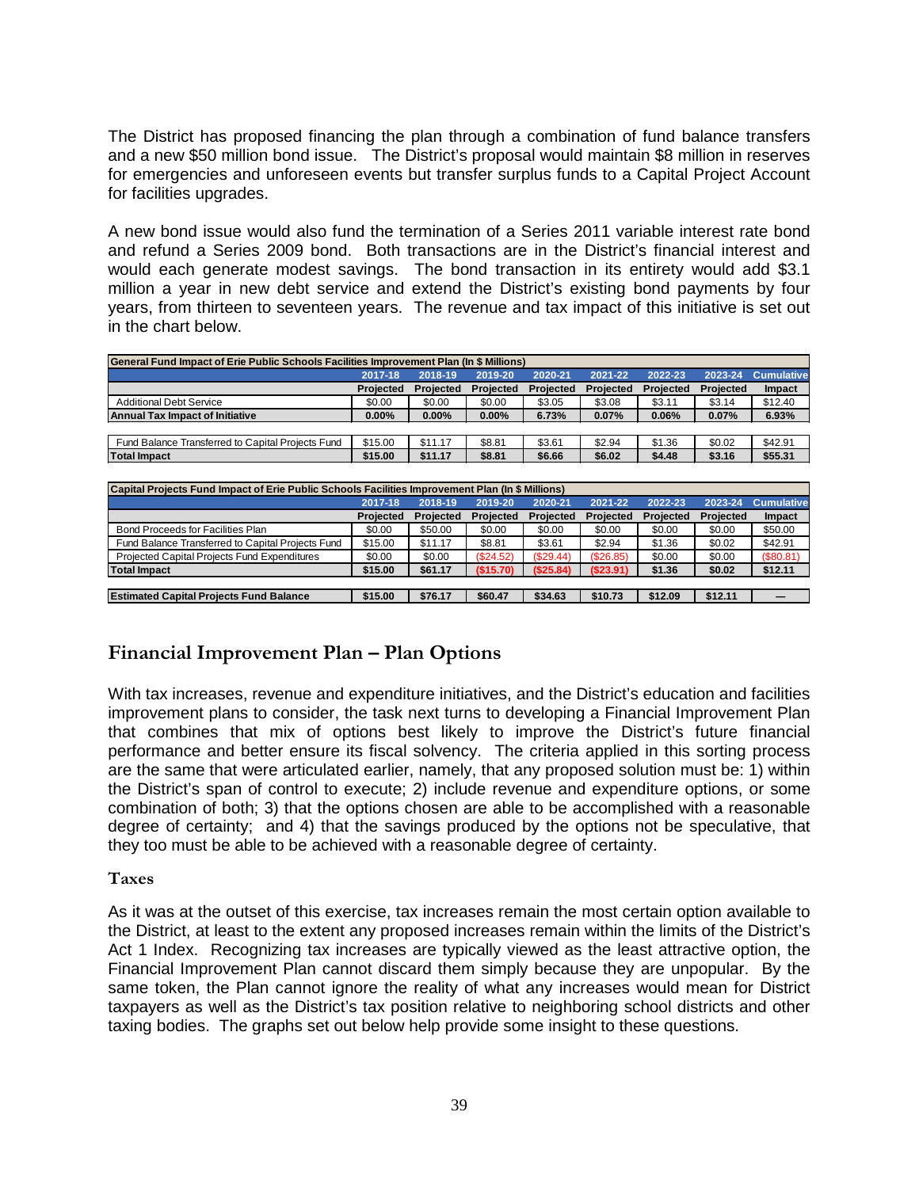The District has proposed financing the plan through a combination of fund balance transfers and a new $50 million bond issue. The District's proposal would maintain $8 million in reserves for emergencies and unforeseen events but transfer surplus funds to a Capital Project Account for facilities upgrades.

A new bond issue would also fund the termination of a Series 2011 variable interest rate bond and refund a Series 2009 bond. Both transactions are in the District's financial interest and would each generate modest savings. The bond transaction in its entirety would add $3.1 million a year in new debt service and extend the District's existing bond payments by four years, from thirteen to seventeen years. The revenue and tax impact of this initiative is set out in the chart below.

| General Fund Impact of Erie Public Schools Facilities Improvement Plan (In $ Millions) | | | | | | | | |
|---|---|---|---|---|---|---|---|---|
| | 2017-18 | 2018-19 | 2019-20 | 2020-21 | 2021-22 | 2022-23 | 2023-24 | Cumulative |
| | Projected | Projected | Projected | Projected | Projected | Projected | Projected | Impact |
| Additional Debt Service | $0.00 | $0.00 | $0.00 | $3.05 | $3.08 | $3.11 | $3.14 | $12.40 |
| **Annual Tax Impact of Initiative** | **0.00%** | **0.00%** | **0.00%** | **6.73%** | **0.07%** | **0.06%** | **0.07%** | **6.93%** |
| | | | | | | | | |
| Fund Balance Transferred to Capital Projects Fund | $15.00 | $11.17 | $8.81 | $3.61 | $2.94 | $1.36 | $0.02 | $42.91 |
| **Total Impact** | **$15.00** | **$11.17** | **$8.81** | **$6.66** | **$6.02** | **$4.48** | **$3.16** | **$55.31** |

| Capital Projects Fund Impact of Erie Public Schools Facilities Improvement Plan (In $ Millions) | | | | | | | | |
|---|---|---|---|---|---|---|---|---|
| | 2017-18 | 2018-19 | 2019-20 | 2020-21 | 2021-22 | 2022-23 | 2023-24 | Cumulative |
| | Projected | Projected | Projected | Projected | Projected | Projected | Projected | Impact |
| Bond Proceeds for Facilities Plan | $0.00 | $50.00 | $0.00 | $0.00 | $0.00 | $0.00 | $0.00 | $50.00 |
| Fund Balance Transferred to Capital Projects Fund | $15.00 | $11.17 | $8.81 | $3.61 | $2.94 | $1.36 | $0.02 | $42.91 |
| Projected Capital Projects Fund Expenditures | $0.00 | $0.00 | ($24.52) | ($29.44) | ($26.85) | $0.00 | $0.00 | ($80.81) |
| **Total Impact** | **$15.00** | **$61.17** | **($15.70)** | **($25.84)** | **($23.91)** | **$1.36** | **$0.02** | **$12.11** |
| | | | | | | | | |
| **Estimated Capital Projects Fund Balance** | **$15.00** | **$76.17** | **$60.47** | **$34.63** | **$10.73** | **$12.09** | **$12.11** | **—** |

## Financial Improvement Plan – Plan Options

With tax increases, revenue and expenditure initiatives, and the District's education and facilities improvement plans to consider, the task next turns to developing a Financial Improvement Plan that combines that mix of options best likely to improve the District's future financial performance and better ensure its fiscal solvency. The criteria applied in this sorting process are the same that were articulated earlier, namely, that any proposed solution must be: 1) within the District's span of control to execute; 2) include revenue and expenditure options, or some combination of both; 3) that the options chosen are able to be accomplished with a reasonable degree of certainty; and 4) that the savings produced by the options not be speculative, that they too must be able to be achieved with a reasonable degree of certainty.

### Taxes

As it was at the outset of this exercise, tax increases remain the most certain option available to the District, at least to the extent any proposed increases remain within the limits of the District's Act 1 Index. Recognizing tax increases are typically viewed as the least attractive option, the Financial Improvement Plan cannot discard them simply because they are unpopular. By the same token, the Plan cannot ignore the reality of what any increases would mean for District taxpayers as well as the District's tax position relative to neighboring school districts and other taxing bodies. The graphs set out below help provide some insight to these questions.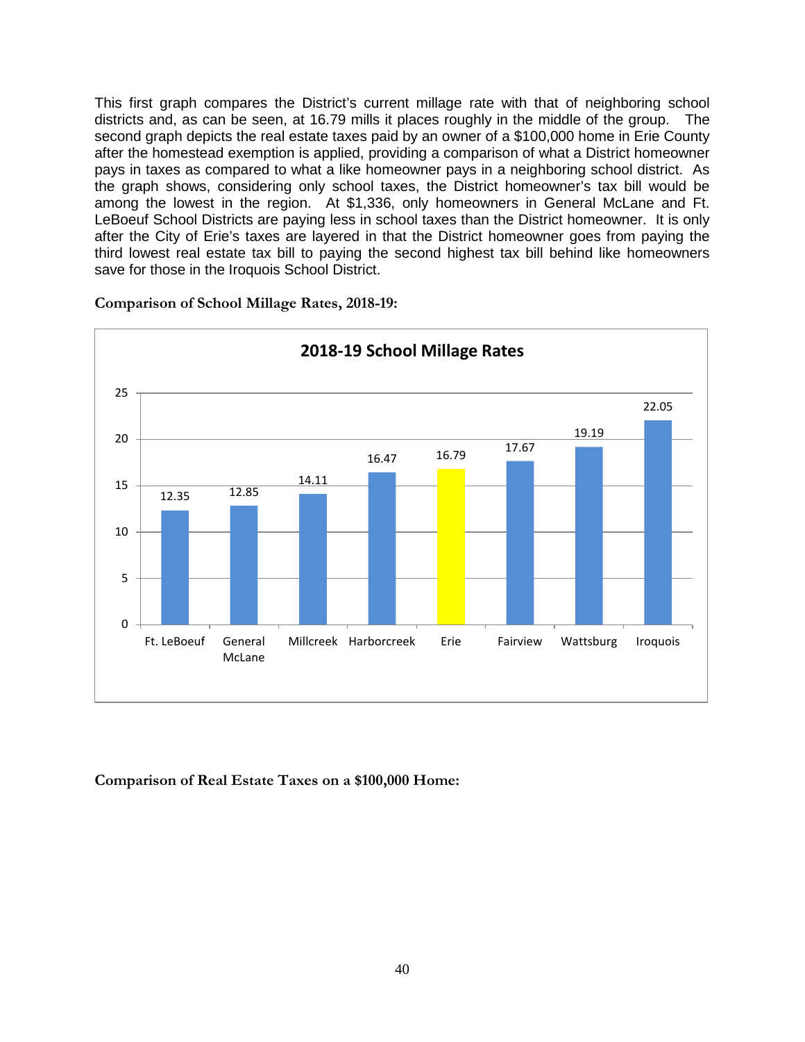This first graph compares the District's current millage rate with that of neighboring school districts and, as can be seen, at 16.79 mills it places roughly in the middle of the group. The second graph depicts the real estate taxes paid by an owner of a $100,000 home in Erie County after the homestead exemption is applied, providing a comparison of what a District homeowner pays in taxes as compared to what a like homeowner pays in a neighboring school district. As the graph shows, considering only school taxes, the District homeowner's tax bill would be among the lowest in the region. At $1,336, only homeowners in General McLane and Ft. LeBoeuf School Districts are paying less in school taxes than the District homeowner. It is only after the City of Erie's taxes are layered in that the District homeowner goes from paying the third lowest real estate tax bill to paying the second highest tax bill behind like homeowners save for those in the Iroquois School District.

**Comparison of School Millage Rates, 2018-19:**

**2018-19 School Millage Rates**

| School District | Millage Rate |
|---|---|
| Ft. LeBoeuf | 12.35 |
| General McLane | 12.85 |
| Millcreek | 14.11 |
| Harborcreek | 16.47 |
| Erie | 16.79 |
| Fairview | 17.67 |
| Wattsburg | 19.19 |
| Iroquois | 22.05 |

**Comparison of Real Estate Taxes on a $100,000 Home:**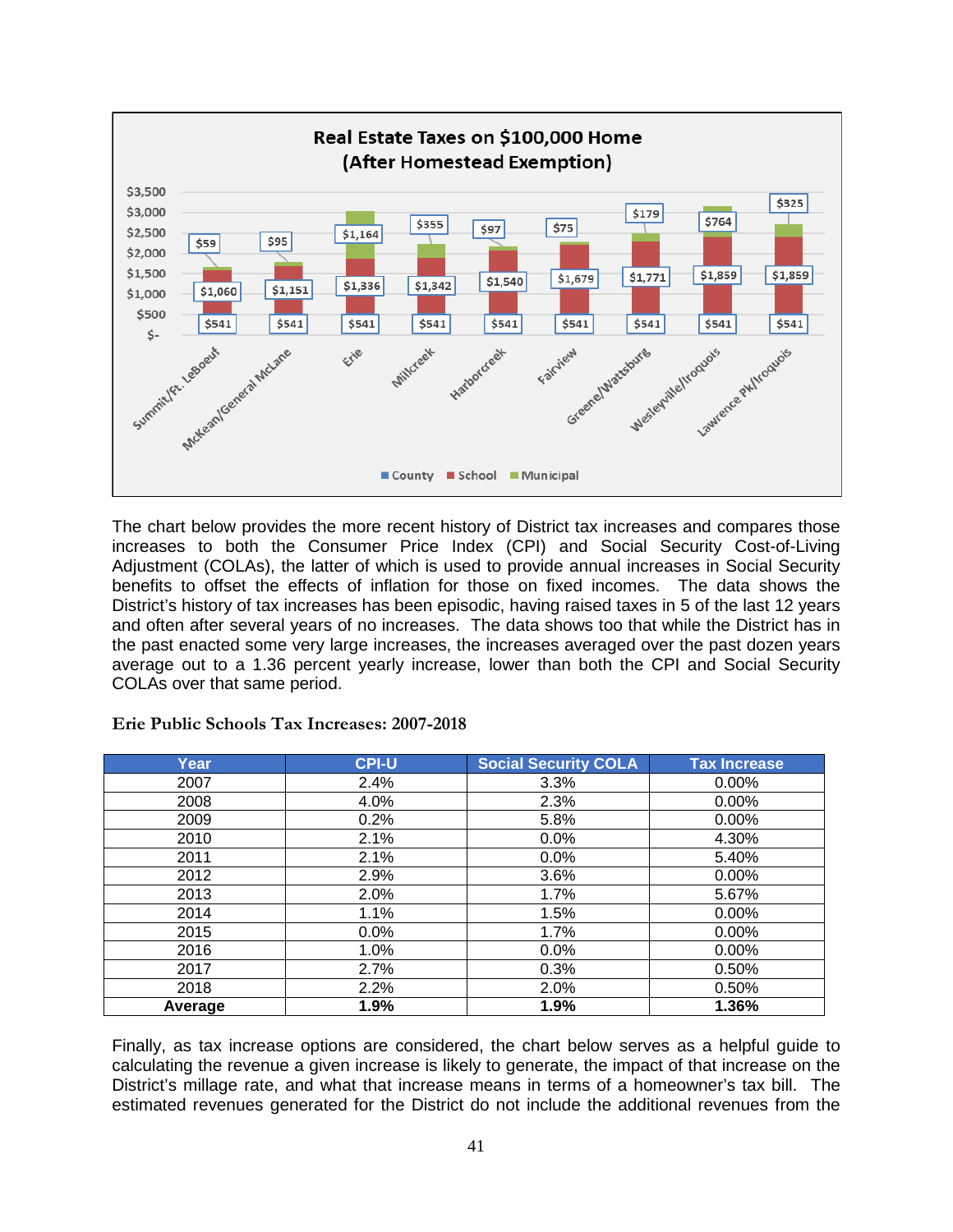**Real Estate Taxes on $100,000 Home (After Homestead Exemption)**

| | County | School | Municipal |
|---|---|---|---|
| Summit/Ft. LeBoeuf | $541 | $1,060 | $59 |
| McKean/General McLane | $541 | $1,151 | $95 |
| Erie | $541 | $1,336 | $1,164 |
| Millcreek | $541 | $1,342 | $355 |
| Harborcreek | $541 | $1,540 | $97 |
| Fairview | $541 | $1,679 | $75 |
| Greene/Wattsburg | $541 | $1,771 | $179 |
| Wesleyville/Iroquois | $541 | $1,859 | $764 |
| Lawrence Pk/Iroquois | $541 | $1,859 | $325 |

The chart below provides the more recent history of District tax increases and compares those increases to both the Consumer Price Index (CPI) and Social Security Cost-of-Living Adjustment (COLAs), the latter of which is used to provide annual increases in Social Security benefits to offset the effects of inflation for those on fixed incomes. The data shows the District's history of tax increases has been episodic, having raised taxes in 5 of the last 12 years and often after several years of no increases. The data shows too that while the District has in the past enacted some very large increases, the increases averaged over the past dozen years average out to a 1.36 percent yearly increase, lower than both the CPI and Social Security COLAs over that same period.

**Erie Public Schools Tax Increases: 2007-2018**

| Year | CPI-U | Social Security COLA | Tax Increase |
|---|---|---|---|
| 2007 | 2.4% | 3.3% | 0.00% |
| 2008 | 4.0% | 2.3% | 0.00% |
| 2009 | 0.2% | 5.8% | 0.00% |
| 2010 | 2.1% | 0.0% | 4.30% |
| 2011 | 2.1% | 0.0% | 5.40% |
| 2012 | 2.9% | 3.6% | 0.00% |
| 2013 | 2.0% | 1.7% | 5.67% |
| 2014 | 1.1% | 1.5% | 0.00% |
| 2015 | 0.0% | 1.7% | 0.00% |
| 2016 | 1.0% | 0.0% | 0.00% |
| 2017 | 2.7% | 0.3% | 0.50% |
| 2018 | 2.2% | 2.0% | 0.50% |
| **Average** | **1.9%** | **1.9%** | **1.36%** |

Finally, as tax increase options are considered, the chart below serves as a helpful guide to calculating the revenue a given increase is likely to generate, the impact of that increase on the District's millage rate, and what that increase means in terms of a homeowner's tax bill. The estimated revenues generated for the District do not include the additional revenues from the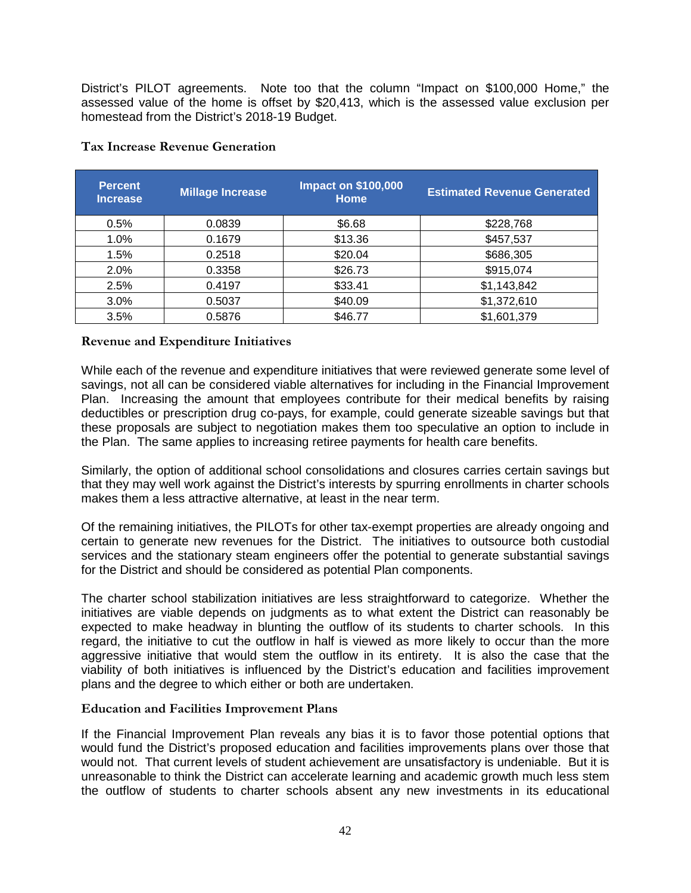District's PILOT agreements. Note too that the column "Impact on \$100,000 Home," the assessed value of the home is offset by \$20,413, which is the assessed value exclusion per homestead from the District's 2018-19 Budget.

### Tax Increase Revenue Generation

| Percent Increase | Millage Increase | Impact on \$100,000 Home | Estimated Revenue Generated |
|---|---|---|---|
| 0.5% | 0.0839 | \$6.68 | \$228,768 |
| 1.0% | 0.1679 | \$13.36 | \$457,537 |
| 1.5% | 0.2518 | \$20.04 | \$686,305 |
| 2.0% | 0.3358 | \$26.73 | \$915,074 |
| 2.5% | 0.4197 | \$33.41 | \$1,143,842 |
| 3.0% | 0.5037 | \$40.09 | \$1,372,610 |
| 3.5% | 0.5876 | \$46.77 | \$1,601,379 |

### Revenue and Expenditure Initiatives

While each of the revenue and expenditure initiatives that were reviewed generate some level of savings, not all can be considered viable alternatives for including in the Financial Improvement Plan. Increasing the amount that employees contribute for their medical benefits by raising deductibles or prescription drug co-pays, for example, could generate sizeable savings but that these proposals are subject to negotiation makes them too speculative an option to include in the Plan. The same applies to increasing retiree payments for health care benefits.

Similarly, the option of additional school consolidations and closures carries certain savings but that they may well work against the District's interests by spurring enrollments in charter schools makes them a less attractive alternative, at least in the near term.

Of the remaining initiatives, the PILOTs for other tax-exempt properties are already ongoing and certain to generate new revenues for the District. The initiatives to outsource both custodial services and the stationary steam engineers offer the potential to generate substantial savings for the District and should be considered as potential Plan components.

The charter school stabilization initiatives are less straightforward to categorize. Whether the initiatives are viable depends on judgments as to what extent the District can reasonably be expected to make headway in blunting the outflow of its students to charter schools. In this regard, the initiative to cut the outflow in half is viewed as more likely to occur than the more aggressive initiative that would stem the outflow in its entirety. It is also the case that the viability of both initiatives is influenced by the District's education and facilities improvement plans and the degree to which either or both are undertaken.

### Education and Facilities Improvement Plans

If the Financial Improvement Plan reveals any bias it is to favor those potential options that would fund the District's proposed education and facilities improvements plans over those that would not. That current levels of student achievement are unsatisfactory is undeniable. But it is unreasonable to think the District can accelerate learning and academic growth much less stem the outflow of students to charter schools absent any new investments in its educational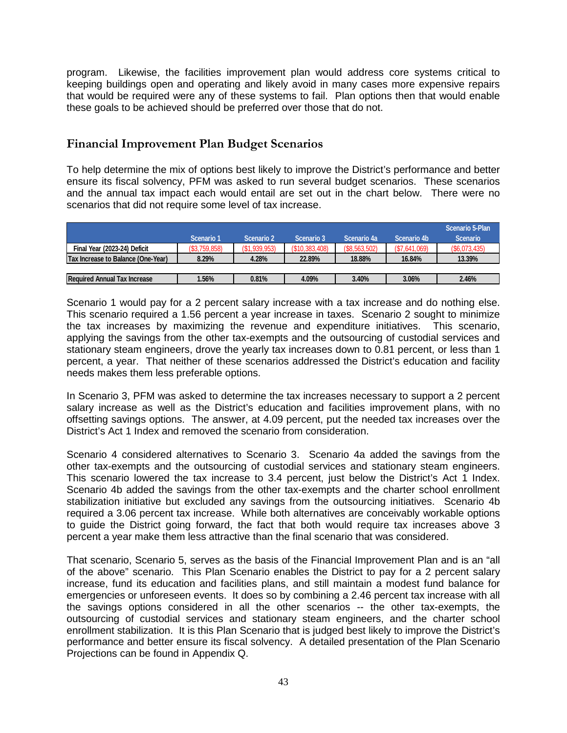program. Likewise, the facilities improvement plan would address core systems critical to keeping buildings open and operating and likely avoid in many cases more expensive repairs that would be required were any of these systems to fail. Plan options then that would enable these goals to be achieved should be preferred over those that do not.

## Financial Improvement Plan Budget Scenarios

To help determine the mix of options best likely to improve the District's performance and better ensure its fiscal solvency, PFM was asked to run several budget scenarios. These scenarios and the annual tax impact each would entail are set out in the chart below. There were no scenarios that did not require some level of tax increase.

| | Scenario 1 | Scenario 2 | Scenario 3 | Scenario 4a | Scenario 4b | Scenario 5-Plan Scenario |
|---|---|---|---|---|---|---|
| Final Year (2023-24) Deficit | ($3,759,858) | ($1,939,953) | ($10,383,408) | ($8,563,502) | ($7,641,069) | ($6,073,435) |
| Tax Increase to Balance (One-Year) | 8.29% | 4.28% | 22.89% | 18.88% | 16.84% | 13.39% |
| | | | | | | |
| Required Annual Tax Increase | 1.56% | 0.81% | 4.09% | 3.40% | 3.06% | 2.46% |

Scenario 1 would pay for a 2 percent salary increase with a tax increase and do nothing else. This scenario required a 1.56 percent a year increase in taxes. Scenario 2 sought to minimize the tax increases by maximizing the revenue and expenditure initiatives. This scenario, applying the savings from the other tax-exempts and the outsourcing of custodial services and stationary steam engineers, drove the yearly tax increases down to 0.81 percent, or less than 1 percent, a year. That neither of these scenarios addressed the District's education and facility needs makes them less preferable options.

In Scenario 3, PFM was asked to determine the tax increases necessary to support a 2 percent salary increase as well as the District's education and facilities improvement plans, with no offsetting savings options. The answer, at 4.09 percent, put the needed tax increases over the District's Act 1 Index and removed the scenario from consideration.

Scenario 4 considered alternatives to Scenario 3. Scenario 4a added the savings from the other tax-exempts and the outsourcing of custodial services and stationary steam engineers. This scenario lowered the tax increase to 3.4 percent, just below the District's Act 1 Index. Scenario 4b added the savings from the other tax-exempts and the charter school enrollment stabilization initiative but excluded any savings from the outsourcing initiatives. Scenario 4b required a 3.06 percent tax increase. While both alternatives are conceivably workable options to guide the District going forward, the fact that both would require tax increases above 3 percent a year make them less attractive than the final scenario that was considered.

That scenario, Scenario 5, serves as the basis of the Financial Improvement Plan and is an "all of the above" scenario. This Plan Scenario enables the District to pay for a 2 percent salary increase, fund its education and facilities plans, and still maintain a modest fund balance for emergencies or unforeseen events. It does so by combining a 2.46 percent tax increase with all the savings options considered in all the other scenarios -- the other tax-exempts, the outsourcing of custodial services and stationary steam engineers, and the charter school enrollment stabilization. It is this Plan Scenario that is judged best likely to improve the District's performance and better ensure its fiscal solvency. A detailed presentation of the Plan Scenario Projections can be found in Appendix Q.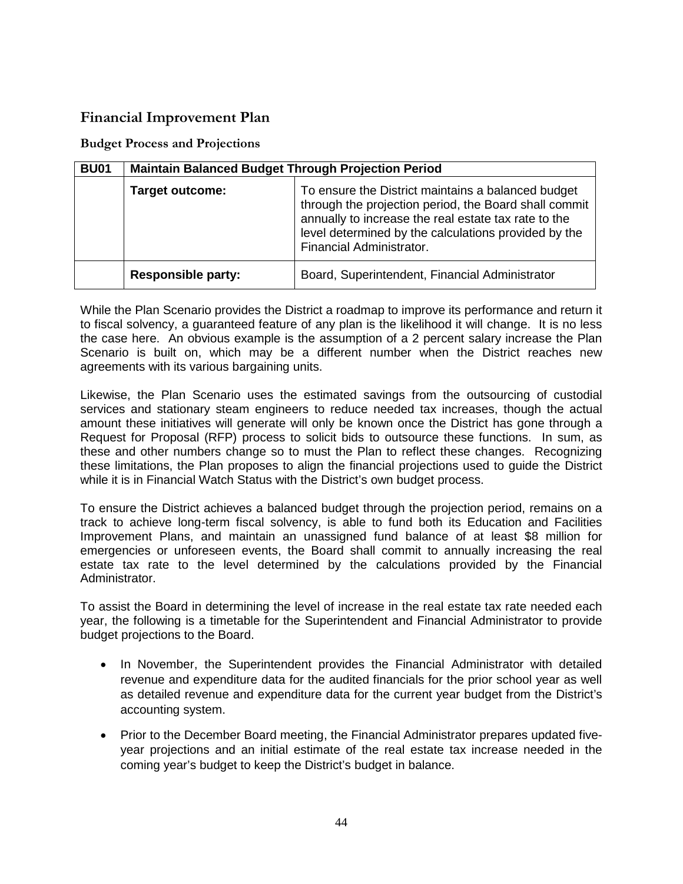## Financial Improvement Plan

### Budget Process and Projections

| BU01 | Maintain Balanced Budget Through Projection Period | |
|---|---|---|
| | **Target outcome:** | To ensure the District maintains a balanced budget through the projection period, the Board shall commit annually to increase the real estate tax rate to the level determined by the calculations provided by the Financial Administrator. |
| | **Responsible party:** | Board, Superintendent, Financial Administrator |

While the Plan Scenario provides the District a roadmap to improve its performance and return it to fiscal solvency, a guaranteed feature of any plan is the likelihood it will change. It is no less the case here. An obvious example is the assumption of a 2 percent salary increase the Plan Scenario is built on, which may be a different number when the District reaches new agreements with its various bargaining units.

Likewise, the Plan Scenario uses the estimated savings from the outsourcing of custodial services and stationary steam engineers to reduce needed tax increases, though the actual amount these initiatives will generate will only be known once the District has gone through a Request for Proposal (RFP) process to solicit bids to outsource these functions. In sum, as these and other numbers change so to must the Plan to reflect these changes. Recognizing these limitations, the Plan proposes to align the financial projections used to guide the District while it is in Financial Watch Status with the District's own budget process.

To ensure the District achieves a balanced budget through the projection period, remains on a track to achieve long-term fiscal solvency, is able to fund both its Education and Facilities Improvement Plans, and maintain an unassigned fund balance of at least $8 million for emergencies or unforeseen events, the Board shall commit to annually increasing the real estate tax rate to the level determined by the calculations provided by the Financial Administrator.

To assist the Board in determining the level of increase in the real estate tax rate needed each year, the following is a timetable for the Superintendent and Financial Administrator to provide budget projections to the Board.

- In November, the Superintendent provides the Financial Administrator with detailed revenue and expenditure data for the audited financials for the prior school year as well as detailed revenue and expenditure data for the current year budget from the District's accounting system.

- Prior to the December Board meeting, the Financial Administrator prepares updated five-year projections and an initial estimate of the real estate tax increase needed in the coming year's budget to keep the District's budget in balance.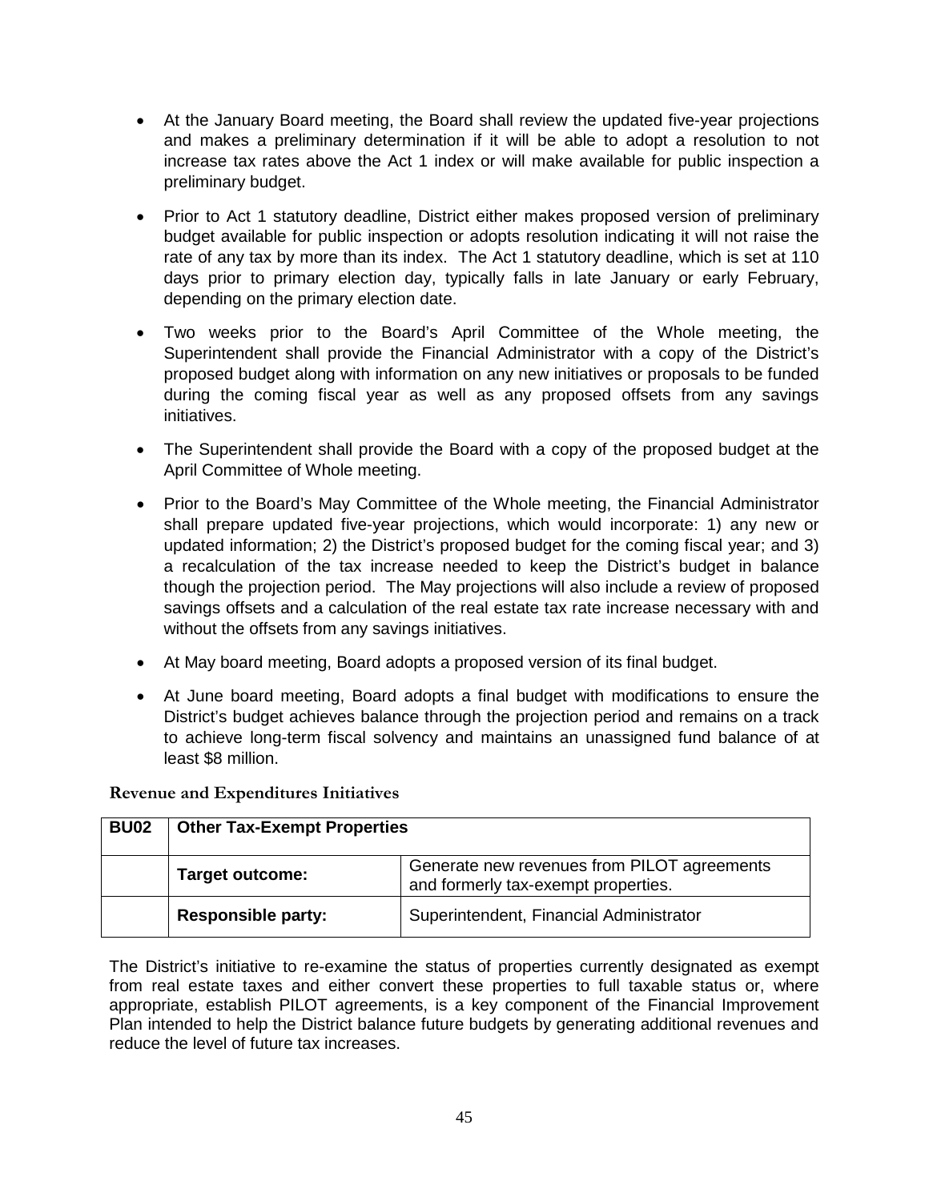- At the January Board meeting, the Board shall review the updated five-year projections and makes a preliminary determination if it will be able to adopt a resolution to not increase tax rates above the Act 1 index or will make available for public inspection a preliminary budget.

- Prior to Act 1 statutory deadline, District either makes proposed version of preliminary budget available for public inspection or adopts resolution indicating it will not raise the rate of any tax by more than its index. The Act 1 statutory deadline, which is set at 110 days prior to primary election day, typically falls in late January or early February, depending on the primary election date.

- Two weeks prior to the Board's April Committee of the Whole meeting, the Superintendent shall provide the Financial Administrator with a copy of the District's proposed budget along with information on any new initiatives or proposals to be funded during the coming fiscal year as well as any proposed offsets from any savings initiatives.

- The Superintendent shall provide the Board with a copy of the proposed budget at the April Committee of Whole meeting.

- Prior to the Board's May Committee of the Whole meeting, the Financial Administrator shall prepare updated five-year projections, which would incorporate: 1) any new or updated information; 2) the District's proposed budget for the coming fiscal year; and 3) a recalculation of the tax increase needed to keep the District's budget in balance though the projection period. The May projections will also include a review of proposed savings offsets and a calculation of the real estate tax rate increase necessary with and without the offsets from any savings initiatives.

- At May board meeting, Board adopts a proposed version of its final budget.

- At June board meeting, Board adopts a final budget with modifications to ensure the District's budget achieves balance through the projection period and remains on a track to achieve long-term fiscal solvency and maintains an unassigned fund balance of at least $8 million.

### Revenue and Expenditures Initiatives

| **BU02** | **Other Tax-Exempt Properties** | |
|---|---|---|
| | **Target outcome:** | Generate new revenues from PILOT agreements and formerly tax-exempt properties. |
| | **Responsible party:** | Superintendent, Financial Administrator |

The District's initiative to re-examine the status of properties currently designated as exempt from real estate taxes and either convert these properties to full taxable status or, where appropriate, establish PILOT agreements, is a key component of the Financial Improvement Plan intended to help the District balance future budgets by generating additional revenues and reduce the level of future tax increases.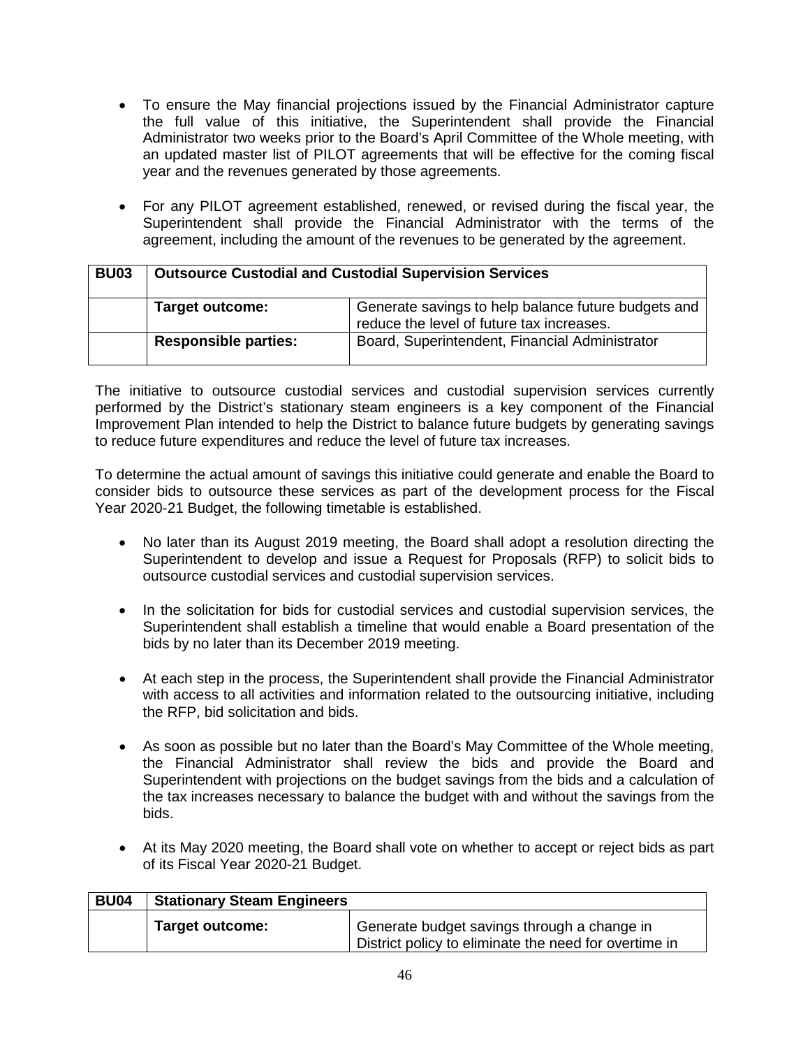- To ensure the May financial projections issued by the Financial Administrator capture the full value of this initiative, the Superintendent shall provide the Financial Administrator two weeks prior to the Board's April Committee of the Whole meeting, with an updated master list of PILOT agreements that will be effective for the coming fiscal year and the revenues generated by those agreements.

- For any PILOT agreement established, renewed, or revised during the fiscal year, the Superintendent shall provide the Financial Administrator with the terms of the agreement, including the amount of the revenues to be generated by the agreement.

| BU03 | Outsource Custodial and Custodial Supervision Services | |
|---|---|---|
| | **Target outcome:** | Generate savings to help balance future budgets and reduce the level of future tax increases. |
| | **Responsible parties:** | Board, Superintendent, Financial Administrator |

The initiative to outsource custodial services and custodial supervision services currently performed by the District's stationary steam engineers is a key component of the Financial Improvement Plan intended to help the District to balance future budgets by generating savings to reduce future expenditures and reduce the level of future tax increases.

To determine the actual amount of savings this initiative could generate and enable the Board to consider bids to outsource these services as part of the development process for the Fiscal Year 2020-21 Budget, the following timetable is established.

- No later than its August 2019 meeting, the Board shall adopt a resolution directing the Superintendent to develop and issue a Request for Proposals (RFP) to solicit bids to outsource custodial services and custodial supervision services.

- In the solicitation for bids for custodial services and custodial supervision services, the Superintendent shall establish a timeline that would enable a Board presentation of the bids by no later than its December 2019 meeting.

- At each step in the process, the Superintendent shall provide the Financial Administrator with access to all activities and information related to the outsourcing initiative, including the RFP, bid solicitation and bids.

- As soon as possible but no later than the Board's May Committee of the Whole meeting, the Financial Administrator shall review the bids and provide the Board and Superintendent with projections on the budget savings from the bids and a calculation of the tax increases necessary to balance the budget with and without the savings from the bids.

- At its May 2020 meeting, the Board shall vote on whether to accept or reject bids as part of its Fiscal Year 2020-21 Budget.

| BU04 | Stationary Steam Engineers | |
|---|---|---|
| | **Target outcome:** | Generate budget savings through a change in District policy to eliminate the need for overtime in |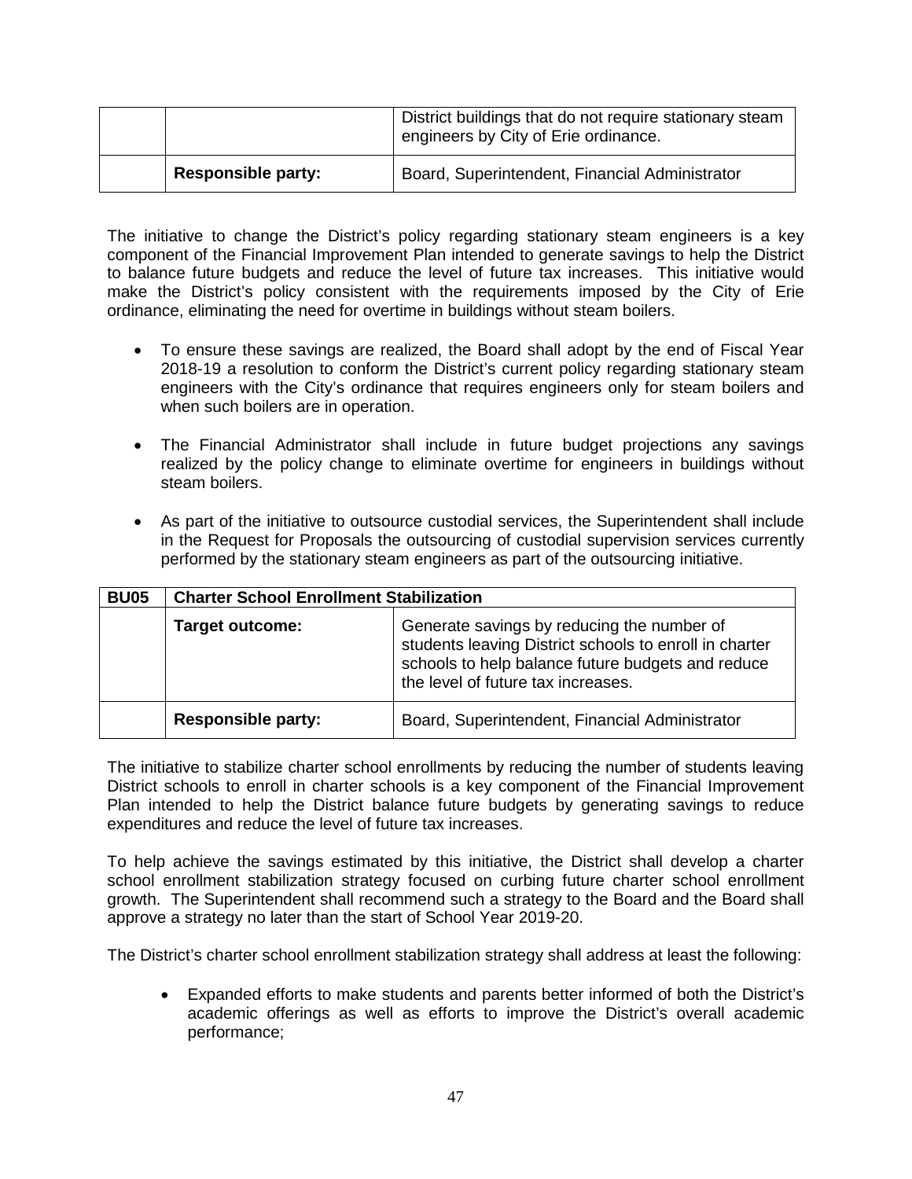| | | |
|---|---|---|
| | | District buildings that do not require stationary steam engineers by City of Erie ordinance. |
| | **Responsible party:** | Board, Superintendent, Financial Administrator |

The initiative to change the District's policy regarding stationary steam engineers is a key component of the Financial Improvement Plan intended to generate savings to help the District to balance future budgets and reduce the level of future tax increases. This initiative would make the District's policy consistent with the requirements imposed by the City of Erie ordinance, eliminating the need for overtime in buildings without steam boilers.

- To ensure these savings are realized, the Board shall adopt by the end of Fiscal Year 2018-19 a resolution to conform the District's current policy regarding stationary steam engineers with the City's ordinance that requires engineers only for steam boilers and when such boilers are in operation.

- The Financial Administrator shall include in future budget projections any savings realized by the policy change to eliminate overtime for engineers in buildings without steam boilers.

- As part of the initiative to outsource custodial services, the Superintendent shall include in the Request for Proposals the outsourcing of custodial supervision services currently performed by the stationary steam engineers as part of the outsourcing initiative.

| **BU05** | **Charter School Enrollment Stabilization** | |
|---|---|---|
| | **Target outcome:** | Generate savings by reducing the number of students leaving District schools to enroll in charter schools to help balance future budgets and reduce the level of future tax increases. |
| | **Responsible party:** | Board, Superintendent, Financial Administrator |

The initiative to stabilize charter school enrollments by reducing the number of students leaving District schools to enroll in charter schools is a key component of the Financial Improvement Plan intended to help the District balance future budgets by generating savings to reduce expenditures and reduce the level of future tax increases.

To help achieve the savings estimated by this initiative, the District shall develop a charter school enrollment stabilization strategy focused on curbing future charter school enrollment growth. The Superintendent shall recommend such a strategy to the Board and the Board shall approve a strategy no later than the start of School Year 2019-20.

The District's charter school enrollment stabilization strategy shall address at least the following:

- Expanded efforts to make students and parents better informed of both the District's academic offerings as well as efforts to improve the District's overall academic performance;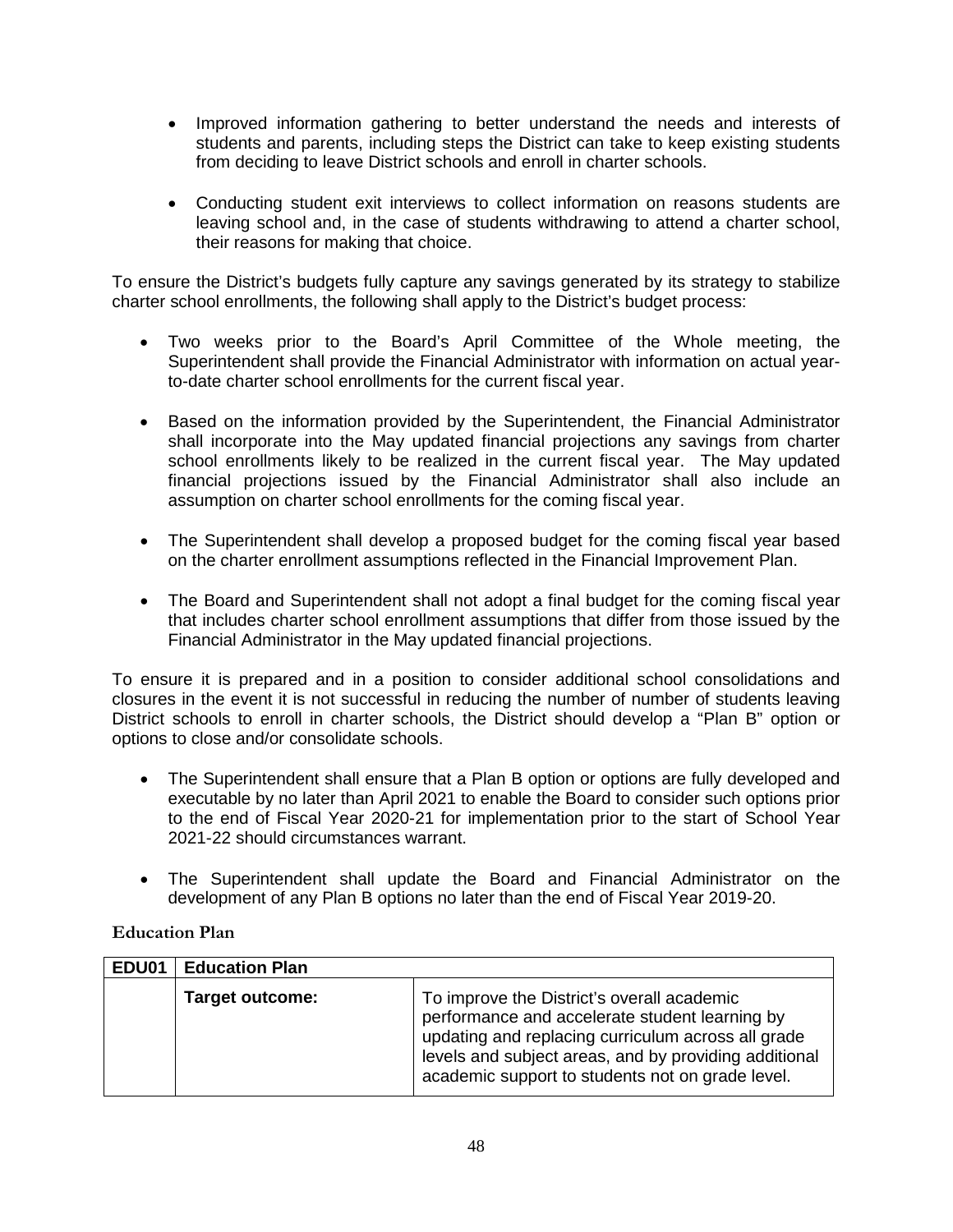- Improved information gathering to better understand the needs and interests of students and parents, including steps the District can take to keep existing students from deciding to leave District schools and enroll in charter schools.

- Conducting student exit interviews to collect information on reasons students are leaving school and, in the case of students withdrawing to attend a charter school, their reasons for making that choice.

To ensure the District's budgets fully capture any savings generated by its strategy to stabilize charter school enrollments, the following shall apply to the District's budget process:

- Two weeks prior to the Board's April Committee of the Whole meeting, the Superintendent shall provide the Financial Administrator with information on actual year-to-date charter school enrollments for the current fiscal year.

- Based on the information provided by the Superintendent, the Financial Administrator shall incorporate into the May updated financial projections any savings from charter school enrollments likely to be realized in the current fiscal year. The May updated financial projections issued by the Financial Administrator shall also include an assumption on charter school enrollments for the coming fiscal year.

- The Superintendent shall develop a proposed budget for the coming fiscal year based on the charter enrollment assumptions reflected in the Financial Improvement Plan.

- The Board and Superintendent shall not adopt a final budget for the coming fiscal year that includes charter school enrollment assumptions that differ from those issued by the Financial Administrator in the May updated financial projections.

To ensure it is prepared and in a position to consider additional school consolidations and closures in the event it is not successful in reducing the number of number of students leaving District schools to enroll in charter schools, the District should develop a "Plan B" option or options to close and/or consolidate schools.

- The Superintendent shall ensure that a Plan B option or options are fully developed and executable by no later than April 2021 to enable the Board to consider such options prior to the end of Fiscal Year 2020-21 for implementation prior to the start of School Year 2021-22 should circumstances warrant.

- The Superintendent shall update the Board and Financial Administrator on the development of any Plan B options no later than the end of Fiscal Year 2019-20.

### Education Plan

| EDU01 | Education Plan | |
|---|---|---|
| | **Target outcome:** | To improve the District's overall academic performance and accelerate student learning by updating and replacing curriculum across all grade levels and subject areas, and by providing additional academic support to students not on grade level. |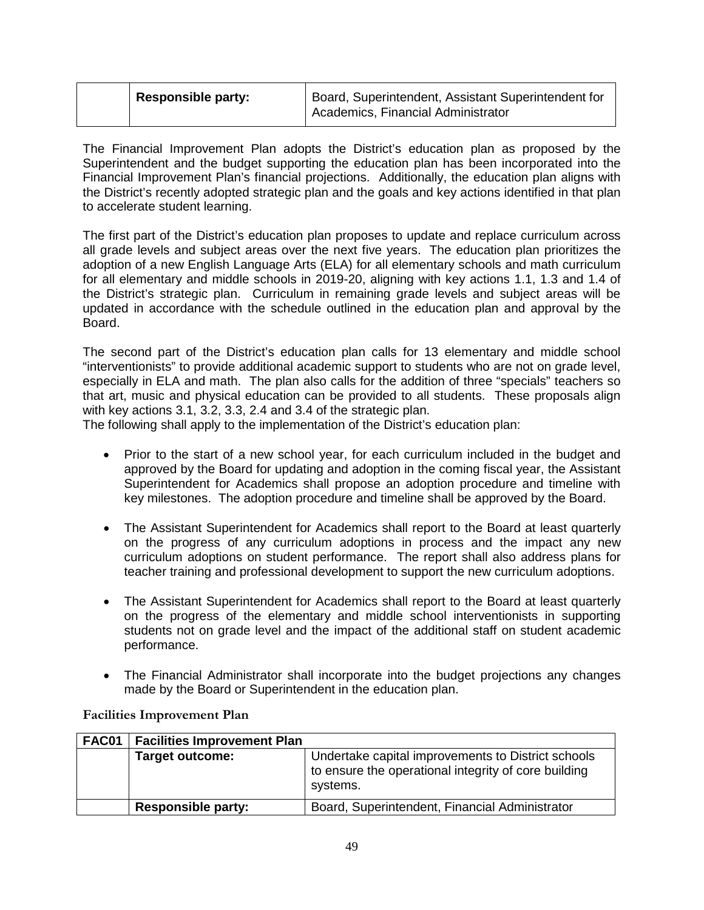| | Responsible party: | Board, Superintendent, Assistant Superintendent for Academics, Financial Administrator |
|---|---|---|

The Financial Improvement Plan adopts the District's education plan as proposed by the Superintendent and the budget supporting the education plan has been incorporated into the Financial Improvement Plan's financial projections. Additionally, the education plan aligns with the District's recently adopted strategic plan and the goals and key actions identified in that plan to accelerate student learning.

The first part of the District's education plan proposes to update and replace curriculum across all grade levels and subject areas over the next five years. The education plan prioritizes the adoption of a new English Language Arts (ELA) for all elementary schools and math curriculum for all elementary and middle schools in 2019-20, aligning with key actions 1.1, 1.3 and 1.4 of the District's strategic plan. Curriculum in remaining grade levels and subject areas will be updated in accordance with the schedule outlined in the education plan and approval by the Board.

The second part of the District's education plan calls for 13 elementary and middle school "interventionists" to provide additional academic support to students who are not on grade level, especially in ELA and math. The plan also calls for the addition of three "specials" teachers so that art, music and physical education can be provided to all students. These proposals align with key actions 3.1, 3.2, 3.3, 2.4 and 3.4 of the strategic plan.

The following shall apply to the implementation of the District's education plan:

- Prior to the start of a new school year, for each curriculum included in the budget and approved by the Board for updating and adoption in the coming fiscal year, the Assistant Superintendent for Academics shall propose an adoption procedure and timeline with key milestones. The adoption procedure and timeline shall be approved by the Board.
- The Assistant Superintendent for Academics shall report to the Board at least quarterly on the progress of any curriculum adoptions in process and the impact any new curriculum adoptions on student performance. The report shall also address plans for teacher training and professional development to support the new curriculum adoptions.
- The Assistant Superintendent for Academics shall report to the Board at least quarterly on the progress of the elementary and middle school interventionists in supporting students not on grade level and the impact of the additional staff on student academic performance.
- The Financial Administrator shall incorporate into the budget projections any changes made by the Board or Superintendent in the education plan.

### Facilities Improvement Plan

| FAC01 | Facilities Improvement Plan | |
|---|---|---|
| | Target outcome: | Undertake capital improvements to District schools to ensure the operational integrity of core building systems. |
| | Responsible party: | Board, Superintendent, Financial Administrator |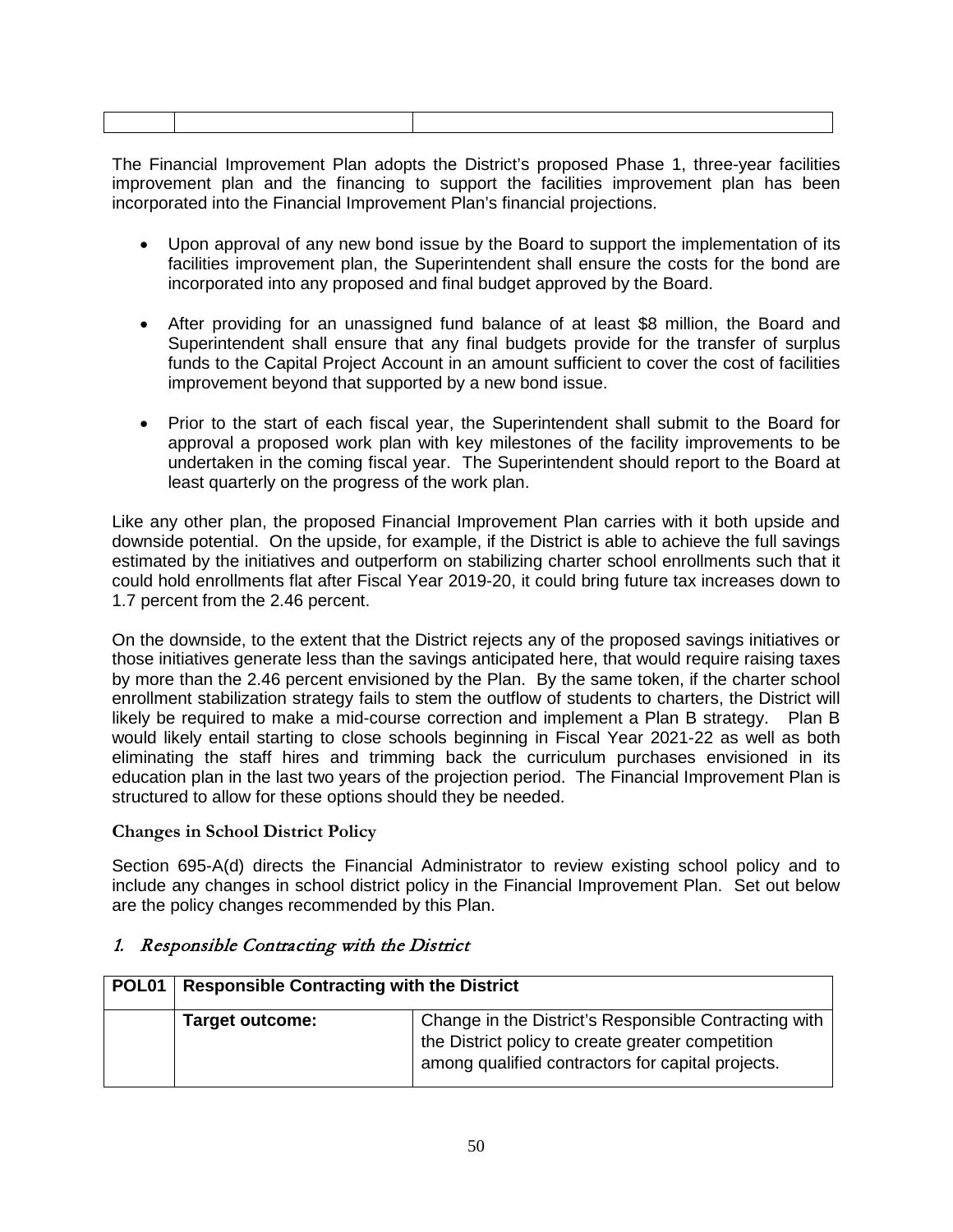| | | |
|---|---|---|

The Financial Improvement Plan adopts the District's proposed Phase 1, three-year facilities improvement plan and the financing to support the facilities improvement plan has been incorporated into the Financial Improvement Plan's financial projections.

- Upon approval of any new bond issue by the Board to support the implementation of its facilities improvement plan, the Superintendent shall ensure the costs for the bond are incorporated into any proposed and final budget approved by the Board.

- After providing for an unassigned fund balance of at least $8 million, the Board and Superintendent shall ensure that any final budgets provide for the transfer of surplus funds to the Capital Project Account in an amount sufficient to cover the cost of facilities improvement beyond that supported by a new bond issue.

- Prior to the start of each fiscal year, the Superintendent shall submit to the Board for approval a proposed work plan with key milestones of the facility improvements to be undertaken in the coming fiscal year. The Superintendent should report to the Board at least quarterly on the progress of the work plan.

Like any other plan, the proposed Financial Improvement Plan carries with it both upside and downside potential. On the upside, for example, if the District is able to achieve the full savings estimated by the initiatives and outperform on stabilizing charter school enrollments such that it could hold enrollments flat after Fiscal Year 2019-20, it could bring future tax increases down to 1.7 percent from the 2.46 percent.

On the downside, to the extent that the District rejects any of the proposed savings initiatives or those initiatives generate less than the savings anticipated here, that would require raising taxes by more than the 2.46 percent envisioned by the Plan. By the same token, if the charter school enrollment stabilization strategy fails to stem the outflow of students to charters, the District will likely be required to make a mid-course correction and implement a Plan B strategy. Plan B would likely entail starting to close schools beginning in Fiscal Year 2021-22 as well as both eliminating the staff hires and trimming back the curriculum purchases envisioned in its education plan in the last two years of the projection period. The Financial Improvement Plan is structured to allow for these options should they be needed.

### Changes in School District Policy

Section 695-A(d) directs the Financial Administrator to review existing school policy and to include any changes in school district policy in the Financial Improvement Plan. Set out below are the policy changes recommended by this Plan.

#### *1. Responsible Contracting with the District*

| POL01 | Responsible Contracting with the District | |
|---|---|---|
| | **Target outcome:** | Change in the District's Responsible Contracting with the District policy to create greater competition among qualified contractors for capital projects. |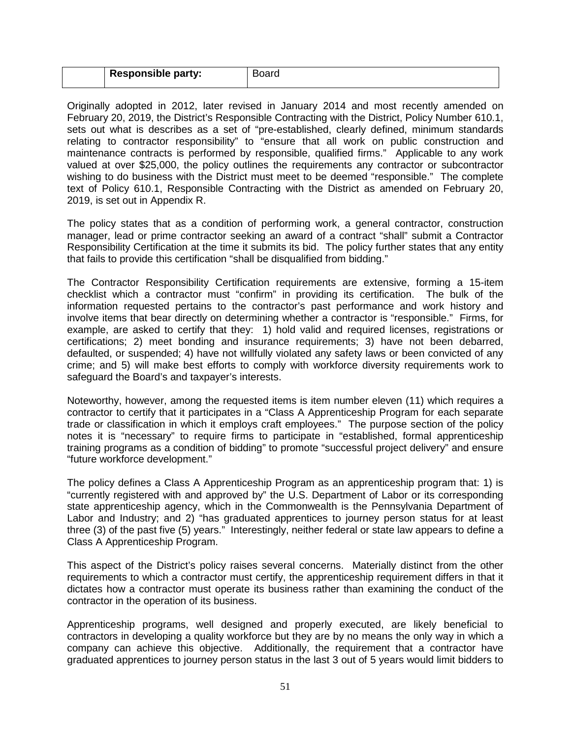| | Responsible party: | Board |
|---|---|---|

Originally adopted in 2012, later revised in January 2014 and most recently amended on February 20, 2019, the District's Responsible Contracting with the District, Policy Number 610.1, sets out what is describes as a set of "pre-established, clearly defined, minimum standards relating to contractor responsibility" to "ensure that all work on public construction and maintenance contracts is performed by responsible, qualified firms." Applicable to any work valued at over $25,000, the policy outlines the requirements any contractor or subcontractor wishing to do business with the District must meet to be deemed "responsible." The complete text of Policy 610.1, Responsible Contracting with the District as amended on February 20, 2019, is set out in Appendix R.

The policy states that as a condition of performing work, a general contractor, construction manager, lead or prime contractor seeking an award of a contract "shall" submit a Contractor Responsibility Certification at the time it submits its bid. The policy further states that any entity that fails to provide this certification "shall be disqualified from bidding."

The Contractor Responsibility Certification requirements are extensive, forming a 15-item checklist which a contractor must "confirm" in providing its certification. The bulk of the information requested pertains to the contractor's past performance and work history and involve items that bear directly on determining whether a contractor is "responsible." Firms, for example, are asked to certify that they: 1) hold valid and required licenses, registrations or certifications; 2) meet bonding and insurance requirements; 3) have not been debarred, defaulted, or suspended; 4) have not willfully violated any safety laws or been convicted of any crime; and 5) will make best efforts to comply with workforce diversity requirements work to safeguard the Board's and taxpayer's interests.

Noteworthy, however, among the requested items is item number eleven (11) which requires a contractor to certify that it participates in a "Class A Apprenticeship Program for each separate trade or classification in which it employs craft employees." The purpose section of the policy notes it is "necessary" to require firms to participate in "established, formal apprenticeship training programs as a condition of bidding" to promote "successful project delivery" and ensure "future workforce development."

The policy defines a Class A Apprenticeship Program as an apprenticeship program that: 1) is "currently registered with and approved by" the U.S. Department of Labor or its corresponding state apprenticeship agency, which in the Commonwealth is the Pennsylvania Department of Labor and Industry; and 2) "has graduated apprentices to journey person status for at least three (3) of the past five (5) years." Interestingly, neither federal or state law appears to define a Class A Apprenticeship Program.

This aspect of the District's policy raises several concerns. Materially distinct from the other requirements to which a contractor must certify, the apprenticeship requirement differs in that it dictates how a contractor must operate its business rather than examining the conduct of the contractor in the operation of its business.

Apprenticeship programs, well designed and properly executed, are likely beneficial to contractors in developing a quality workforce but they are by no means the only way in which a company can achieve this objective. Additionally, the requirement that a contractor have graduated apprentices to journey person status in the last 3 out of 5 years would limit bidders to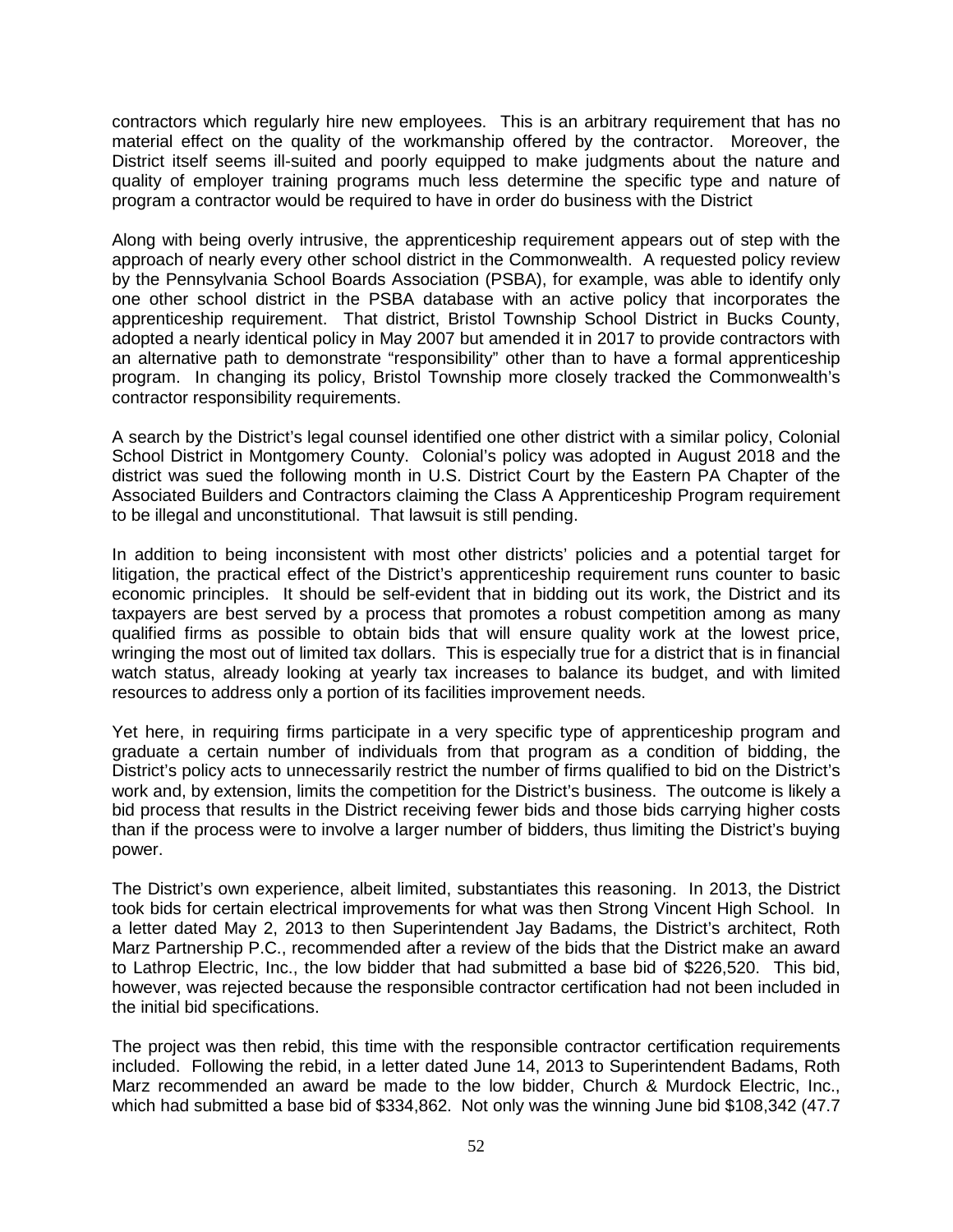contractors which regularly hire new employees. This is an arbitrary requirement that has no material effect on the quality of the workmanship offered by the contractor. Moreover, the District itself seems ill-suited and poorly equipped to make judgments about the nature and quality of employer training programs much less determine the specific type and nature of program a contractor would be required to have in order do business with the District

Along with being overly intrusive, the apprenticeship requirement appears out of step with the approach of nearly every other school district in the Commonwealth. A requested policy review by the Pennsylvania School Boards Association (PSBA), for example, was able to identify only one other school district in the PSBA database with an active policy that incorporates the apprenticeship requirement. That district, Bristol Township School District in Bucks County, adopted a nearly identical policy in May 2007 but amended it in 2017 to provide contractors with an alternative path to demonstrate "responsibility" other than to have a formal apprenticeship program. In changing its policy, Bristol Township more closely tracked the Commonwealth's contractor responsibility requirements.

A search by the District's legal counsel identified one other district with a similar policy, Colonial School District in Montgomery County. Colonial's policy was adopted in August 2018 and the district was sued the following month in U.S. District Court by the Eastern PA Chapter of the Associated Builders and Contractors claiming the Class A Apprenticeship Program requirement to be illegal and unconstitutional. That lawsuit is still pending.

In addition to being inconsistent with most other districts' policies and a potential target for litigation, the practical effect of the District's apprenticeship requirement runs counter to basic economic principles. It should be self-evident that in bidding out its work, the District and its taxpayers are best served by a process that promotes a robust competition among as many qualified firms as possible to obtain bids that will ensure quality work at the lowest price, wringing the most out of limited tax dollars. This is especially true for a district that is in financial watch status, already looking at yearly tax increases to balance its budget, and with limited resources to address only a portion of its facilities improvement needs.

Yet here, in requiring firms participate in a very specific type of apprenticeship program and graduate a certain number of individuals from that program as a condition of bidding, the District's policy acts to unnecessarily restrict the number of firms qualified to bid on the District's work and, by extension, limits the competition for the District's business. The outcome is likely a bid process that results in the District receiving fewer bids and those bids carrying higher costs than if the process were to involve a larger number of bidders, thus limiting the District's buying power.

The District's own experience, albeit limited, substantiates this reasoning. In 2013, the District took bids for certain electrical improvements for what was then Strong Vincent High School. In a letter dated May 2, 2013 to then Superintendent Jay Badams, the District's architect, Roth Marz Partnership P.C., recommended after a review of the bids that the District make an award to Lathrop Electric, Inc., the low bidder that had submitted a base bid of $226,520. This bid, however, was rejected because the responsible contractor certification had not been included in the initial bid specifications.

The project was then rebid, this time with the responsible contractor certification requirements included. Following the rebid, in a letter dated June 14, 2013 to Superintendent Badams, Roth Marz recommended an award be made to the low bidder, Church & Murdock Electric, Inc., which had submitted a base bid of $334,862. Not only was the winning June bid $108,342 (47.7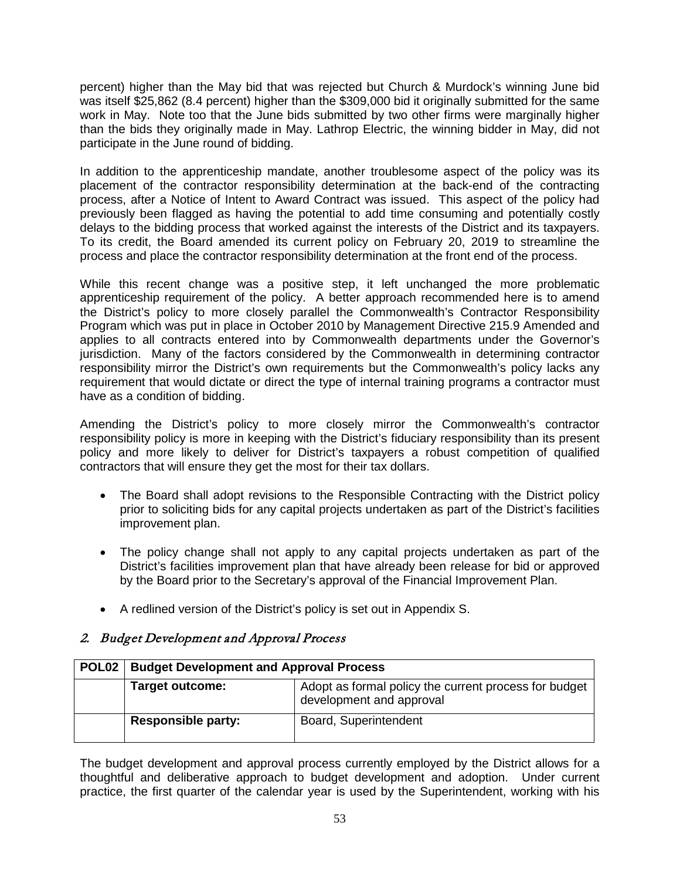percent) higher than the May bid that was rejected but Church & Murdock's winning June bid was itself $25,862 (8.4 percent) higher than the $309,000 bid it originally submitted for the same work in May. Note too that the June bids submitted by two other firms were marginally higher than the bids they originally made in May. Lathrop Electric, the winning bidder in May, did not participate in the June round of bidding.

In addition to the apprenticeship mandate, another troublesome aspect of the policy was its placement of the contractor responsibility determination at the back-end of the contracting process, after a Notice of Intent to Award Contract was issued. This aspect of the policy had previously been flagged as having the potential to add time consuming and potentially costly delays to the bidding process that worked against the interests of the District and its taxpayers. To its credit, the Board amended its current policy on February 20, 2019 to streamline the process and place the contractor responsibility determination at the front end of the process.

While this recent change was a positive step, it left unchanged the more problematic apprenticeship requirement of the policy. A better approach recommended here is to amend the District's policy to more closely parallel the Commonwealth's Contractor Responsibility Program which was put in place in October 2010 by Management Directive 215.9 Amended and applies to all contracts entered into by Commonwealth departments under the Governor's jurisdiction. Many of the factors considered by the Commonwealth in determining contractor responsibility mirror the District's own requirements but the Commonwealth's policy lacks any requirement that would dictate or direct the type of internal training programs a contractor must have as a condition of bidding.

Amending the District's policy to more closely mirror the Commonwealth's contractor responsibility policy is more in keeping with the District's fiduciary responsibility than its present policy and more likely to deliver for District's taxpayers a robust competition of qualified contractors that will ensure they get the most for their tax dollars.

- The Board shall adopt revisions to the Responsible Contracting with the District policy prior to soliciting bids for any capital projects undertaken as part of the District's facilities improvement plan.
- The policy change shall not apply to any capital projects undertaken as part of the District's facilities improvement plan that have already been release for bid or approved by the Board prior to the Secretary's approval of the Financial Improvement Plan.
- A redlined version of the District's policy is set out in Appendix S.

## 2. *Budget Development and Approval Process*

| **POL02** | **Budget Development and Approval Process** | |
|---|---|---|
| | **Target outcome:** | Adopt as formal policy the current process for budget development and approval |
| | **Responsible party:** | Board, Superintendent |

The budget development and approval process currently employed by the District allows for a thoughtful and deliberative approach to budget development and adoption. Under current practice, the first quarter of the calendar year is used by the Superintendent, working with his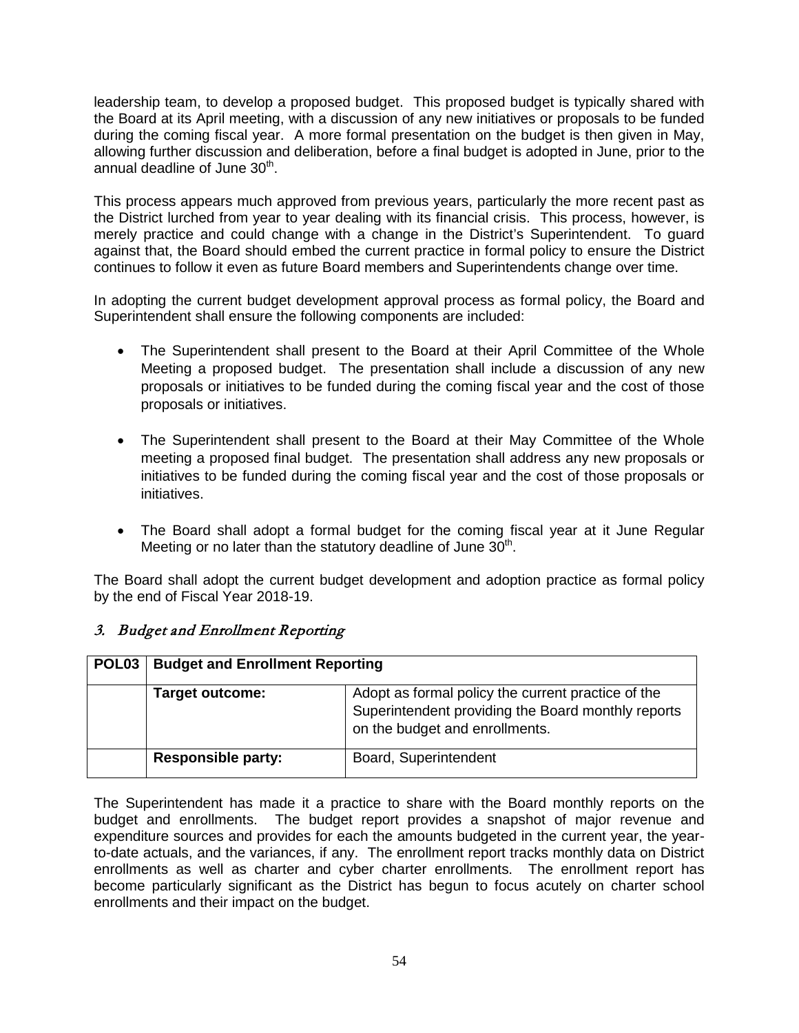leadership team, to develop a proposed budget. This proposed budget is typically shared with the Board at its April meeting, with a discussion of any new initiatives or proposals to be funded during the coming fiscal year. A more formal presentation on the budget is then given in May, allowing further discussion and deliberation, before a final budget is adopted in June, prior to the annual deadline of June 30th.

This process appears much approved from previous years, particularly the more recent past as the District lurched from year to year dealing with its financial crisis. This process, however, is merely practice and could change with a change in the District's Superintendent. To guard against that, the Board should embed the current practice in formal policy to ensure the District continues to follow it even as future Board members and Superintendents change over time.

In adopting the current budget development approval process as formal policy, the Board and Superintendent shall ensure the following components are included:

- The Superintendent shall present to the Board at their April Committee of the Whole Meeting a proposed budget. The presentation shall include a discussion of any new proposals or initiatives to be funded during the coming fiscal year and the cost of those proposals or initiatives.
- The Superintendent shall present to the Board at their May Committee of the Whole meeting a proposed final budget. The presentation shall address any new proposals or initiatives to be funded during the coming fiscal year and the cost of those proposals or initiatives.
- The Board shall adopt a formal budget for the coming fiscal year at it June Regular Meeting or no later than the statutory deadline of June 30th.

The Board shall adopt the current budget development and adoption practice as formal policy by the end of Fiscal Year 2018-19.

### *3. Budget and Enrollment Reporting*

| **POL03** | **Budget and Enrollment Reporting** | |
|---|---|---|
| | **Target outcome:** | Adopt as formal policy the current practice of the Superintendent providing the Board monthly reports on the budget and enrollments. |
| | **Responsible party:** | Board, Superintendent |

The Superintendent has made it a practice to share with the Board monthly reports on the budget and enrollments. The budget report provides a snapshot of major revenue and expenditure sources and provides for each the amounts budgeted in the current year, the year-to-date actuals, and the variances, if any. The enrollment report tracks monthly data on District enrollments as well as charter and cyber charter enrollments. The enrollment report has become particularly significant as the District has begun to focus acutely on charter school enrollments and their impact on the budget.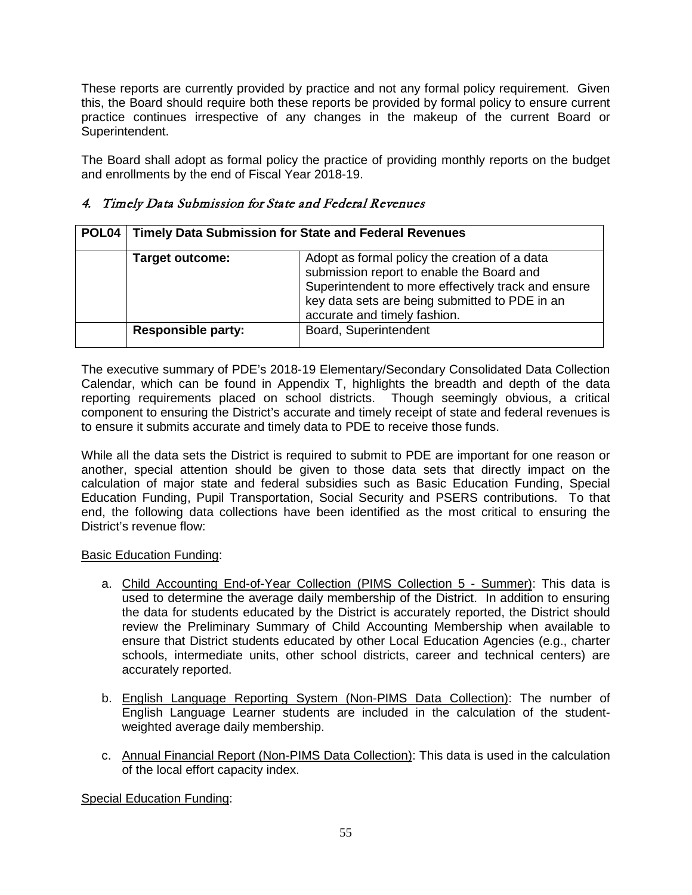These reports are currently provided by practice and not any formal policy requirement. Given this, the Board should require both these reports be provided by formal policy to ensure current practice continues irrespective of any changes in the makeup of the current Board or Superintendent.

The Board shall adopt as formal policy the practice of providing monthly reports on the budget and enrollments by the end of Fiscal Year 2018-19.

## *4. Timely Data Submission for State and Federal Revenues*

| POL04 | Timely Data Submission for State and Federal Revenues | |
|---|---|---|
| | **Target outcome:** | Adopt as formal policy the creation of a data submission report to enable the Board and Superintendent to more effectively track and ensure key data sets are being submitted to PDE in an accurate and timely fashion. |
| | **Responsible party:** | Board, Superintendent |

The executive summary of PDE's 2018-19 Elementary/Secondary Consolidated Data Collection Calendar, which can be found in Appendix T, highlights the breadth and depth of the data reporting requirements placed on school districts. Though seemingly obvious, a critical component to ensuring the District's accurate and timely receipt of state and federal revenues is to ensure it submits accurate and timely data to PDE to receive those funds.

While all the data sets the District is required to submit to PDE are important for one reason or another, special attention should be given to those data sets that directly impact on the calculation of major state and federal subsidies such as Basic Education Funding, Special Education Funding, Pupil Transportation, Social Security and PSERS contributions. To that end, the following data collections have been identified as the most critical to ensuring the District's revenue flow:

Basic Education Funding:

a. Child Accounting End-of-Year Collection (PIMS Collection 5 - Summer): This data is used to determine the average daily membership of the District. In addition to ensuring the data for students educated by the District is accurately reported, the District should review the Preliminary Summary of Child Accounting Membership when available to ensure that District students educated by other Local Education Agencies (e.g., charter schools, intermediate units, other school districts, career and technical centers) are accurately reported.

b. English Language Reporting System (Non-PIMS Data Collection): The number of English Language Learner students are included in the calculation of the student-weighted average daily membership.

c. Annual Financial Report (Non-PIMS Data Collection): This data is used in the calculation of the local effort capacity index.

Special Education Funding: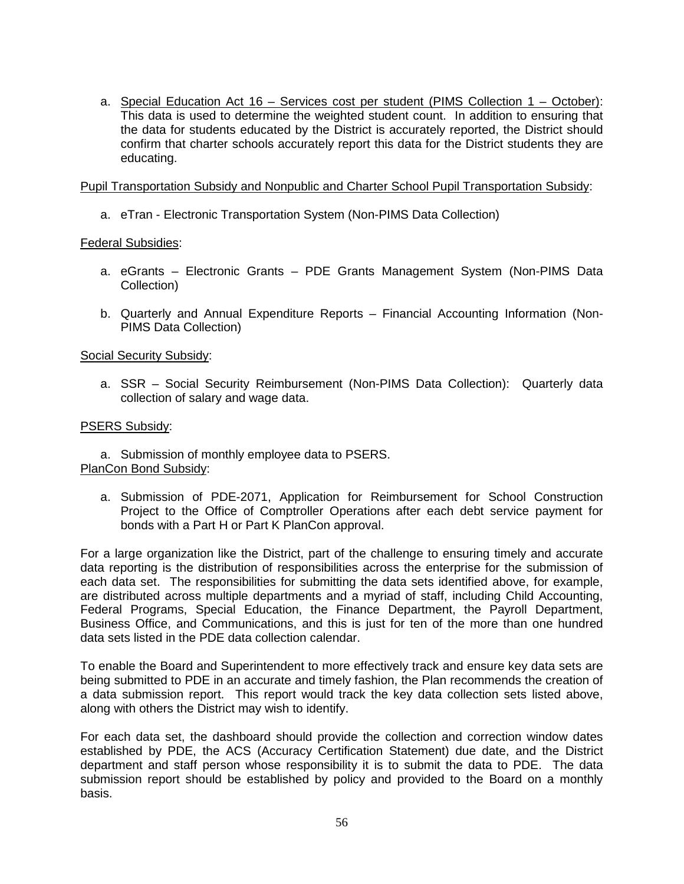a. Special Education Act 16 – Services cost per student (PIMS Collection 1 – October): This data is used to determine the weighted student count. In addition to ensuring that the data for students educated by the District is accurately reported, the District should confirm that charter schools accurately report this data for the District students they are educating.

Pupil Transportation Subsidy and Nonpublic and Charter School Pupil Transportation Subsidy:

a. eTran - Electronic Transportation System (Non-PIMS Data Collection)

Federal Subsidies:

a. eGrants – Electronic Grants – PDE Grants Management System (Non-PIMS Data Collection)

b. Quarterly and Annual Expenditure Reports – Financial Accounting Information (Non-PIMS Data Collection)

Social Security Subsidy:

a. SSR – Social Security Reimbursement (Non-PIMS Data Collection): Quarterly data collection of salary and wage data.

PSERS Subsidy:

a. Submission of monthly employee data to PSERS.

PlanCon Bond Subsidy:

a. Submission of PDE-2071, Application for Reimbursement for School Construction Project to the Office of Comptroller Operations after each debt service payment for bonds with a Part H or Part K PlanCon approval.

For a large organization like the District, part of the challenge to ensuring timely and accurate data reporting is the distribution of responsibilities across the enterprise for the submission of each data set. The responsibilities for submitting the data sets identified above, for example, are distributed across multiple departments and a myriad of staff, including Child Accounting, Federal Programs, Special Education, the Finance Department, the Payroll Department, Business Office, and Communications, and this is just for ten of the more than one hundred data sets listed in the PDE data collection calendar.

To enable the Board and Superintendent to more effectively track and ensure key data sets are being submitted to PDE in an accurate and timely fashion, the Plan recommends the creation of a data submission report. This report would track the key data collection sets listed above, along with others the District may wish to identify.

For each data set, the dashboard should provide the collection and correction window dates established by PDE, the ACS (Accuracy Certification Statement) due date, and the District department and staff person whose responsibility it is to submit the data to PDE. The data submission report should be established by policy and provided to the Board on a monthly basis.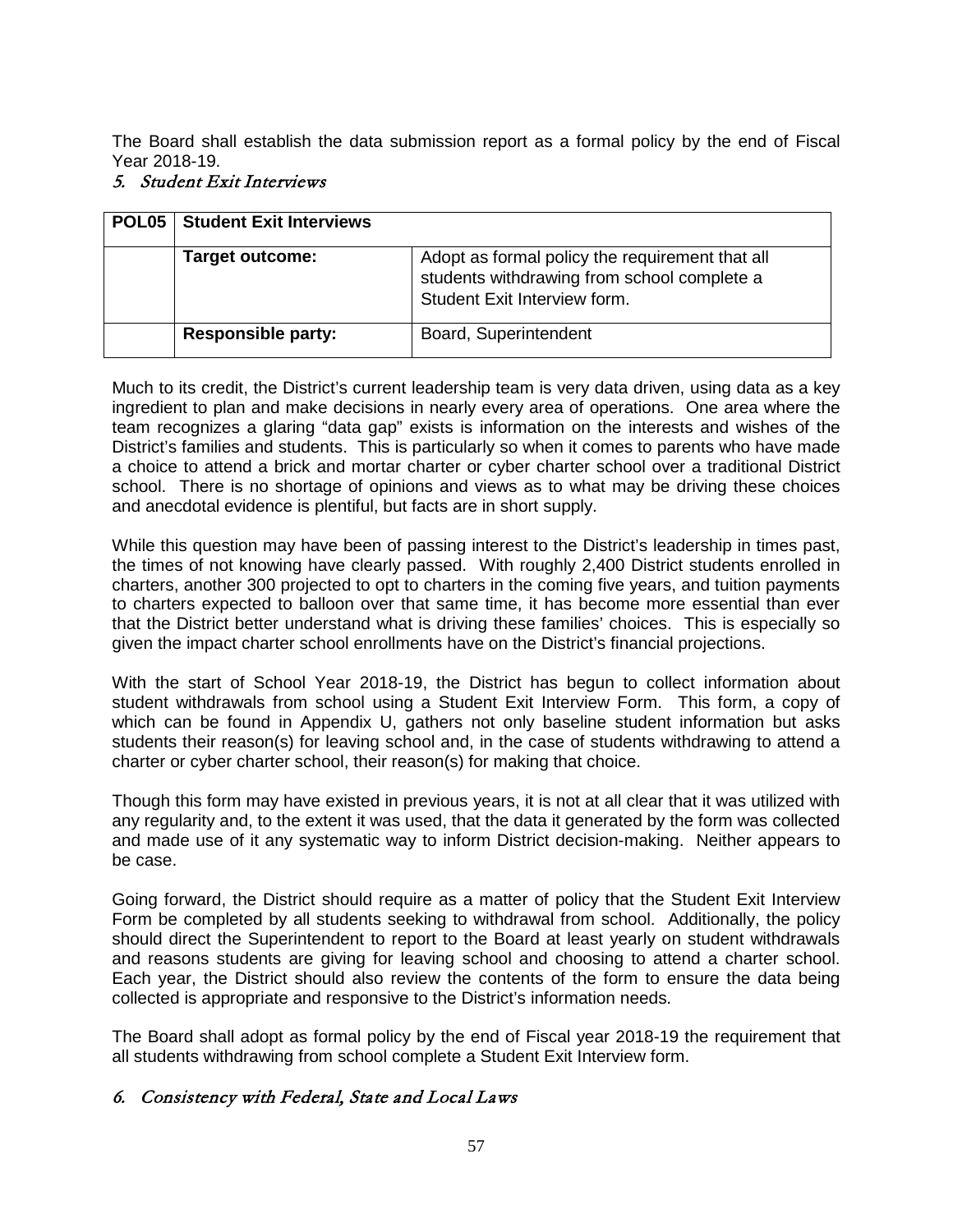The Board shall establish the data submission report as a formal policy by the end of Fiscal Year 2018-19.

### *5. Student Exit Interviews*

| POL05 | Student Exit Interviews | |
|---|---|---|
| | **Target outcome:** | Adopt as formal policy the requirement that all students withdrawing from school complete a Student Exit Interview form. |
| | **Responsible party:** | Board, Superintendent |

Much to its credit, the District's current leadership team is very data driven, using data as a key ingredient to plan and make decisions in nearly every area of operations. One area where the team recognizes a glaring "data gap" exists is information on the interests and wishes of the District's families and students. This is particularly so when it comes to parents who have made a choice to attend a brick and mortar charter or cyber charter school over a traditional District school. There is no shortage of opinions and views as to what may be driving these choices and anecdotal evidence is plentiful, but facts are in short supply.

While this question may have been of passing interest to the District's leadership in times past, the times of not knowing have clearly passed. With roughly 2,400 District students enrolled in charters, another 300 projected to opt to charters in the coming five years, and tuition payments to charters expected to balloon over that same time, it has become more essential than ever that the District better understand what is driving these families' choices. This is especially so given the impact charter school enrollments have on the District's financial projections.

With the start of School Year 2018-19, the District has begun to collect information about student withdrawals from school using a Student Exit Interview Form. This form, a copy of which can be found in Appendix U, gathers not only baseline student information but asks students their reason(s) for leaving school and, in the case of students withdrawing to attend a charter or cyber charter school, their reason(s) for making that choice.

Though this form may have existed in previous years, it is not at all clear that it was utilized with any regularity and, to the extent it was used, that the data it generated by the form was collected and made use of it any systematic way to inform District decision-making. Neither appears to be case.

Going forward, the District should require as a matter of policy that the Student Exit Interview Form be completed by all students seeking to withdrawal from school. Additionally, the policy should direct the Superintendent to report to the Board at least yearly on student withdrawals and reasons students are giving for leaving school and choosing to attend a charter school. Each year, the District should also review the contents of the form to ensure the data being collected is appropriate and responsive to the District's information needs.

The Board shall adopt as formal policy by the end of Fiscal year 2018-19 the requirement that all students withdrawing from school complete a Student Exit Interview form.

### *6. Consistency with Federal, State and Local Laws*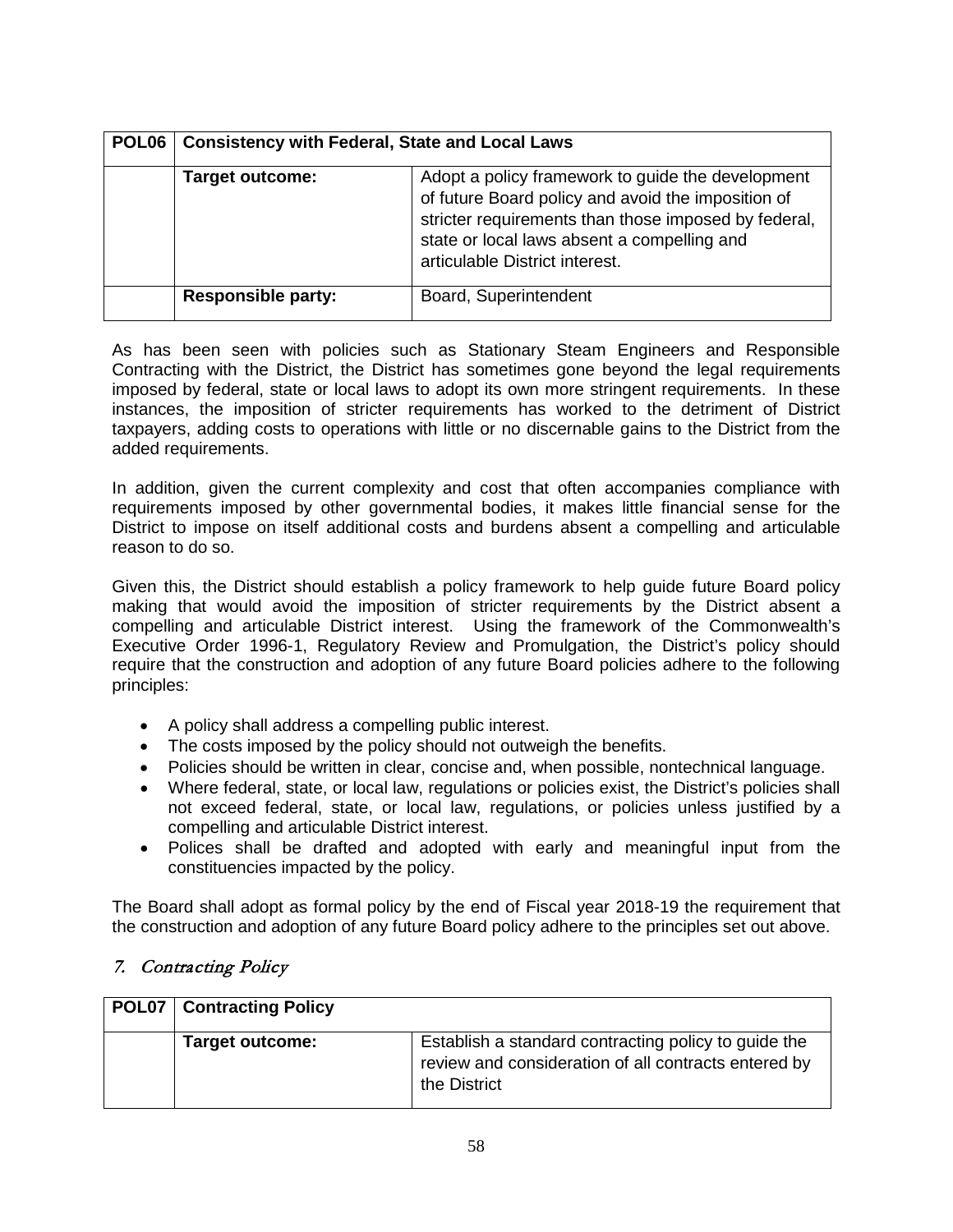| POL06 | Consistency with Federal, State and Local Laws | |
|---|---|---|
| | **Target outcome:** | Adopt a policy framework to guide the development of future Board policy and avoid the imposition of stricter requirements than those imposed by federal, state or local laws absent a compelling and articulable District interest. |
| | **Responsible party:** | Board, Superintendent |

As has been seen with policies such as Stationary Steam Engineers and Responsible Contracting with the District, the District has sometimes gone beyond the legal requirements imposed by federal, state or local laws to adopt its own more stringent requirements. In these instances, the imposition of stricter requirements has worked to the detriment of District taxpayers, adding costs to operations with little or no discernable gains to the District from the added requirements.

In addition, given the current complexity and cost that often accompanies compliance with requirements imposed by other governmental bodies, it makes little financial sense for the District to impose on itself additional costs and burdens absent a compelling and articulable reason to do so.

Given this, the District should establish a policy framework to help guide future Board policy making that would avoid the imposition of stricter requirements by the District absent a compelling and articulable District interest. Using the framework of the Commonwealth's Executive Order 1996-1, Regulatory Review and Promulgation, the District's policy should require that the construction and adoption of any future Board policies adhere to the following principles:

- A policy shall address a compelling public interest.
- The costs imposed by the policy should not outweigh the benefits.
- Policies should be written in clear, concise and, when possible, nontechnical language.
- Where federal, state, or local law, regulations or policies exist, the District's policies shall not exceed federal, state, or local law, regulations, or policies unless justified by a compelling and articulable District interest.
- Polices shall be drafted and adopted with early and meaningful input from the constituencies impacted by the policy.

The Board shall adopt as formal policy by the end of Fiscal year 2018-19 the requirement that the construction and adoption of any future Board policy adhere to the principles set out above.

## *7. Contracting Policy*

| POL07 | Contracting Policy | |
|---|---|---|
| | **Target outcome:** | Establish a standard contracting policy to guide the review and consideration of all contracts entered by the District |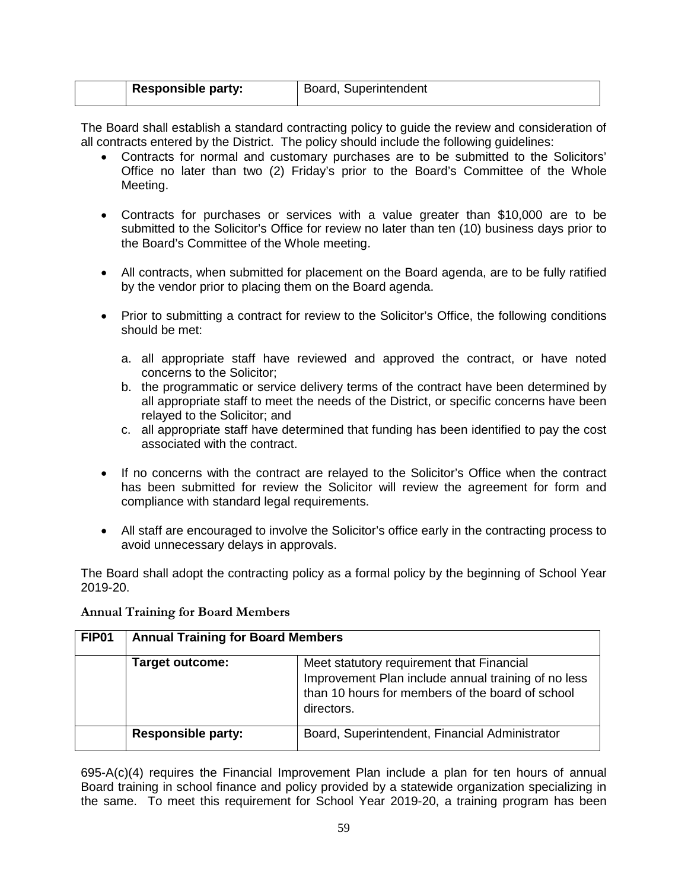| | Responsible party: | Board, Superintendent |
|---|---|---|

The Board shall establish a standard contracting policy to guide the review and consideration of all contracts entered by the District. The policy should include the following guidelines:

- Contracts for normal and customary purchases are to be submitted to the Solicitors' Office no later than two (2) Friday's prior to the Board's Committee of the Whole Meeting.

- Contracts for purchases or services with a value greater than $10,000 are to be submitted to the Solicitor's Office for review no later than ten (10) business days prior to the Board's Committee of the Whole meeting.

- All contracts, when submitted for placement on the Board agenda, are to be fully ratified by the vendor prior to placing them on the Board agenda.

- Prior to submitting a contract for review to the Solicitor's Office, the following conditions should be met:

  a. all appropriate staff have reviewed and approved the contract, or have noted concerns to the Solicitor;
  b. the programmatic or service delivery terms of the contract have been determined by all appropriate staff to meet the needs of the District, or specific concerns have been relayed to the Solicitor; and
  c. all appropriate staff have determined that funding has been identified to pay the cost associated with the contract.

- If no concerns with the contract are relayed to the Solicitor's Office when the contract has been submitted for review the Solicitor will review the agreement for form and compliance with standard legal requirements.

- All staff are encouraged to involve the Solicitor's office early in the contracting process to avoid unnecessary delays in approvals.

The Board shall adopt the contracting policy as a formal policy by the beginning of School Year 2019-20.

### Annual Training for Board Members

| FIP01 | Annual Training for Board Members | |
|---|---|---|
| | **Target outcome:** | Meet statutory requirement that Financial Improvement Plan include annual training of no less than 10 hours for members of the board of school directors. |
| | **Responsible party:** | Board, Superintendent, Financial Administrator |

695-A(c)(4) requires the Financial Improvement Plan include a plan for ten hours of annual Board training in school finance and policy provided by a statewide organization specializing in the same. To meet this requirement for School Year 2019-20, a training program has been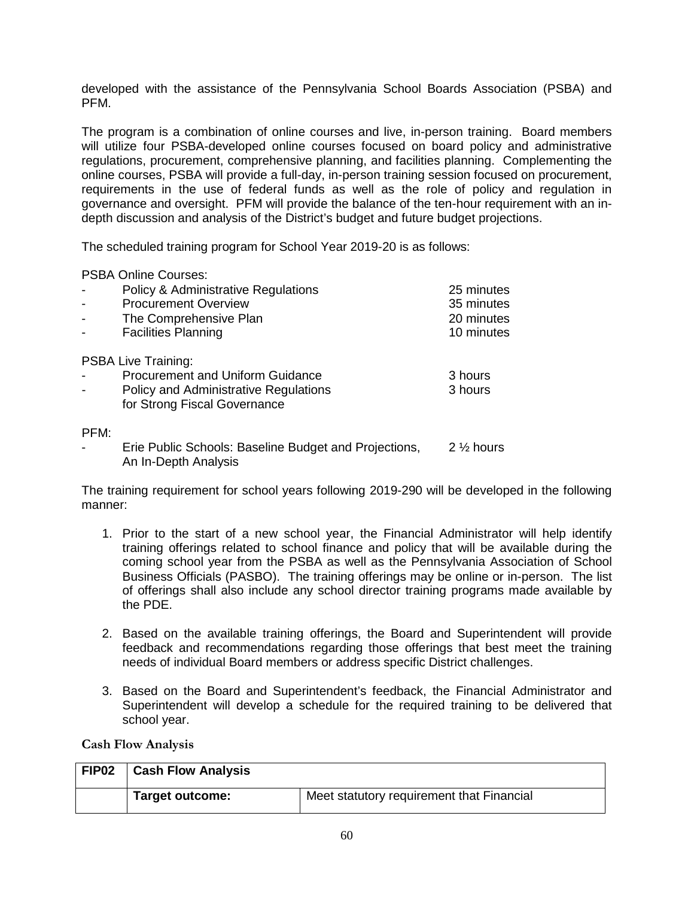developed with the assistance of the Pennsylvania School Boards Association (PSBA) and PFM.

The program is a combination of online courses and live, in-person training. Board members will utilize four PSBA-developed online courses focused on board policy and administrative regulations, procurement, comprehensive planning, and facilities planning. Complementing the online courses, PSBA will provide a full-day, in-person training session focused on procurement, requirements in the use of federal funds as well as the role of policy and regulation in governance and oversight. PFM will provide the balance of the ten-hour requirement with an in-depth discussion and analysis of the District's budget and future budget projections.

The scheduled training program for School Year 2019-20 is as follows:

PSBA Online Courses:

- Policy & Administrative Regulations — 25 minutes
- Procurement Overview — 35 minutes
- The Comprehensive Plan — 20 minutes
- Facilities Planning — 10 minutes

PSBA Live Training:

- Procurement and Uniform Guidance — 3 hours
- Policy and Administrative Regulations for Strong Fiscal Governance — 3 hours

PFM:

- Erie Public Schools: Baseline Budget and Projections, An In-Depth Analysis — 2 ½ hours

The training requirement for school years following 2019-290 will be developed in the following manner:

1. Prior to the start of a new school year, the Financial Administrator will help identify training offerings related to school finance and policy that will be available during the coming school year from the PSBA as well as the Pennsylvania Association of School Business Officials (PASBO). The training offerings may be online or in-person. The list of offerings shall also include any school director training programs made available by the PDE.

2. Based on the available training offerings, the Board and Superintendent will provide feedback and recommendations regarding those offerings that best meet the training needs of individual Board members or address specific District challenges.

3. Based on the Board and Superintendent's feedback, the Financial Administrator and Superintendent will develop a schedule for the required training to be delivered that school year.

### Cash Flow Analysis

| FIP02 | Cash Flow Analysis | |
|---|---|---|
| | **Target outcome:** | Meet statutory requirement that Financial |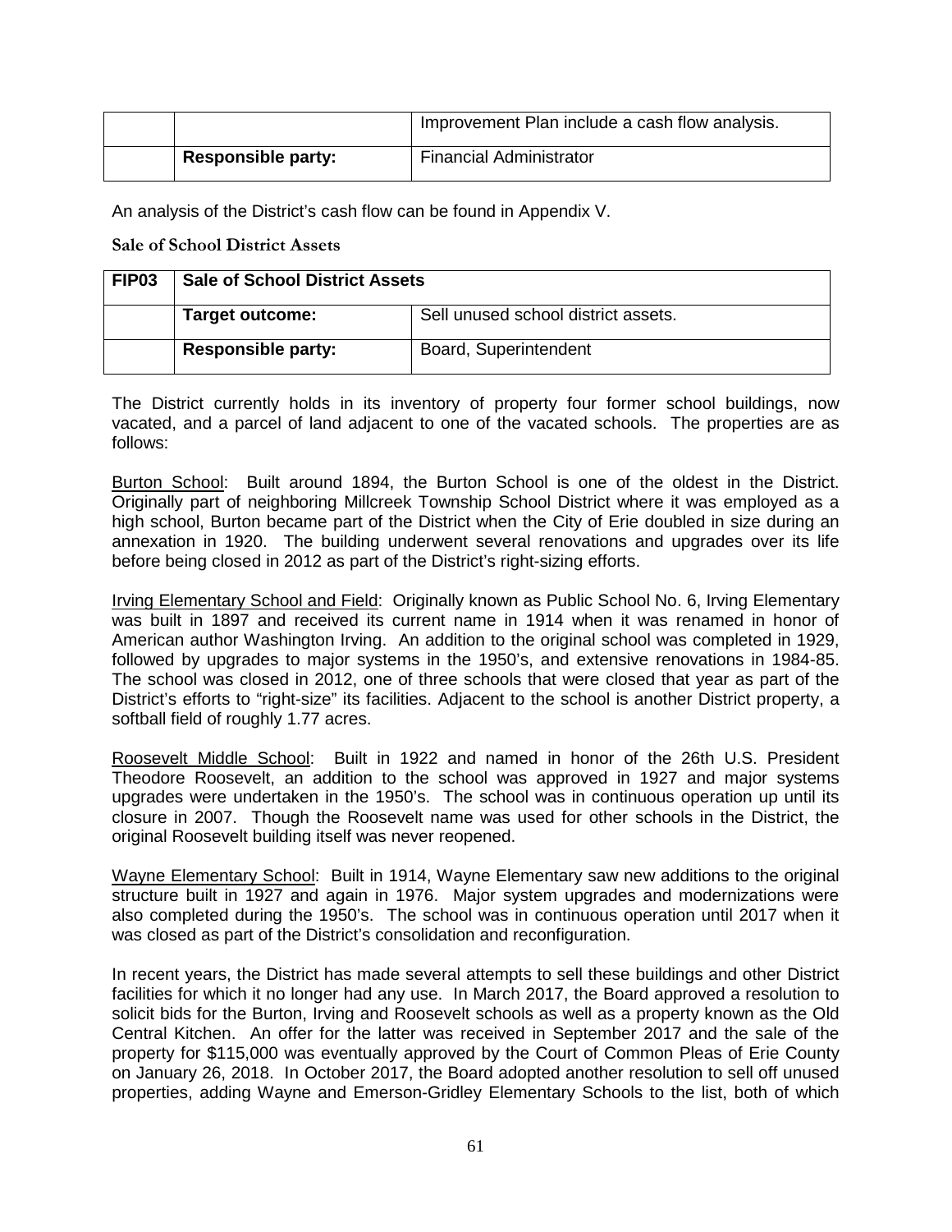| | | Improvement Plan include a cash flow analysis. |
|---|---|---|
| | **Responsible party:** | Financial Administrator |

An analysis of the District's cash flow can be found in Appendix V.

### Sale of School District Assets

| **FIP03** | **Sale of School District Assets** | |
|---|---|---|
| | **Target outcome:** | Sell unused school district assets. |
| | **Responsible party:** | Board, Superintendent |

The District currently holds in its inventory of property four former school buildings, now vacated, and a parcel of land adjacent to one of the vacated schools. The properties are as follows:

Burton School: Built around 1894, the Burton School is one of the oldest in the District. Originally part of neighboring Millcreek Township School District where it was employed as a high school, Burton became part of the District when the City of Erie doubled in size during an annexation in 1920. The building underwent several renovations and upgrades over its life before being closed in 2012 as part of the District's right-sizing efforts.

Irving Elementary School and Field: Originally known as Public School No. 6, Irving Elementary was built in 1897 and received its current name in 1914 when it was renamed in honor of American author Washington Irving. An addition to the original school was completed in 1929, followed by upgrades to major systems in the 1950's, and extensive renovations in 1984-85. The school was closed in 2012, one of three schools that were closed that year as part of the District's efforts to "right-size" its facilities. Adjacent to the school is another District property, a softball field of roughly 1.77 acres.

Roosevelt Middle School: Built in 1922 and named in honor of the 26th U.S. President Theodore Roosevelt, an addition to the school was approved in 1927 and major systems upgrades were undertaken in the 1950's. The school was in continuous operation up until its closure in 2007. Though the Roosevelt name was used for other schools in the District, the original Roosevelt building itself was never reopened.

Wayne Elementary School: Built in 1914, Wayne Elementary saw new additions to the original structure built in 1927 and again in 1976. Major system upgrades and modernizations were also completed during the 1950's. The school was in continuous operation until 2017 when it was closed as part of the District's consolidation and reconfiguration.

In recent years, the District has made several attempts to sell these buildings and other District facilities for which it no longer had any use. In March 2017, the Board approved a resolution to solicit bids for the Burton, Irving and Roosevelt schools as well as a property known as the Old Central Kitchen. An offer for the latter was received in September 2017 and the sale of the property for $115,000 was eventually approved by the Court of Common Pleas of Erie County on January 26, 2018. In October 2017, the Board adopted another resolution to sell off unused properties, adding Wayne and Emerson-Gridley Elementary Schools to the list, both of which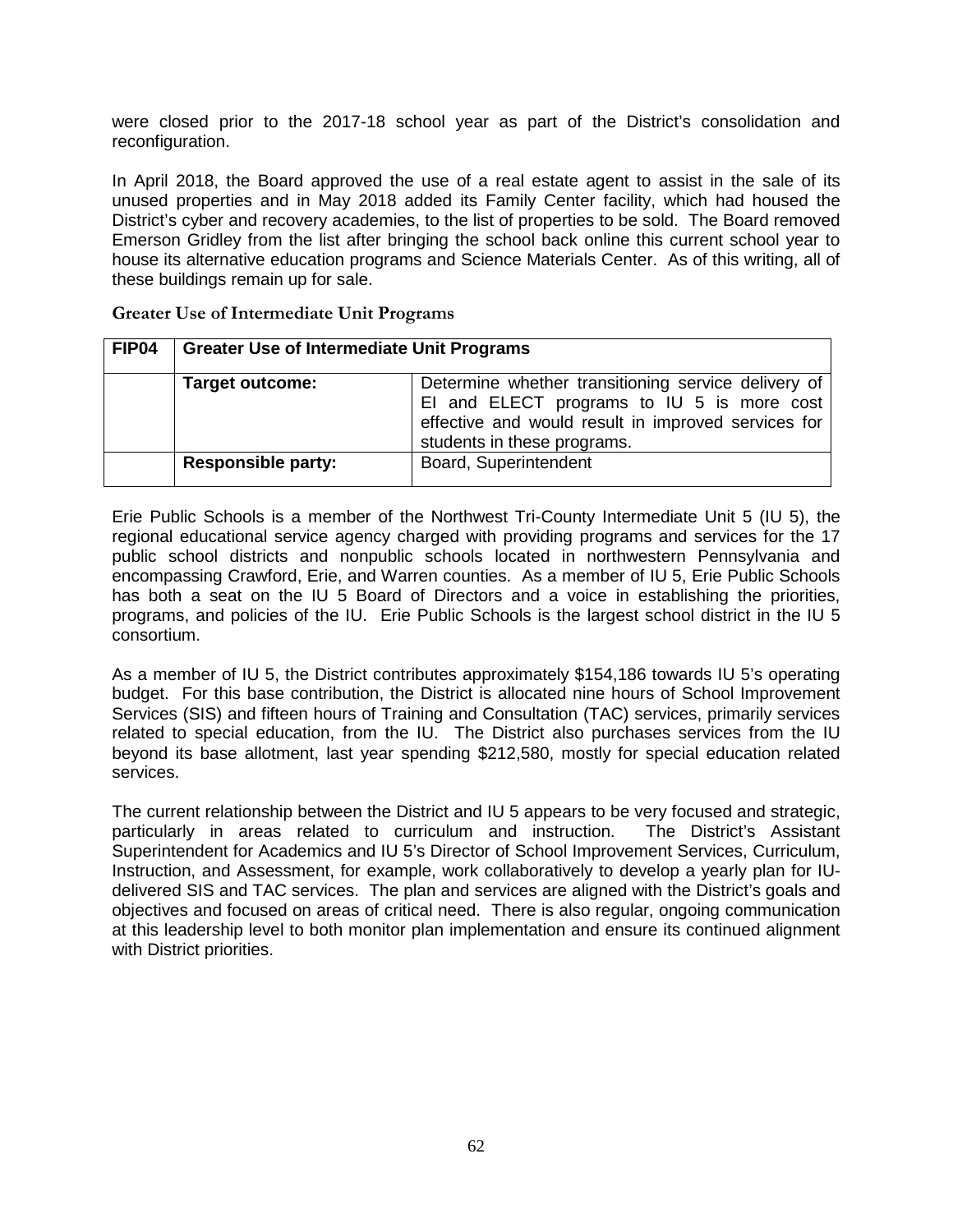were closed prior to the 2017-18 school year as part of the District's consolidation and reconfiguration.

In April 2018, the Board approved the use of a real estate agent to assist in the sale of its unused properties and in May 2018 added its Family Center facility, which had housed the District's cyber and recovery academies, to the list of properties to be sold. The Board removed Emerson Gridley from the list after bringing the school back online this current school year to house its alternative education programs and Science Materials Center. As of this writing, all of these buildings remain up for sale.

### Greater Use of Intermediate Unit Programs

| FIP04 | Greater Use of Intermediate Unit Programs | |
|---|---|---|
| | **Target outcome:** | Determine whether transitioning service delivery of EI and ELECT programs to IU 5 is more cost effective and would result in improved services for students in these programs. |
| | **Responsible party:** | Board, Superintendent |

Erie Public Schools is a member of the Northwest Tri-County Intermediate Unit 5 (IU 5), the regional educational service agency charged with providing programs and services for the 17 public school districts and nonpublic schools located in northwestern Pennsylvania and encompassing Crawford, Erie, and Warren counties. As a member of IU 5, Erie Public Schools has both a seat on the IU 5 Board of Directors and a voice in establishing the priorities, programs, and policies of the IU. Erie Public Schools is the largest school district in the IU 5 consortium.

As a member of IU 5, the District contributes approximately $154,186 towards IU 5's operating budget. For this base contribution, the District is allocated nine hours of School Improvement Services (SIS) and fifteen hours of Training and Consultation (TAC) services, primarily services related to special education, from the IU. The District also purchases services from the IU beyond its base allotment, last year spending $212,580, mostly for special education related services.

The current relationship between the District and IU 5 appears to be very focused and strategic, particularly in areas related to curriculum and instruction. The District's Assistant Superintendent for Academics and IU 5's Director of School Improvement Services, Curriculum, Instruction, and Assessment, for example, work collaboratively to develop a yearly plan for IU-delivered SIS and TAC services. The plan and services are aligned with the District's goals and objectives and focused on areas of critical need. There is also regular, ongoing communication at this leadership level to both monitor plan implementation and ensure its continued alignment with District priorities.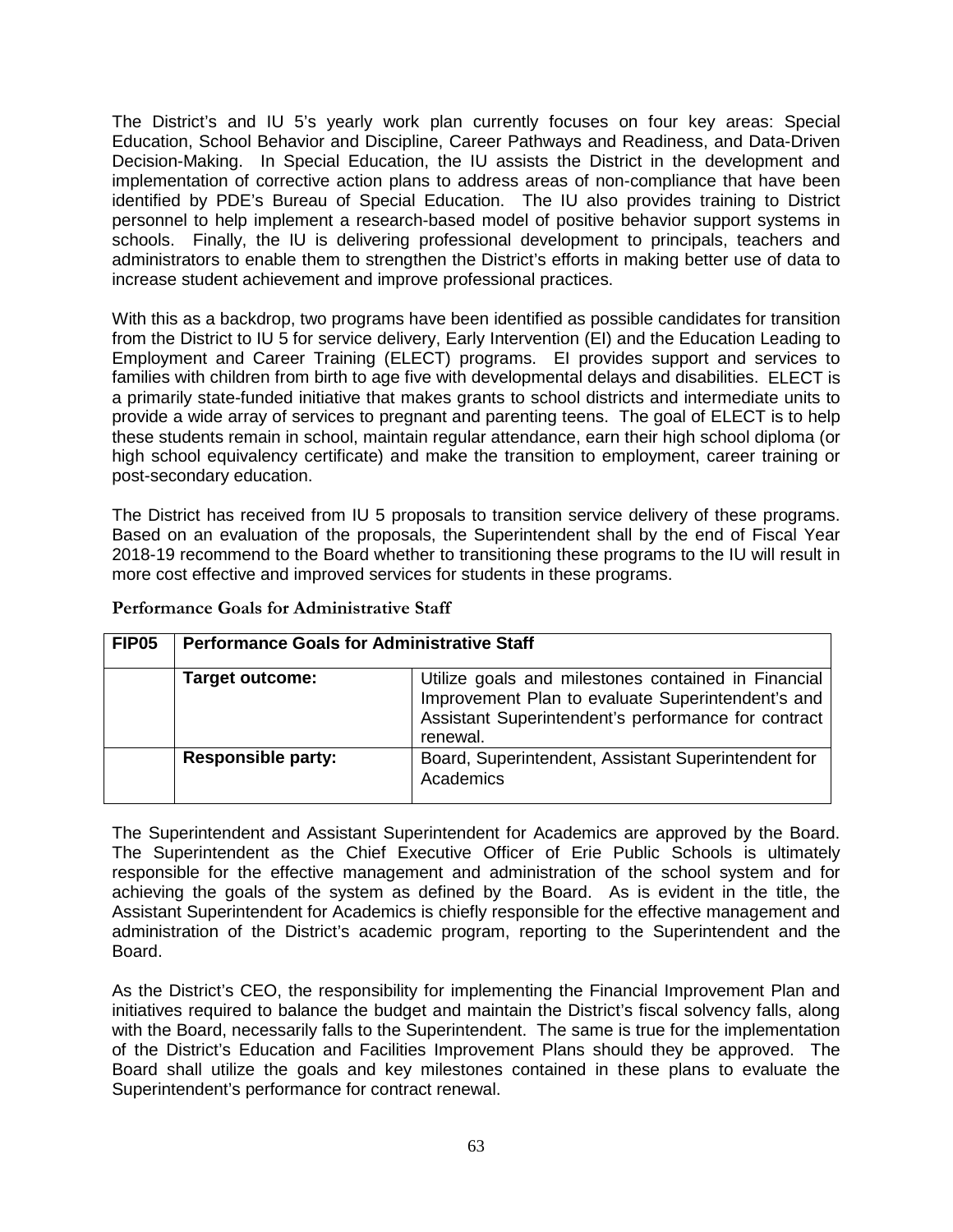The District's and IU 5's yearly work plan currently focuses on four key areas: Special Education, School Behavior and Discipline, Career Pathways and Readiness, and Data-Driven Decision-Making. In Special Education, the IU assists the District in the development and implementation of corrective action plans to address areas of non-compliance that have been identified by PDE's Bureau of Special Education. The IU also provides training to District personnel to help implement a research-based model of positive behavior support systems in schools. Finally, the IU is delivering professional development to principals, teachers and administrators to enable them to strengthen the District's efforts in making better use of data to increase student achievement and improve professional practices.

With this as a backdrop, two programs have been identified as possible candidates for transition from the District to IU 5 for service delivery, Early Intervention (EI) and the Education Leading to Employment and Career Training (ELECT) programs. EI provides support and services to families with children from birth to age five with developmental delays and disabilities. ELECT is a primarily state-funded initiative that makes grants to school districts and intermediate units to provide a wide array of services to pregnant and parenting teens. The goal of ELECT is to help these students remain in school, maintain regular attendance, earn their high school diploma (or high school equivalency certificate) and make the transition to employment, career training or post-secondary education.

The District has received from IU 5 proposals to transition service delivery of these programs. Based on an evaluation of the proposals, the Superintendent shall by the end of Fiscal Year 2018-19 recommend to the Board whether to transitioning these programs to the IU will result in more cost effective and improved services for students in these programs.

### Performance Goals for Administrative Staff

| FIP05 | Performance Goals for Administrative Staff | |
|---|---|---|
| | **Target outcome:** | Utilize goals and milestones contained in Financial Improvement Plan to evaluate Superintendent's and Assistant Superintendent's performance for contract renewal. |
| | **Responsible party:** | Board, Superintendent, Assistant Superintendent for Academics |

The Superintendent and Assistant Superintendent for Academics are approved by the Board. The Superintendent as the Chief Executive Officer of Erie Public Schools is ultimately responsible for the effective management and administration of the school system and for achieving the goals of the system as defined by the Board. As is evident in the title, the Assistant Superintendent for Academics is chiefly responsible for the effective management and administration of the District's academic program, reporting to the Superintendent and the Board.

As the District's CEO, the responsibility for implementing the Financial Improvement Plan and initiatives required to balance the budget and maintain the District's fiscal solvency falls, along with the Board, necessarily falls to the Superintendent. The same is true for the implementation of the District's Education and Facilities Improvement Plans should they be approved. The Board shall utilize the goals and key milestones contained in these plans to evaluate the Superintendent's performance for contract renewal.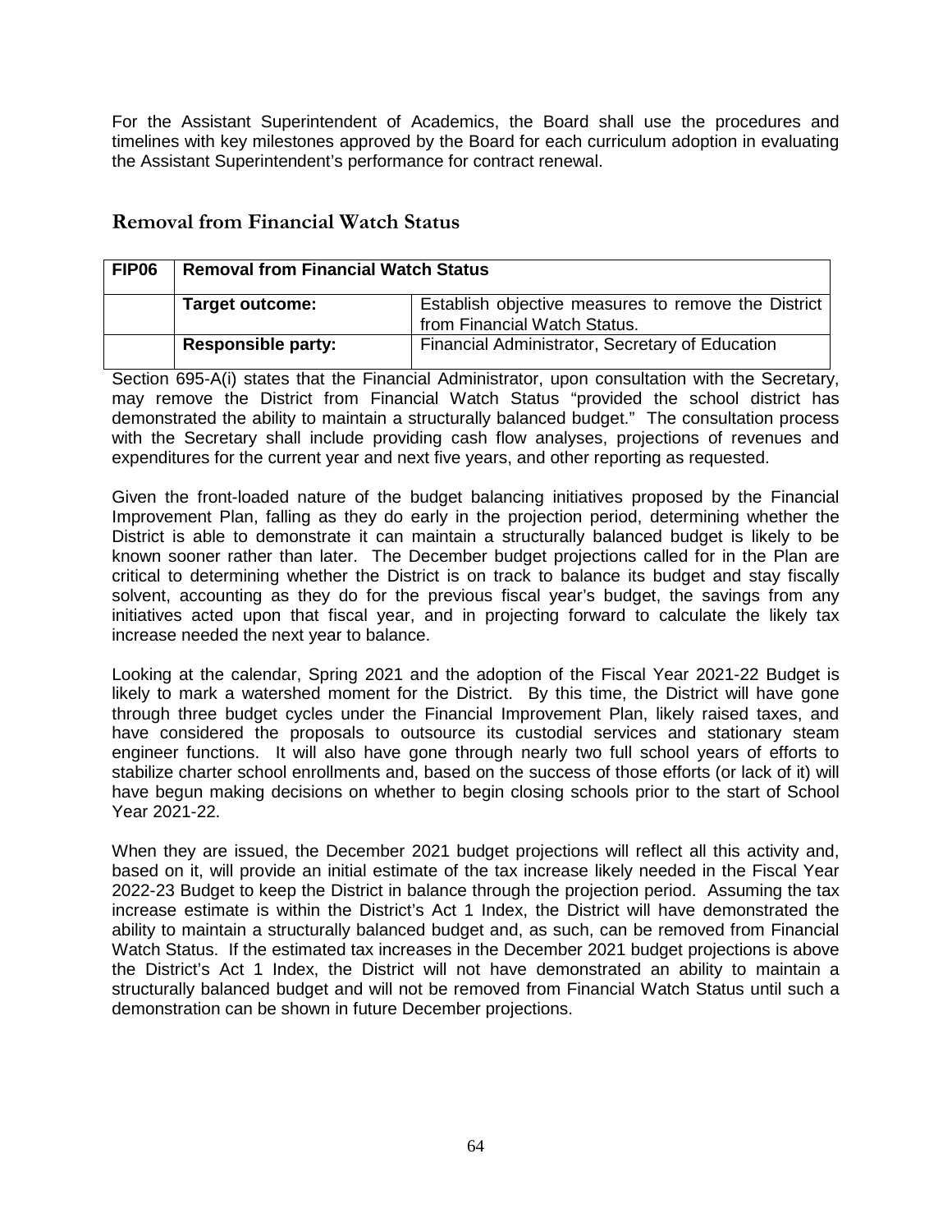For the Assistant Superintendent of Academics, the Board shall use the procedures and timelines with key milestones approved by the Board for each curriculum adoption in evaluating the Assistant Superintendent's performance for contract renewal.

## Removal from Financial Watch Status

| FIP06 | Removal from Financial Watch Status | |
|---|---|---|
| | **Target outcome:** | Establish objective measures to remove the District from Financial Watch Status. |
| | **Responsible party:** | Financial Administrator, Secretary of Education |

Section 695-A(i) states that the Financial Administrator, upon consultation with the Secretary, may remove the District from Financial Watch Status "provided the school district has demonstrated the ability to maintain a structurally balanced budget." The consultation process with the Secretary shall include providing cash flow analyses, projections of revenues and expenditures for the current year and next five years, and other reporting as requested.

Given the front-loaded nature of the budget balancing initiatives proposed by the Financial Improvement Plan, falling as they do early in the projection period, determining whether the District is able to demonstrate it can maintain a structurally balanced budget is likely to be known sooner rather than later. The December budget projections called for in the Plan are critical to determining whether the District is on track to balance its budget and stay fiscally solvent, accounting as they do for the previous fiscal year's budget, the savings from any initiatives acted upon that fiscal year, and in projecting forward to calculate the likely tax increase needed the next year to balance.

Looking at the calendar, Spring 2021 and the adoption of the Fiscal Year 2021-22 Budget is likely to mark a watershed moment for the District. By this time, the District will have gone through three budget cycles under the Financial Improvement Plan, likely raised taxes, and have considered the proposals to outsource its custodial services and stationary steam engineer functions. It will also have gone through nearly two full school years of efforts to stabilize charter school enrollments and, based on the success of those efforts (or lack of it) will have begun making decisions on whether to begin closing schools prior to the start of School Year 2021-22.

When they are issued, the December 2021 budget projections will reflect all this activity and, based on it, will provide an initial estimate of the tax increase likely needed in the Fiscal Year 2022-23 Budget to keep the District in balance through the projection period. Assuming the tax increase estimate is within the District's Act 1 Index, the District will have demonstrated the ability to maintain a structurally balanced budget and, as such, can be removed from Financial Watch Status. If the estimated tax increases in the December 2021 budget projections is above the District's Act 1 Index, the District will not have demonstrated an ability to maintain a structurally balanced budget and will not be removed from Financial Watch Status until such a demonstration can be shown in future December projections.